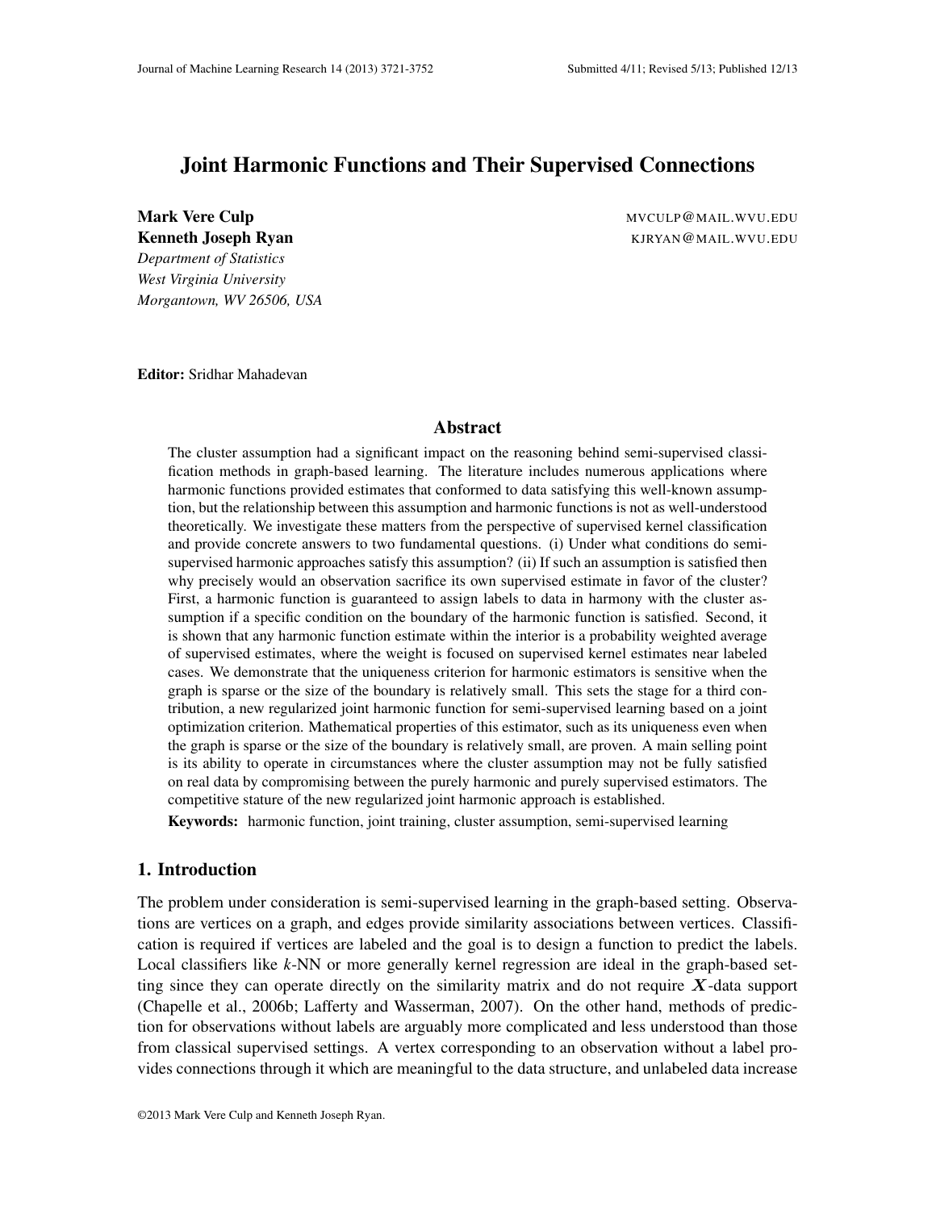# Joint Harmonic Functions and Their Supervised Connections

**Mark Vere Culp** MVCULP@MAIL.WVU.EDU
**Kenneth Joseph Ryan** KJRYAN@MAIL.WVU.EDU
*Department of Statistics*
*West Virginia University*
*Morgantown, WV 26506, USA*

**Editor:** Sridhar Mahadevan

## Abstract

The cluster assumption had a significant impact on the reasoning behind semi-supervised classification methods in graph-based learning. The literature includes numerous applications where harmonic functions provided estimates that conformed to data satisfying this well-known assumption, but the relationship between this assumption and harmonic functions is not as well-understood theoretically. We investigate these matters from the perspective of supervised kernel classification and provide concrete answers to two fundamental questions. (i) Under what conditions do semi-supervised harmonic approaches satisfy this assumption? (ii) If such an assumption is satisfied then why precisely would an observation sacrifice its own supervised estimate in favor of the cluster? First, a harmonic function is guaranteed to assign labels to data in harmony with the cluster assumption if a specific condition on the boundary of the harmonic function is satisfied. Second, it is shown that any harmonic function estimate within the interior is a probability weighted average of supervised estimates, where the weight is focused on supervised kernel estimates near labeled cases. We demonstrate that the uniqueness criterion for harmonic estimators is sensitive when the graph is sparse or the size of the boundary is relatively small. This sets the stage for a third contribution, a new regularized joint harmonic function for semi-supervised learning based on a joint optimization criterion. Mathematical properties of this estimator, such as its uniqueness even when the graph is sparse or the size of the boundary is relatively small, are proven. A main selling point is its ability to operate in circumstances where the cluster assumption may not be fully satisfied on real data by compromising between the purely harmonic and purely supervised estimators. The competitive stature of the new regularized joint harmonic approach is established.

**Keywords:** harmonic function, joint training, cluster assumption, semi-supervised learning

## 1. Introduction

The problem under consideration is semi-supervised learning in the graph-based setting. Observations are vertices on a graph, and edges provide similarity associations between vertices. Classification is required if vertices are labeled and the goal is to design a function to predict the labels. Local classifiers like *k*-NN or more generally kernel regression are ideal in the graph-based setting since they can operate directly on the similarity matrix and do not require $\boldsymbol{X}$-data support (Chapelle et al., 2006b; Lafferty and Wasserman, 2007). On the other hand, methods of prediction for observations without labels are arguably more complicated and less understood than those from classical supervised settings. A vertex corresponding to an observation without a label provides connections through it which are meaningful to the data structure, and unlabeled data increase

©2013 Mark Vere Culp and Kenneth Joseph Ryan.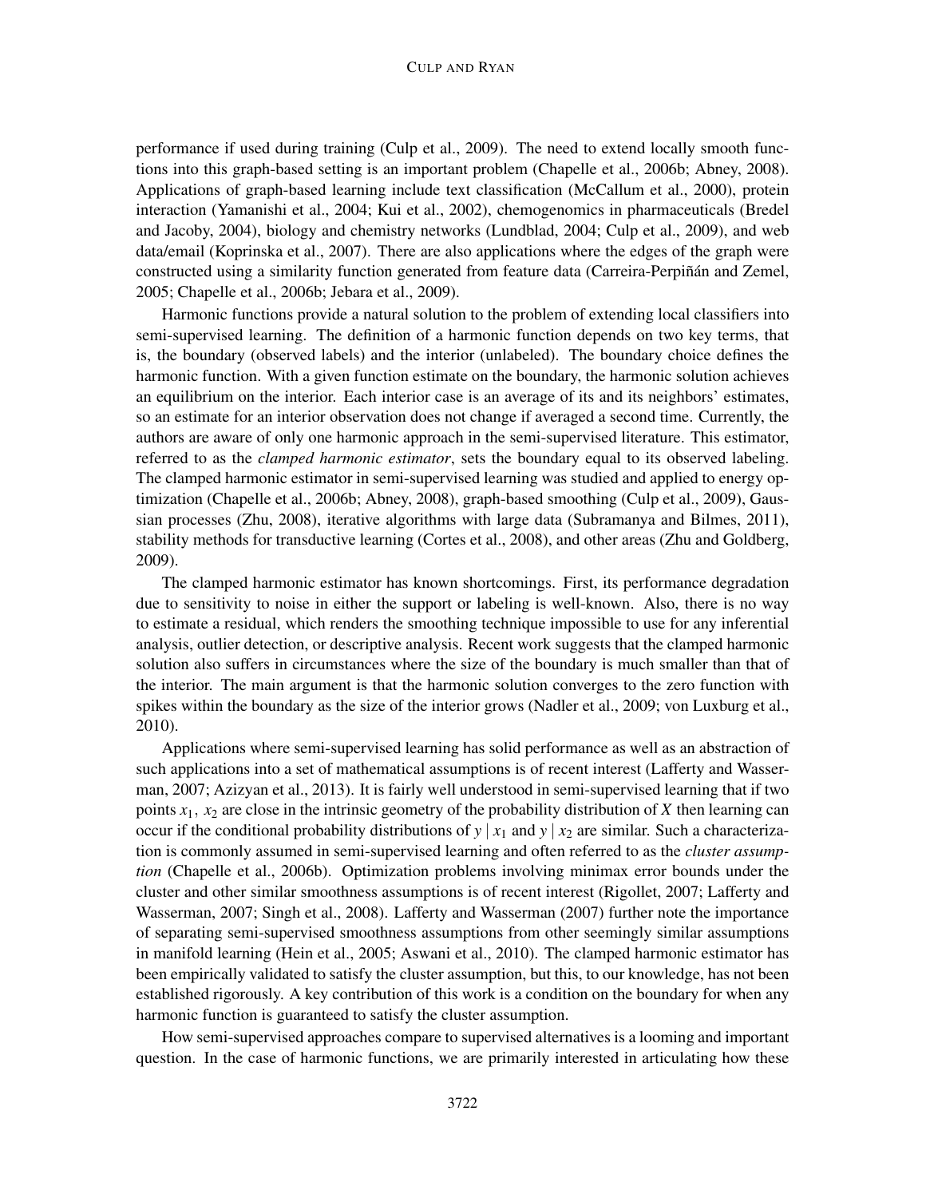performance if used during training (Culp et al., 2009). The need to extend locally smooth functions into this graph-based setting is an important problem (Chapelle et al., 2006b; Abney, 2008). Applications of graph-based learning include text classification (McCallum et al., 2000), protein interaction (Yamanishi et al., 2004; Kui et al., 2002), chemogenomics in pharmaceuticals (Bredel and Jacoby, 2004), biology and chemistry networks (Lundblad, 2004; Culp et al., 2009), and web data/email (Koprinska et al., 2007). There are also applications where the edges of the graph were constructed using a similarity function generated from feature data (Carreira-Perpiñán and Zemel, 2005; Chapelle et al., 2006b; Jebara et al., 2009).

Harmonic functions provide a natural solution to the problem of extending local classifiers into semi-supervised learning. The definition of a harmonic function depends on two key terms, that is, the boundary (observed labels) and the interior (unlabeled). The boundary choice defines the harmonic function. With a given function estimate on the boundary, the harmonic solution achieves an equilibrium on the interior. Each interior case is an average of its and its neighbors' estimates, so an estimate for an interior observation does not change if averaged a second time. Currently, the authors are aware of only one harmonic approach in the semi-supervised literature. This estimator, referred to as the *clamped harmonic estimator*, sets the boundary equal to its observed labeling. The clamped harmonic estimator in semi-supervised learning was studied and applied to energy optimization (Chapelle et al., 2006b; Abney, 2008), graph-based smoothing (Culp et al., 2009), Gaussian processes (Zhu, 2008), iterative algorithms with large data (Subramanya and Bilmes, 2011), stability methods for transductive learning (Cortes et al., 2008), and other areas (Zhu and Goldberg, 2009).

The clamped harmonic estimator has known shortcomings. First, its performance degradation due to sensitivity to noise in either the support or labeling is well-known. Also, there is no way to estimate a residual, which renders the smoothing technique impossible to use for any inferential analysis, outlier detection, or descriptive analysis. Recent work suggests that the clamped harmonic solution also suffers in circumstances where the size of the boundary is much smaller than that of the interior. The main argument is that the harmonic solution converges to the zero function with spikes within the boundary as the size of the interior grows (Nadler et al., 2009; von Luxburg et al., 2010).

Applications where semi-supervised learning has solid performance as well as an abstraction of such applications into a set of mathematical assumptions is of recent interest (Lafferty and Wasserman, 2007; Azizyan et al., 2013). It is fairly well understood in semi-supervised learning that if two points $x_1$, $x_2$ are close in the intrinsic geometry of the probability distribution of $X$ then learning can occur if the conditional probability distributions of $y \mid x_1$ and $y \mid x_2$ are similar. Such a characterization is commonly assumed in semi-supervised learning and often referred to as the *cluster assumption* (Chapelle et al., 2006b). Optimization problems involving minimax error bounds under the cluster and other similar smoothness assumptions is of recent interest (Rigollet, 2007; Lafferty and Wasserman, 2007; Singh et al., 2008). Lafferty and Wasserman (2007) further note the importance of separating semi-supervised smoothness assumptions from other seemingly similar assumptions in manifold learning (Hein et al., 2005; Aswani et al., 2010). The clamped harmonic estimator has been empirically validated to satisfy the cluster assumption, but this, to our knowledge, has not been established rigorously. A key contribution of this work is a condition on the boundary for when any harmonic function is guaranteed to satisfy the cluster assumption.

How semi-supervised approaches compare to supervised alternatives is a looming and important question. In the case of harmonic functions, we are primarily interested in articulating how these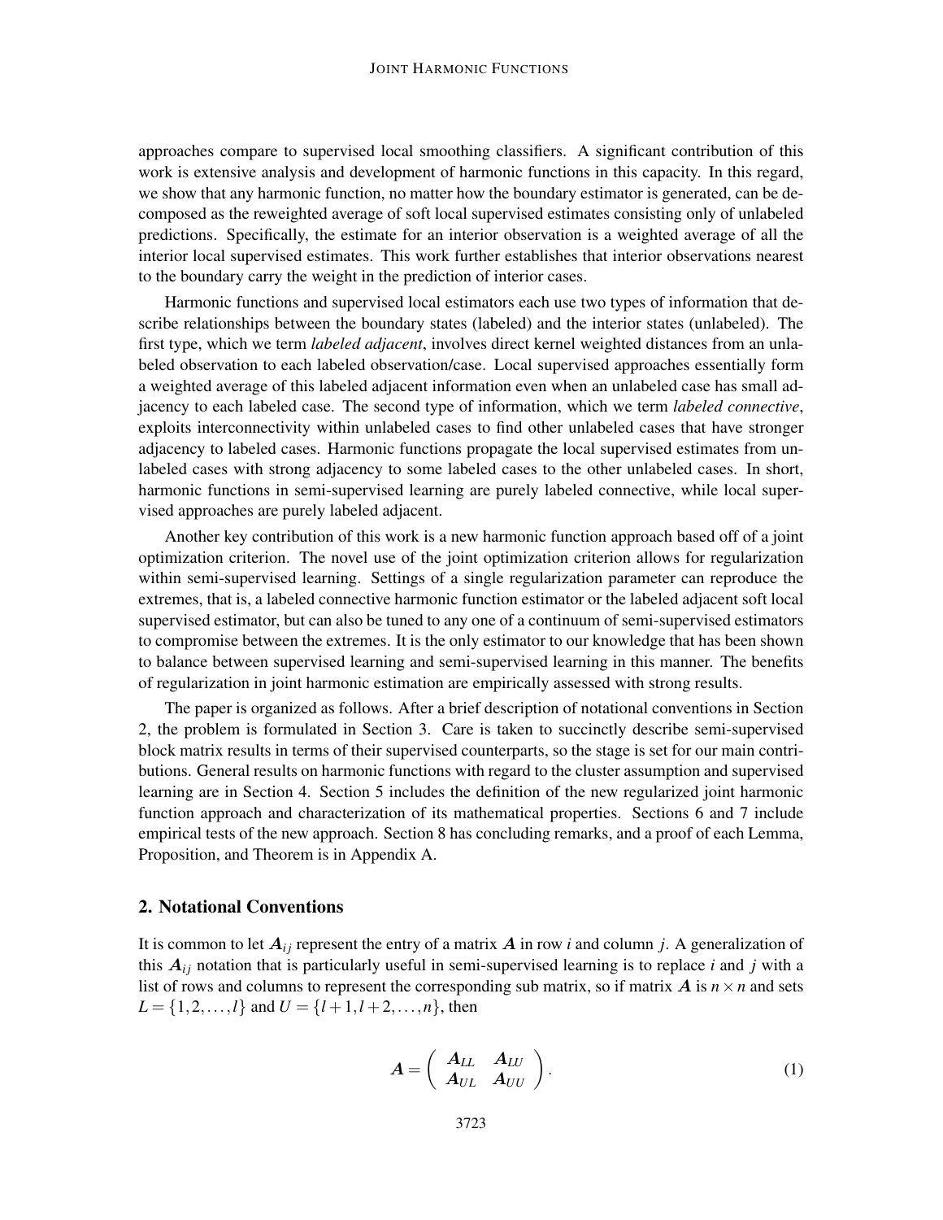approaches compare to supervised local smoothing classifiers. A significant contribution of this work is extensive analysis and development of harmonic functions in this capacity. In this regard, we show that any harmonic function, no matter how the boundary estimator is generated, can be decomposed as the reweighted average of soft local supervised estimates consisting only of unlabeled predictions. Specifically, the estimate for an interior observation is a weighted average of all the interior local supervised estimates. This work further establishes that interior observations nearest to the boundary carry the weight in the prediction of interior cases.

Harmonic functions and supervised local estimators each use two types of information that describe relationships between the boundary states (labeled) and the interior states (unlabeled). The first type, which we term *labeled adjacent*, involves direct kernel weighted distances from an unlabeled observation to each labeled observation/case. Local supervised approaches essentially form a weighted average of this labeled adjacent information even when an unlabeled case has small adjacency to each labeled case. The second type of information, which we term *labeled connective*, exploits interconnectivity within unlabeled cases to find other unlabeled cases that have stronger adjacency to labeled cases. Harmonic functions propagate the local supervised estimates from unlabeled cases with strong adjacency to some labeled cases to the other unlabeled cases. In short, harmonic functions in semi-supervised learning are purely labeled connective, while local supervised approaches are purely labeled adjacent.

Another key contribution of this work is a new harmonic function approach based off of a joint optimization criterion. The novel use of the joint optimization criterion allows for regularization within semi-supervised learning. Settings of a single regularization parameter can reproduce the extremes, that is, a labeled connective harmonic function estimator or the labeled adjacent soft local supervised estimator, but can also be tuned to any one of a continuum of semi-supervised estimators to compromise between the extremes. It is the only estimator to our knowledge that has been shown to balance between supervised learning and semi-supervised learning in this manner. The benefits of regularization in joint harmonic estimation are empirically assessed with strong results.

The paper is organized as follows. After a brief description of notational conventions in Section 2, the problem is formulated in Section 3. Care is taken to succinctly describe semi-supervised block matrix results in terms of their supervised counterparts, so the stage is set for our main contributions. General results on harmonic functions with regard to the cluster assumption and supervised learning are in Section 4. Section 5 includes the definition of the new regularized joint harmonic function approach and characterization of its mathematical properties. Sections 6 and 7 include empirical tests of the new approach. Section 8 has concluding remarks, and a proof of each Lemma, Proposition, and Theorem is in Appendix A.

## 2. Notational Conventions

It is common to let $\boldsymbol{A}_{ij}$ represent the entry of a matrix $\boldsymbol{A}$ in row $i$ and column $j$. A generalization of this $\boldsymbol{A}_{ij}$ notation that is particularly useful in semi-supervised learning is to replace $i$ and $j$ with a list of rows and columns to represent the corresponding sub matrix, so if matrix $\boldsymbol{A}$ is $n \times n$ and sets $L = \{1, 2, \ldots, l\}$ and $U = \{l+1, l+2, \ldots, n\}$, then

$$\boldsymbol{A} = \begin{pmatrix} \boldsymbol{A}_{LL} & \boldsymbol{A}_{LU} \\ \boldsymbol{A}_{UL} & \boldsymbol{A}_{UU} \end{pmatrix}. \tag{1}$$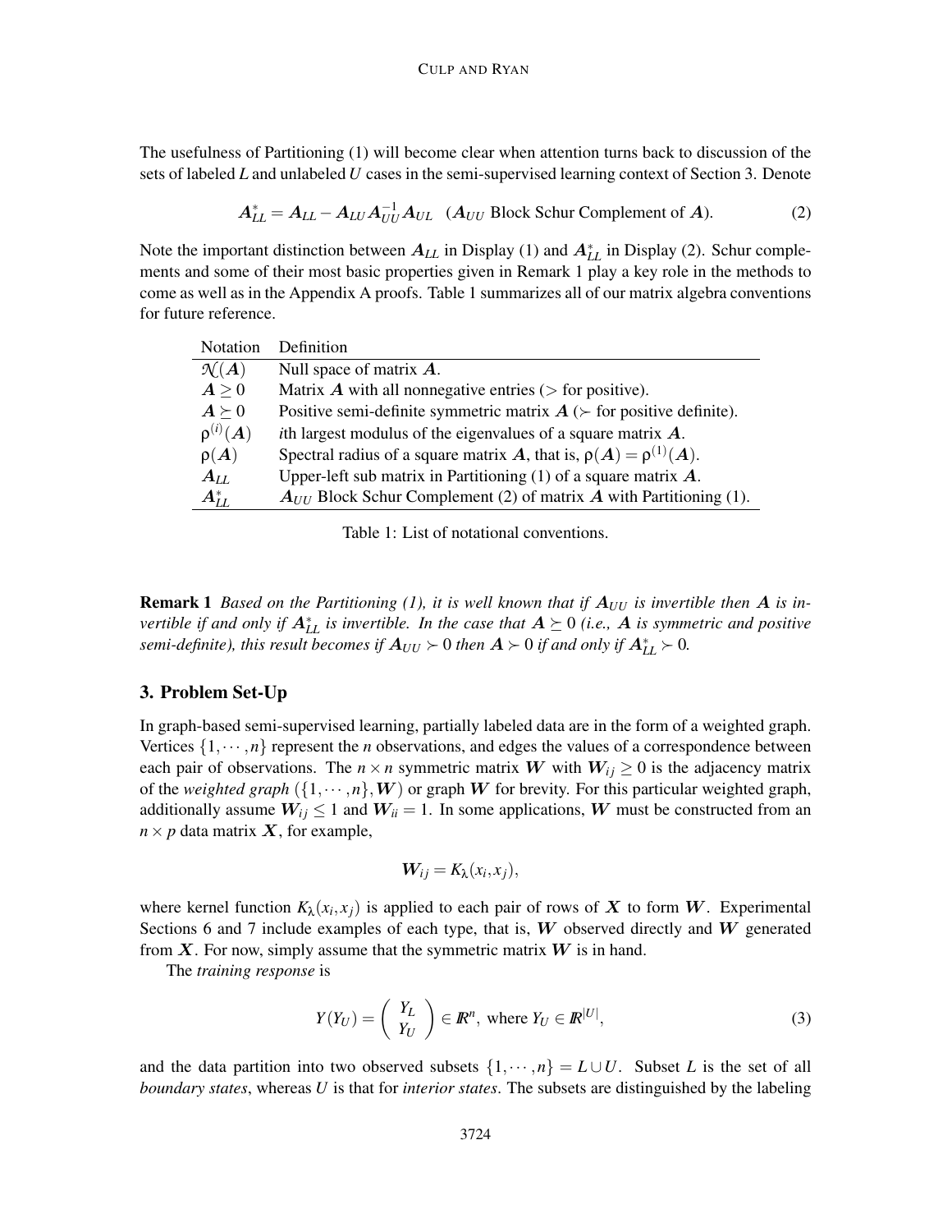The usefulness of Partitioning (1) will become clear when attention turns back to discussion of the sets of labeled $L$ and unlabeled $U$ cases in the semi-supervised learning context of Section 3. Denote

$$\boldsymbol{A}_{LL}^{*} = \boldsymbol{A}_{LL} - \boldsymbol{A}_{LU}\boldsymbol{A}_{UU}^{-1}\boldsymbol{A}_{UL} \quad (\boldsymbol{A}_{UU} \text{ Block Schur Complement of } \boldsymbol{A}). \tag{2}$$

Note the important distinction between $\boldsymbol{A}_{LL}$ in Display (1) and $\boldsymbol{A}_{LL}^{*}$ in Display (2). Schur complements and some of their most basic properties given in Remark 1 play a key role in the methods to come as well as in the Appendix A proofs. Table 1 summarizes all of our matrix algebra conventions for future reference.

| Notation | Definition |
|---|---|
| $\mathcal{N}(\boldsymbol{A})$ | Null space of matrix $\boldsymbol{A}$. |
| $\boldsymbol{A} \geq 0$ | Matrix $\boldsymbol{A}$ with all nonnegative entries ($>$ for positive). |
| $\boldsymbol{A} \succeq 0$ | Positive semi-definite symmetric matrix $\boldsymbol{A}$ ($\succ$ for positive definite). |
| $\rho^{(i)}(\boldsymbol{A})$ | $i$th largest modulus of the eigenvalues of a square matrix $\boldsymbol{A}$. |
| $\rho(\boldsymbol{A})$ | Spectral radius of a square matrix $\boldsymbol{A}$, that is, $\rho(\boldsymbol{A}) = \rho^{(1)}(\boldsymbol{A})$. |
| $\boldsymbol{A}_{LL}$ | Upper-left sub matrix in Partitioning (1) of a square matrix $\boldsymbol{A}$. |
| $\boldsymbol{A}_{LL}^{*}$ | $\boldsymbol{A}_{UU}$ Block Schur Complement (2) of matrix $\boldsymbol{A}$ with Partitioning (1). |

Table 1: List of notational conventions.

**Remark 1** *Based on the Partitioning (1), it is well known that if $\boldsymbol{A}_{UU}$ is invertible then $\boldsymbol{A}$ is invertible if and only if $\boldsymbol{A}_{LL}^{*}$ is invertible. In the case that $\boldsymbol{A} \succeq 0$ (i.e., $\boldsymbol{A}$ is symmetric and positive semi-definite), this result becomes if $\boldsymbol{A}_{UU} \succ 0$ then $\boldsymbol{A} \succ 0$ if and only if $\boldsymbol{A}_{LL}^{*} \succ 0$.*

## 3. Problem Set-Up

In graph-based semi-supervised learning, partially labeled data are in the form of a weighted graph. Vertices $\{1,\cdots,n\}$ represent the $n$ observations, and edges the values of a correspondence between each pair of observations. The $n \times n$ symmetric matrix $\boldsymbol{W}$ with $\boldsymbol{W}_{ij} \geq 0$ is the adjacency matrix of the *weighted graph* $(\{1,\cdots,n\},\boldsymbol{W})$ or graph $\boldsymbol{W}$ for brevity. For this particular weighted graph, additionally assume $\boldsymbol{W}_{ij} \leq 1$ and $\boldsymbol{W}_{ii} = 1$. In some applications, $\boldsymbol{W}$ must be constructed from an $n \times p$ data matrix $\boldsymbol{X}$, for example,

$$\boldsymbol{W}_{ij} = K_{\lambda}(x_i, x_j),$$

where kernel function $K_{\lambda}(x_i, x_j)$ is applied to each pair of rows of $\boldsymbol{X}$ to form $\boldsymbol{W}$. Experimental Sections 6 and 7 include examples of each type, that is, $\boldsymbol{W}$ observed directly and $\boldsymbol{W}$ generated from $\boldsymbol{X}$. For now, simply assume that the symmetric matrix $\boldsymbol{W}$ is in hand.

The *training response* is

$$Y(Y_U) = \begin{pmatrix} Y_L \\ Y_U \end{pmatrix} \in \mathbb{R}^n, \text{ where } Y_U \in \mathbb{R}^{|U|}, \tag{3}$$

and the data partition into two observed subsets $\{1,\cdots,n\} = L \cup U$. Subset $L$ is the set of all *boundary states*, whereas $U$ is that for *interior states*. The subsets are distinguished by the labeling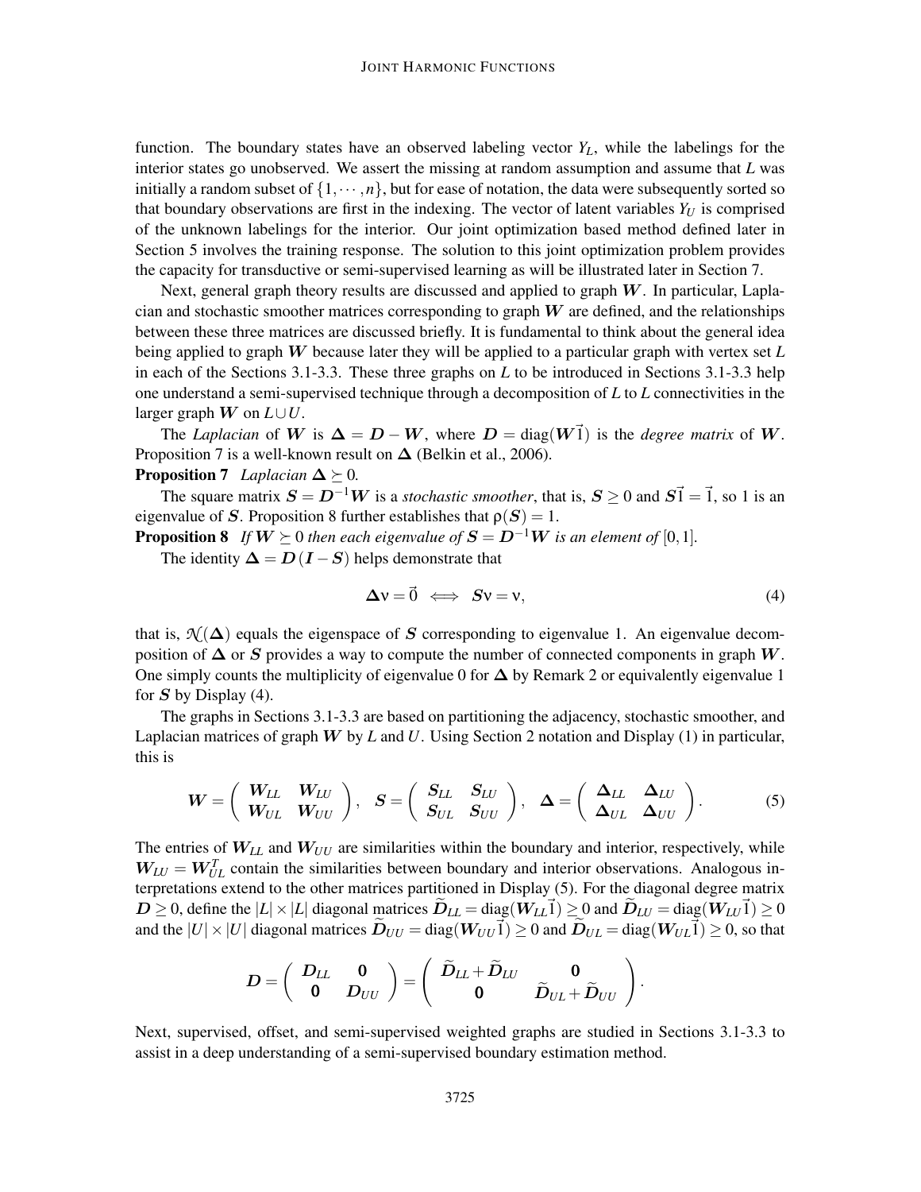function. The boundary states have an observed labeling vector $Y_L$, while the labelings for the interior states go unobserved. We assert the missing at random assumption and assume that $L$ was initially a random subset of $\{1,\cdots,n\}$, but for ease of notation, the data were subsequently sorted so that boundary observations are first in the indexing. The vector of latent variables $Y_U$ is comprised of the unknown labelings for the interior. Our joint optimization based method defined later in Section 5 involves the training response. The solution to this joint optimization problem provides the capacity for transductive or semi-supervised learning as will be illustrated later in Section 7.

Next, general graph theory results are discussed and applied to graph $\boldsymbol{W}$. In particular, Laplacian and stochastic smoother matrices corresponding to graph $\boldsymbol{W}$ are defined, and the relationships between these three matrices are discussed briefly. It is fundamental to think about the general idea being applied to graph $\boldsymbol{W}$ because later they will be applied to a particular graph with vertex set $L$ in each of the Sections 3.1-3.3. These three graphs on $L$ to be introduced in Sections 3.1-3.3 help one understand a semi-supervised technique through a decomposition of $L$ to $L$ connectivities in the larger graph $\boldsymbol{W}$ on $L \cup U$.

The *Laplacian* of $\boldsymbol{W}$ is $\boldsymbol{\Delta} = \boldsymbol{D} - \boldsymbol{W}$, where $\boldsymbol{D} = \operatorname{diag}(\boldsymbol{W}\vec{1})$ is the *degree matrix* of $\boldsymbol{W}$. Proposition 7 is a well-known result on $\boldsymbol{\Delta}$ (Belkin et al., 2006).

**Proposition 7** *Laplacian* $\boldsymbol{\Delta} \succeq 0$.

The square matrix $\boldsymbol{S} = \boldsymbol{D}^{-1}\boldsymbol{W}$ is a *stochastic smoother*, that is, $\boldsymbol{S} \geq 0$ and $\boldsymbol{S}\vec{1} = \vec{1}$, so 1 is an eigenvalue of $\boldsymbol{S}$. Proposition 8 further establishes that $\rho(\boldsymbol{S}) = 1$.

**Proposition 8** *If $\boldsymbol{W} \succeq 0$ then each eigenvalue of $\boldsymbol{S} = \boldsymbol{D}^{-1}\boldsymbol{W}$ is an element of* $[0,1]$.

The identity $\boldsymbol{\Delta} = \boldsymbol{D}(\boldsymbol{I} - \boldsymbol{S})$ helps demonstrate that

$$\boldsymbol{\Delta}\nu = \vec{0} \iff \boldsymbol{S}\nu = \nu, \tag{4}$$

that is, $\mathcal{N}(\boldsymbol{\Delta})$ equals the eigenspace of $\boldsymbol{S}$ corresponding to eigenvalue 1. An eigenvalue decomposition of $\boldsymbol{\Delta}$ or $\boldsymbol{S}$ provides a way to compute the number of connected components in graph $\boldsymbol{W}$. One simply counts the multiplicity of eigenvalue 0 for $\boldsymbol{\Delta}$ by Remark 2 or equivalently eigenvalue 1 for $\boldsymbol{S}$ by Display (4).

The graphs in Sections 3.1-3.3 are based on partitioning the adjacency, stochastic smoother, and Laplacian matrices of graph $\boldsymbol{W}$ by $L$ and $U$. Using Section 2 notation and Display (1) in particular, this is

$$\boldsymbol{W} = \begin{pmatrix} \boldsymbol{W}_{LL} & \boldsymbol{W}_{LU} \\ \boldsymbol{W}_{UL} & \boldsymbol{W}_{UU} \end{pmatrix}, \quad \boldsymbol{S} = \begin{pmatrix} \boldsymbol{S}_{LL} & \boldsymbol{S}_{LU} \\ \boldsymbol{S}_{UL} & \boldsymbol{S}_{UU} \end{pmatrix}, \quad \boldsymbol{\Delta} = \begin{pmatrix} \boldsymbol{\Delta}_{LL} & \boldsymbol{\Delta}_{LU} \\ \boldsymbol{\Delta}_{UL} & \boldsymbol{\Delta}_{UU} \end{pmatrix}. \tag{5}$$

The entries of $\boldsymbol{W}_{LL}$ and $\boldsymbol{W}_{UU}$ are similarities within the boundary and interior, respectively, while $\boldsymbol{W}_{LU} = \boldsymbol{W}_{UL}^T$ contain the similarities between boundary and interior observations. Analogous interpretations extend to the other matrices partitioned in Display (5). For the diagonal degree matrix $\boldsymbol{D} \geq 0$, define the $|L| \times |L|$ diagonal matrices $\widetilde{\boldsymbol{D}}_{LL} = \operatorname{diag}(\boldsymbol{W}_{LL}\vec{1}) \geq 0$ and $\widetilde{\boldsymbol{D}}_{LU} = \operatorname{diag}(\boldsymbol{W}_{LU}\vec{1}) \geq 0$ and the $|U| \times |U|$ diagonal matrices $\widetilde{\boldsymbol{D}}_{UU} = \operatorname{diag}(\boldsymbol{W}_{UU}\vec{1}) \geq 0$ and $\widetilde{\boldsymbol{D}}_{UL} = \operatorname{diag}(\boldsymbol{W}_{UL}\vec{1}) \geq 0$, so that

$$\boldsymbol{D} = \begin{pmatrix} \boldsymbol{D}_{LL} & \boldsymbol{0} \\ \boldsymbol{0} & \boldsymbol{D}_{UU} \end{pmatrix} = \begin{pmatrix} \widetilde{\boldsymbol{D}}_{LL} + \widetilde{\boldsymbol{D}}_{LU} & \boldsymbol{0} \\ \boldsymbol{0} & \widetilde{\boldsymbol{D}}_{UL} + \widetilde{\boldsymbol{D}}_{UU} \end{pmatrix}.$$

Next, supervised, offset, and semi-supervised weighted graphs are studied in Sections 3.1-3.3 to assist in a deep understanding of a semi-supervised boundary estimation method.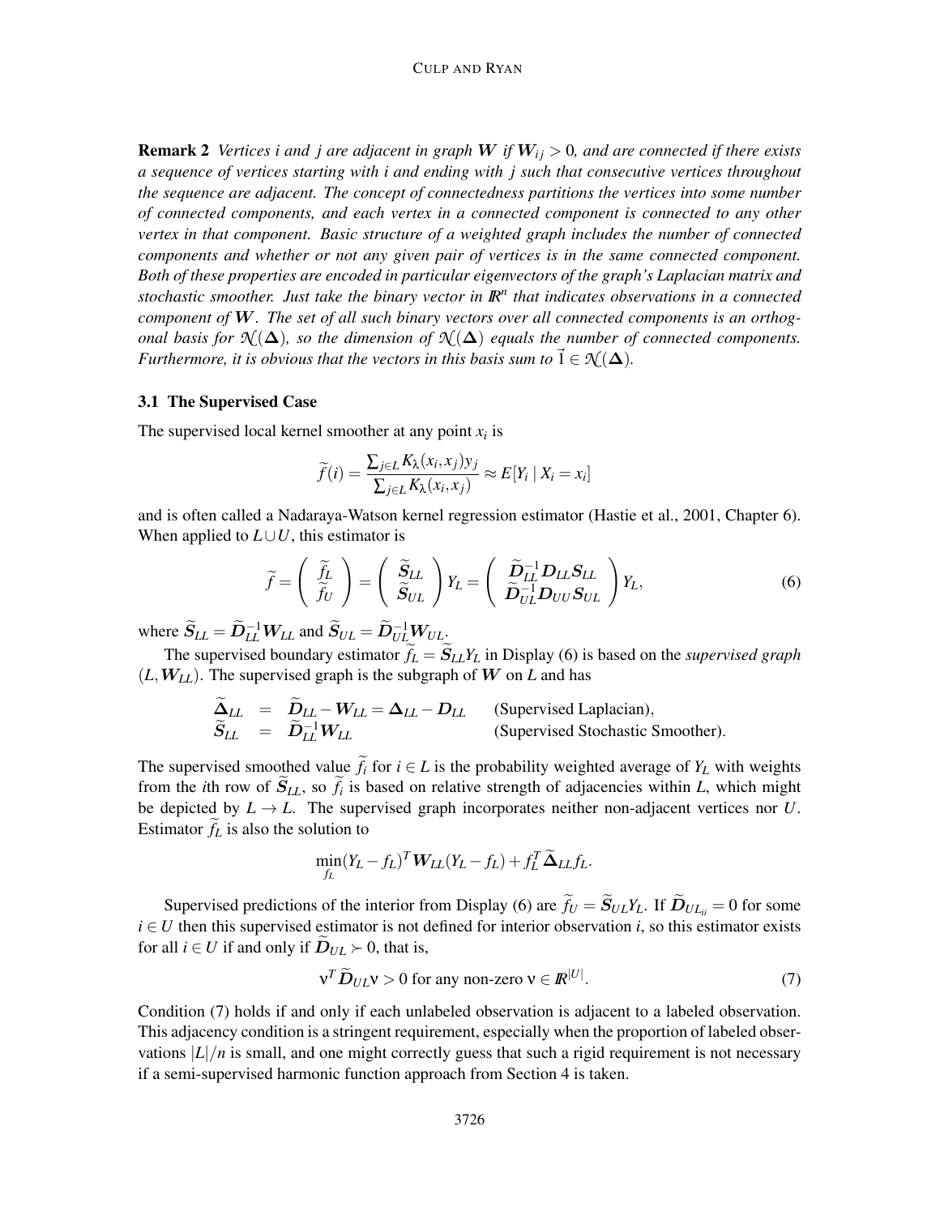**Remark 2** *Vertices $i$ and $j$ are adjacent in graph $\boldsymbol{W}$ if $\boldsymbol{W}_{ij} > 0$, and are connected if there exists a sequence of vertices starting with $i$ and ending with $j$ such that consecutive vertices throughout the sequence are adjacent. The concept of connectedness partitions the vertices into some number of connected components, and each vertex in a connected component is connected to any other vertex in that component. Basic structure of a weighted graph includes the number of connected components and whether or not any given pair of vertices is in the same connected component. Both of these properties are encoded in particular eigenvectors of the graph's Laplacian matrix and stochastic smoother. Just take the binary vector in $\mathbb{R}^n$ that indicates observations in a connected component of $\boldsymbol{W}$. The set of all such binary vectors over all connected components is an orthogonal basis for $\mathcal{N}(\boldsymbol{\Delta})$, so the dimension of $\mathcal{N}(\boldsymbol{\Delta})$ equals the number of connected components. Furthermore, it is obvious that the vectors in this basis sum to $\vec{1} \in \mathcal{N}(\boldsymbol{\Delta})$.*

### 3.1 The Supervised Case

The supervised local kernel smoother at any point $x_i$ is

$$\widetilde{f}(i) = \frac{\sum_{j \in L} K_\lambda(x_i, x_j) y_j}{\sum_{j \in L} K_\lambda(x_i, x_j)} \approx E[Y_i \mid X_i = x_i]$$

and is often called a Nadaraya-Watson kernel regression estimator (Hastie et al., 2001, Chapter 6). When applied to $L \cup U$, this estimator is

$$\widetilde{f} = \begin{pmatrix} \widetilde{f}_L \\ \widetilde{f}_U \end{pmatrix} = \begin{pmatrix} \widetilde{\boldsymbol{S}}_{LL} \\ \widetilde{\boldsymbol{S}}_{UL} \end{pmatrix} Y_L = \begin{pmatrix} \widetilde{\boldsymbol{D}}_{LL}^{-1} \boldsymbol{D}_{LL} \boldsymbol{S}_{LL} \\ \widetilde{\boldsymbol{D}}_{UL}^{-1} \boldsymbol{D}_{UU} \boldsymbol{S}_{UL} \end{pmatrix} Y_L, \tag{6}$$

where $\widetilde{\boldsymbol{S}}_{LL} = \widetilde{\boldsymbol{D}}_{LL}^{-1} \boldsymbol{W}_{LL}$ and $\widetilde{\boldsymbol{S}}_{UL} = \widetilde{\boldsymbol{D}}_{UL}^{-1} \boldsymbol{W}_{UL}$.

The supervised boundary estimator $\widetilde{f}_L = \widetilde{\boldsymbol{S}}_{LL} Y_L$ in Display (6) is based on the *supervised graph* $(L, \boldsymbol{W}_{LL})$. The supervised graph is the subgraph of $\boldsymbol{W}$ on $L$ and has

$$\begin{aligned} \widetilde{\boldsymbol{\Delta}}_{LL} &= \widetilde{\boldsymbol{D}}_{LL} - \boldsymbol{W}_{LL} = \boldsymbol{\Delta}_{LL} - \boldsymbol{D}_{LL} && \text{(Supervised Laplacian)}, \\ \widetilde{\boldsymbol{S}}_{LL} &= \widetilde{\boldsymbol{D}}_{LL}^{-1} \boldsymbol{W}_{LL} && \text{(Supervised Stochastic Smoother)}. \end{aligned}$$

The supervised smoothed value $\widetilde{f}_i$ for $i \in L$ is the probability weighted average of $Y_L$ with weights from the $i$th row of $\widetilde{\boldsymbol{S}}_{LL}$, so $\widetilde{f}_i$ is based on relative strength of adjacencies within $L$, which might be depicted by $L \to L$. The supervised graph incorporates neither non-adjacent vertices nor $U$. Estimator $\widetilde{f}_L$ is also the solution to

$$\min_{f_L} (Y_L - f_L)^T \boldsymbol{W}_{LL} (Y_L - f_L) + f_L^T \widetilde{\boldsymbol{\Delta}}_{LL} f_L.$$

Supervised predictions of the interior from Display (6) are $\widetilde{f}_U = \widetilde{\boldsymbol{S}}_{UL} Y_L$. If $\widetilde{\boldsymbol{D}}_{UL_{ii}} = 0$ for some $i \in U$ then this supervised estimator is not defined for interior observation $i$, so this estimator exists for all $i \in U$ if and only if $\widetilde{\boldsymbol{D}}_{UL} \succ 0$, that is,

$$\nu^T \widetilde{\boldsymbol{D}}_{UL} \nu > 0 \text{ for any non-zero } \nu \in \mathbb{R}^{|U|}. \tag{7}$$

Condition (7) holds if and only if each unlabeled observation is adjacent to a labeled observation. This adjacency condition is a stringent requirement, especially when the proportion of labeled observations $|L|/n$ is small, and one might correctly guess that such a rigid requirement is not necessary if a semi-supervised harmonic function approach from Section 4 is taken.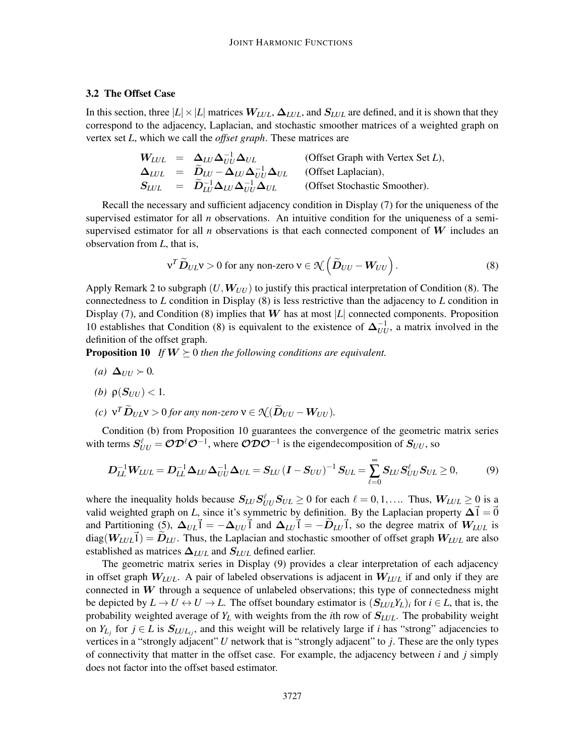### 3.2 The Offset Case

In this section, three $|L| \times |L|$ matrices $\boldsymbol{W}_{LUL}$, $\boldsymbol{\Delta}_{LUL}$, and $\boldsymbol{S}_{LUL}$ are defined, and it is shown that they correspond to the adjacency, Laplacian, and stochastic smoother matrices of a weighted graph on vertex set $L$, which we call the *offset graph*. These matrices are

$$
\begin{aligned}
\boldsymbol{W}_{LUL} &= \boldsymbol{\Delta}_{LU}\boldsymbol{\Delta}_{UU}^{-1}\boldsymbol{\Delta}_{UL} && \text{(Offset Graph with Vertex Set } L\text{)},\\
\boldsymbol{\Delta}_{LUL} &= \widetilde{\boldsymbol{D}}_{LU} - \boldsymbol{\Delta}_{LU}\boldsymbol{\Delta}_{UU}^{-1}\boldsymbol{\Delta}_{UL} && \text{(Offset Laplacian)},\\
\boldsymbol{S}_{LUL} &= \widetilde{\boldsymbol{D}}_{LU}^{-1}\boldsymbol{\Delta}_{LU}\boldsymbol{\Delta}_{UU}^{-1}\boldsymbol{\Delta}_{UL} && \text{(Offset Stochastic Smoother)}.
\end{aligned}
$$

Recall the necessary and sufficient adjacency condition in Display (7) for the uniqueness of the supervised estimator for all $n$ observations. An intuitive condition for the uniqueness of a semi-supervised estimator for all $n$ observations is that each connected component of $\boldsymbol{W}$ includes an observation from $L$, that is,

$$
\nu^T \widetilde{\boldsymbol{D}}_{UL}\nu > 0 \text{ for any non-zero } \nu \in \mathcal{N}\left(\widetilde{\boldsymbol{D}}_{UU} - \boldsymbol{W}_{UU}\right). \tag{8}
$$

Apply Remark 2 to subgraph $(U, \boldsymbol{W}_{UU})$ to justify this practical interpretation of Condition (8). The connectedness to $L$ condition in Display (8) is less restrictive than the adjacency to $L$ condition in Display (7), and Condition (8) implies that $\boldsymbol{W}$ has at most $|L|$ connected components. Proposition 10 establishes that Condition (8) is equivalent to the existence of $\boldsymbol{\Delta}_{UU}^{-1}$, a matrix involved in the definition of the offset graph.

**Proposition 10** *If $\boldsymbol{W} \succeq 0$ then the following conditions are equivalent.*

*(a)* $\boldsymbol{\Delta}_{UU} \succ 0$.

*(b)* $\rho(\boldsymbol{S}_{UU}) < 1$.

*(c)* $\nu^T \widetilde{\boldsymbol{D}}_{UL}\nu > 0$ *for any non-zero* $\nu \in \mathcal{N}(\widetilde{\boldsymbol{D}}_{UU} - \boldsymbol{W}_{UU})$.

Condition (b) from Proposition 10 guarantees the convergence of the geometric matrix series with terms $\boldsymbol{S}_{UU}^{\ell} = \mathcal{O}\mathcal{D}^{\ell}\mathcal{O}^{-1}$, where $\mathcal{O}\mathcal{D}\mathcal{O}^{-1}$ is the eigendecomposition of $\boldsymbol{S}_{UU}$, so

$$
\boldsymbol{D}_{LL}^{-1}\boldsymbol{W}_{LUL} = \boldsymbol{D}_{LL}^{-1}\boldsymbol{\Delta}_{LU}\boldsymbol{\Delta}_{UU}^{-1}\boldsymbol{\Delta}_{UL} = \boldsymbol{S}_{LU}\left(\boldsymbol{I} - \boldsymbol{S}_{UU}\right)^{-1}\boldsymbol{S}_{UL} = \sum_{\ell=0}^{\infty}\boldsymbol{S}_{LU}\boldsymbol{S}_{UU}^{\ell}\boldsymbol{S}_{UL} \geq 0, \tag{9}
$$

where the inequality holds because $\boldsymbol{S}_{LU}\boldsymbol{S}_{UU}^{\ell}\boldsymbol{S}_{UL} \geq 0$ for each $\ell = 0, 1, \ldots$. Thus, $\boldsymbol{W}_{LUL} \geq 0$ is a valid weighted graph on $L$, since it's symmetric by definition. By the Laplacian property $\boldsymbol{\Delta}\vec{1} = \vec{0}$ and Partitioning (5), $\boldsymbol{\Delta}_{UL}\vec{1} = -\boldsymbol{\Delta}_{UU}\vec{1}$ and $\boldsymbol{\Delta}_{LU}\vec{1} = -\widetilde{\boldsymbol{D}}_{LU}\vec{1}$, so the degree matrix of $\boldsymbol{W}_{LUL}$ is $\text{diag}(\boldsymbol{W}_{LUL}\vec{1}) = \widetilde{\boldsymbol{D}}_{LU}$. Thus, the Laplacian and stochastic smoother of offset graph $\boldsymbol{W}_{LUL}$ are also established as matrices $\boldsymbol{\Delta}_{LUL}$ and $\boldsymbol{S}_{LUL}$ defined earlier.

The geometric matrix series in Display (9) provides a clear interpretation of each adjacency in offset graph $\boldsymbol{W}_{LUL}$. A pair of labeled observations is adjacent in $\boldsymbol{W}_{LUL}$ if and only if they are connected in $\boldsymbol{W}$ through a sequence of unlabeled observations; this type of connectedness might be depicted by $L \to U \leftrightarrow U \to L$. The offset boundary estimator is $(\boldsymbol{S}_{LUL}Y_L)_i$ for $i \in L$, that is, the probability weighted average of $Y_L$ with weights from the $i$th row of $\boldsymbol{S}_{LUL}$. The probability weight on $Y_{L_j}$ for $j \in L$ is $\boldsymbol{S}_{LUL_{ij}}$, and this weight will be relatively large if $i$ has "strong" adjacencies to vertices in a "strongly adjacent" $U$ network that is "strongly adjacent" to $j$. These are the only types of connectivity that matter in the offset case. For example, the adjacency between $i$ and $j$ simply does not factor into the offset based estimator.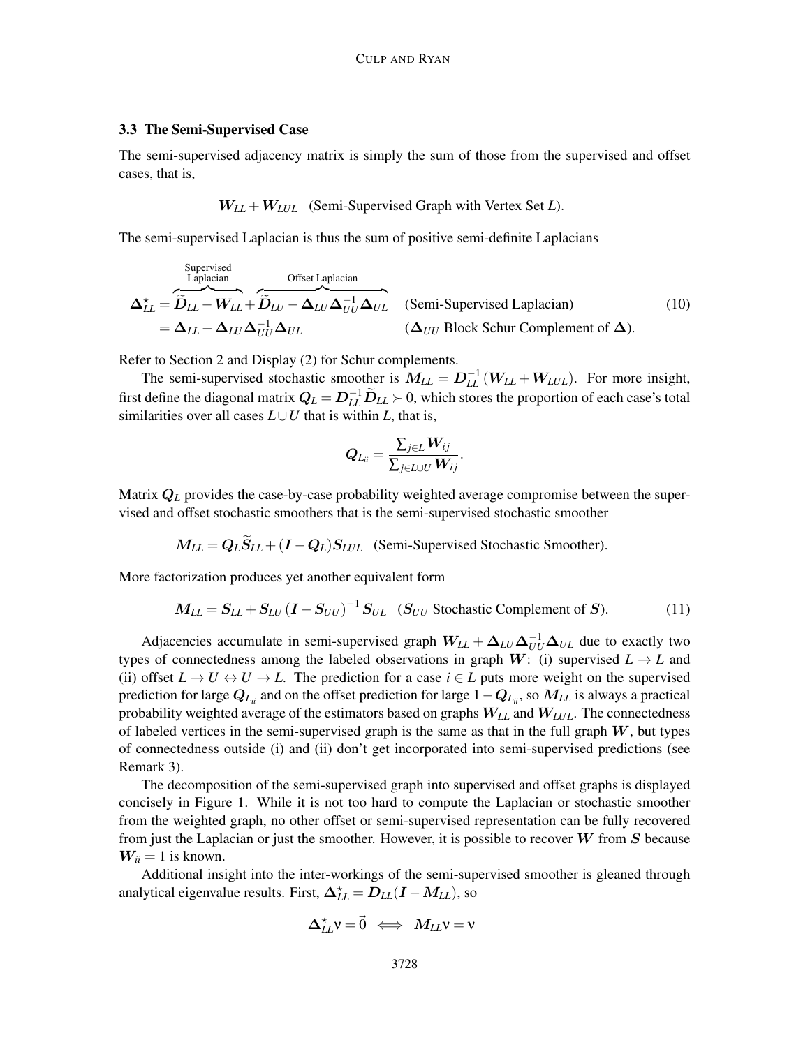### 3.3 The Semi-Supervised Case

The semi-supervised adjacency matrix is simply the sum of those from the supervised and offset cases, that is,

$$\boldsymbol{W}_{LL} + \boldsymbol{W}_{LUL} \quad \text{(Semi-Supervised Graph with Vertex Set } L\text{)}.$$

The semi-supervised Laplacian is thus the sum of positive semi-definite Laplacians

$$\begin{aligned}
\boldsymbol{\Delta}^{\star}_{LL} &= \overbrace{\widetilde{\boldsymbol{D}}_{LL} - \boldsymbol{W}_{LL}}^{\substack{\text{Supervised} \\ \text{Laplacian}}} + \overbrace{\widetilde{\boldsymbol{D}}_{LU} - \boldsymbol{\Delta}_{LU}\boldsymbol{\Delta}_{UU}^{-1}\boldsymbol{\Delta}_{UL}}^{\text{Offset Laplacian}} \quad &&\text{(Semi-Supervised Laplacian)} \qquad (10)\\
&= \boldsymbol{\Delta}_{LL} - \boldsymbol{\Delta}_{LU}\boldsymbol{\Delta}_{UU}^{-1}\boldsymbol{\Delta}_{UL} &&(\boldsymbol{\Delta}_{UU} \text{ Block Schur Complement of } \boldsymbol{\Delta}).
\end{aligned}$$

Refer to Section 2 and Display (2) for Schur complements.

The semi-supervised stochastic smoother is $\boldsymbol{M}_{LL} = \boldsymbol{D}_{LL}^{-1}(\boldsymbol{W}_{LL} + \boldsymbol{W}_{LUL})$. For more insight, first define the diagonal matrix $\boldsymbol{Q}_L = \boldsymbol{D}_{LL}^{-1}\widetilde{\boldsymbol{D}}_{LL} \succ 0$, which stores the proportion of each case's total similarities over all cases $L \cup U$ that is within $L$, that is,

$$\boldsymbol{Q}_{L_{ii}} = \frac{\sum_{j \in L} \boldsymbol{W}_{ij}}{\sum_{j \in L \cup U} \boldsymbol{W}_{ij}}.$$

Matrix $\boldsymbol{Q}_L$ provides the case-by-case probability weighted average compromise between the supervised and offset stochastic smoothers that is the semi-supervised stochastic smoother

$$\boldsymbol{M}_{LL} = \boldsymbol{Q}_L \widetilde{\boldsymbol{S}}_{LL} + (\boldsymbol{I} - \boldsymbol{Q}_L)\boldsymbol{S}_{LUL} \quad \text{(Semi-Supervised Stochastic Smoother)}.$$

More factorization produces yet another equivalent form

$$\boldsymbol{M}_{LL} = \boldsymbol{S}_{LL} + \boldsymbol{S}_{LU}(\boldsymbol{I} - \boldsymbol{S}_{UU})^{-1}\boldsymbol{S}_{UL} \quad (\boldsymbol{S}_{UU} \text{ Stochastic Complement of } \boldsymbol{S}). \qquad (11)$$

Adjacencies accumulate in semi-supervised graph $\boldsymbol{W}_{LL} + \boldsymbol{\Delta}_{LU}\boldsymbol{\Delta}_{UU}^{-1}\boldsymbol{\Delta}_{UL}$ due to exactly two types of connectedness among the labeled observations in graph $\boldsymbol{W}$: (i) supervised $L \to L$ and (ii) offset $L \to U \leftrightarrow U \to L$. The prediction for a case $i \in L$ puts more weight on the supervised prediction for large $\boldsymbol{Q}_{L_{ii}}$ and on the offset prediction for large $1 - \boldsymbol{Q}_{L_{ii}}$, so $\boldsymbol{M}_{LL}$ is always a practical probability weighted average of the estimators based on graphs $\boldsymbol{W}_{LL}$ and $\boldsymbol{W}_{LUL}$. The connectedness of labeled vertices in the semi-supervised graph is the same as that in the full graph $\boldsymbol{W}$, but types of connectedness outside (i) and (ii) don't get incorporated into semi-supervised predictions (see Remark 3).

The decomposition of the semi-supervised graph into supervised and offset graphs is displayed concisely in Figure 1. While it is not too hard to compute the Laplacian or stochastic smoother from the weighted graph, no other offset or semi-supervised representation can be fully recovered from just the Laplacian or just the smoother. However, it is possible to recover $\boldsymbol{W}$ from $\boldsymbol{S}$ because $\boldsymbol{W}_{ii} = 1$ is known.

Additional insight into the inter-workings of the semi-supervised smoother is gleaned through analytical eigenvalue results. First, $\boldsymbol{\Delta}^{\star}_{LL} = \boldsymbol{D}_{LL}(\boldsymbol{I} - \boldsymbol{M}_{LL})$, so

$$\boldsymbol{\Delta}^{\star}_{LL}\nu = \vec{0} \iff \boldsymbol{M}_{LL}\nu = \nu$$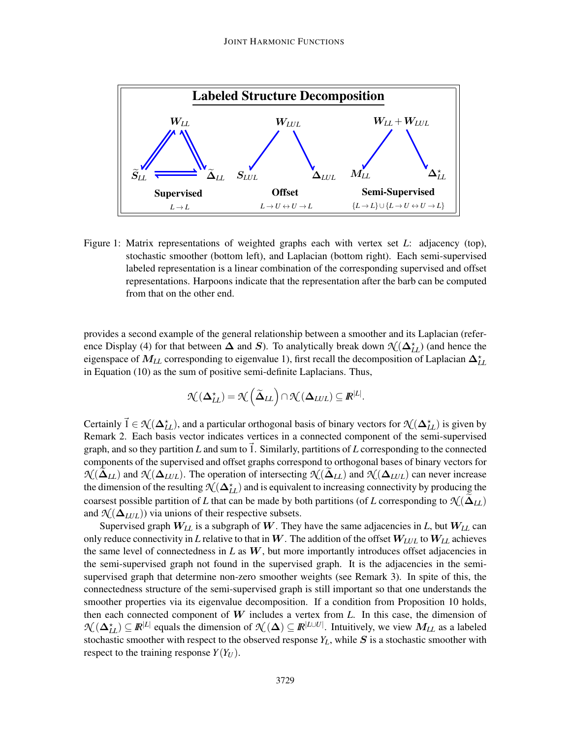**Labeled Structure Decomposition**

| Supervised | Offset | Semi-Supervised |
|---|---|---|
| $\boldsymbol{W}_{LL}$, $\widetilde{\boldsymbol{S}}_{LL}$, $\widetilde{\boldsymbol{\Delta}}_{LL}$ | $\boldsymbol{W}_{LUL}$, $\boldsymbol{S}_{LUL}$, $\boldsymbol{\Delta}_{LUL}$ | $\boldsymbol{W}_{LL}+\boldsymbol{W}_{LUL}$, $\boldsymbol{M}_{LL}$, $\boldsymbol{\Delta}^{\star}_{LL}$ |
| $L \to L$ | $L \to U \leftrightarrow U \to L$ | $\{L \to L\} \cup \{L \to U \leftrightarrow U \to L\}$ |

Figure 1: Matrix representations of weighted graphs each with vertex set $L$: adjacency (top), stochastic smoother (bottom left), and Laplacian (bottom right). Each semi-supervised labeled representation is a linear combination of the corresponding supervised and offset representations. Harpoons indicate that the representation after the barb can be computed from that on the other end.

provides a second example of the general relationship between a smoother and its Laplacian (reference Display (4) for that between $\boldsymbol{\Delta}$ and $\boldsymbol{S}$). To analytically break down $\mathcal{N}(\boldsymbol{\Delta}^{\star}_{LL})$ (and hence the eigenspace of $\boldsymbol{M}_{LL}$ corresponding to eigenvalue 1), first recall the decomposition of Laplacian $\boldsymbol{\Delta}^{\star}_{LL}$ in Equation (10) as the sum of positive semi-definite Laplacians. Thus,

$$\mathcal{N}(\boldsymbol{\Delta}^{\star}_{LL}) = \mathcal{N}\left(\widetilde{\boldsymbol{\Delta}}_{LL}\right) \cap \mathcal{N}(\boldsymbol{\Delta}_{LUL}) \subseteq \mathbb{R}^{|L|}.$$

Certainly $\vec{1} \in \mathcal{N}(\boldsymbol{\Delta}^{\star}_{LL})$, and a particular orthogonal basis of binary vectors for $\mathcal{N}(\boldsymbol{\Delta}^{\star}_{LL})$ is given by Remark 2. Each basis vector indicates vertices in a connected component of the semi-supervised graph, and so they partition $L$ and sum to $\vec{1}$. Similarly, partitions of $L$ corresponding to the connected components of the supervised and offset graphs correspond to orthogonal bases of binary vectors for $\mathcal{N}(\widetilde{\boldsymbol{\Delta}}_{LL})$ and $\mathcal{N}(\boldsymbol{\Delta}_{LUL})$. The operation of intersecting $\mathcal{N}(\widetilde{\boldsymbol{\Delta}}_{LL})$ and $\mathcal{N}(\boldsymbol{\Delta}_{LUL})$ can never increase the dimension of the resulting $\mathcal{N}(\boldsymbol{\Delta}^{\star}_{LL})$ and is equivalent to increasing connectivity by producing the coarsest possible partition of $L$ that can be made by both partitions (of $L$ corresponding to $\mathcal{N}(\widetilde{\boldsymbol{\Delta}}_{LL})$ and $\mathcal{N}(\boldsymbol{\Delta}_{LUL})$) via unions of their respective subsets.

Supervised graph $\boldsymbol{W}_{LL}$ is a subgraph of $\boldsymbol{W}$. They have the same adjacencies in $L$, but $\boldsymbol{W}_{LL}$ can only reduce connectivity in $L$ relative to that in $\boldsymbol{W}$. The addition of the offset $\boldsymbol{W}_{LUL}$ to $\boldsymbol{W}_{LL}$ achieves the same level of connectedness in $L$ as $\boldsymbol{W}$, but more importantly introduces offset adjacencies in the semi-supervised graph not found in the supervised graph. It is the adjacencies in the semi-supervised graph that determine non-zero smoother weights (see Remark 3). In spite of this, the connectedness structure of the semi-supervised graph is still important so that one understands the smoother properties via its eigenvalue decomposition. If a condition from Proposition 10 holds, then each connected component of $\boldsymbol{W}$ includes a vertex from $L$. In this case, the dimension of $\mathcal{N}(\boldsymbol{\Delta}^{\star}_{LL}) \subseteq \mathbb{R}^{|L|}$ equals the dimension of $\mathcal{N}(\boldsymbol{\Delta}) \subseteq \mathbb{R}^{|L \cup U|}$. Intuitively, we view $\boldsymbol{M}_{LL}$ as a labeled stochastic smoother with respect to the observed response $Y_L$, while $\boldsymbol{S}$ is a stochastic smoother with respect to the training response $Y(Y_U)$.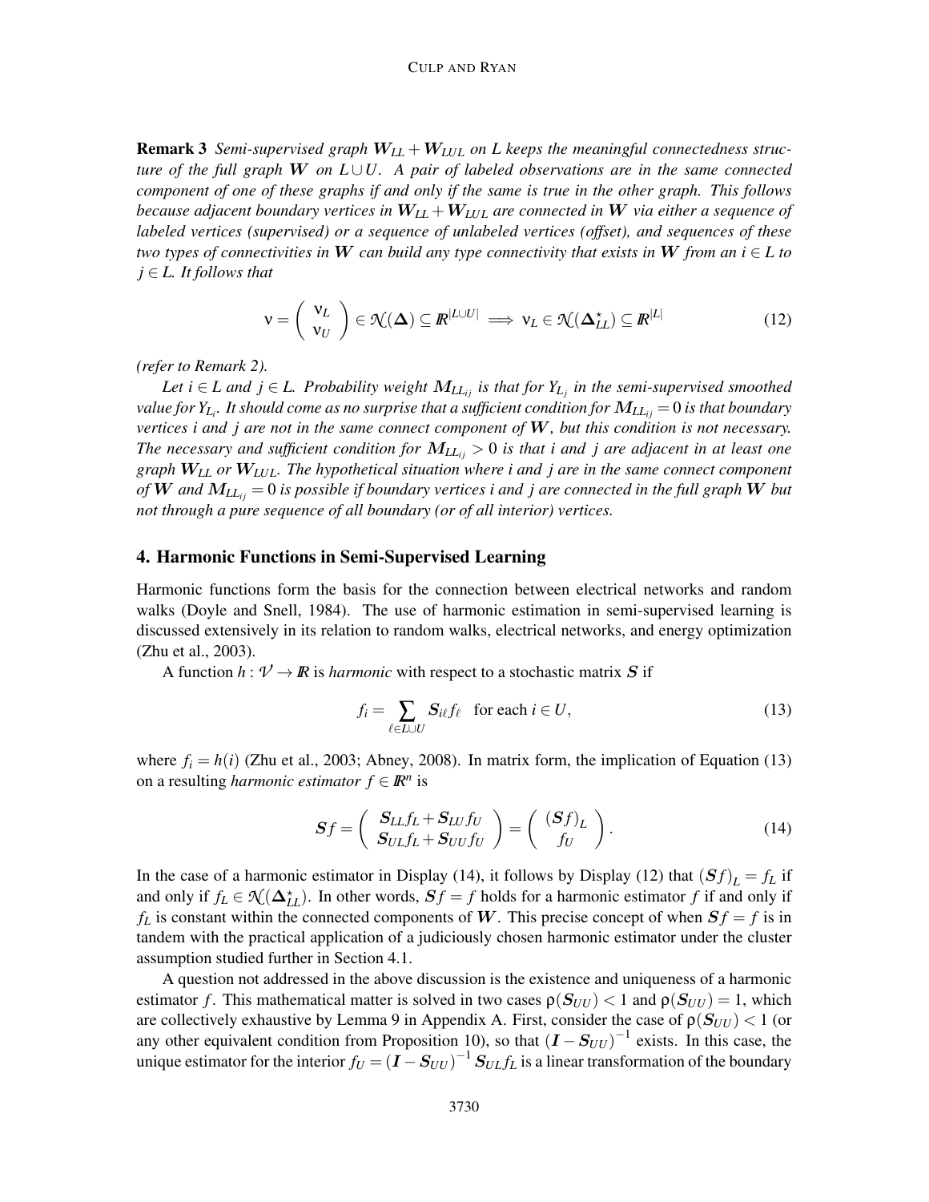**Remark 3** *Semi-supervised graph $\boldsymbol{W}_{LL} + \boldsymbol{W}_{LUL}$ on $L$ keeps the meaningful connectedness structure of the full graph $\boldsymbol{W}$ on $L \cup U$. A pair of labeled observations are in the same connected component of one of these graphs if and only if the same is true in the other graph. This follows because adjacent boundary vertices in $\boldsymbol{W}_{LL} + \boldsymbol{W}_{LUL}$ are connected in $\boldsymbol{W}$ via either a sequence of labeled vertices (supervised) or a sequence of unlabeled vertices (offset), and sequences of these two types of connectivities in $\boldsymbol{W}$ can build any type connectivity that exists in $\boldsymbol{W}$ from an $i \in L$ to $j \in L$. It follows that*

$$\nu = \begin{pmatrix} \nu_L \\ \nu_U \end{pmatrix} \in \mathcal{N}(\boldsymbol{\Delta}) \subseteq \mathbb{R}^{|L \cup U|} \implies \nu_L \in \mathcal{N}(\boldsymbol{\Delta}^{\star}_{LL}) \subseteq \mathbb{R}^{|L|} \tag{12}$$

*(refer to Remark 2).*

*Let $i \in L$ and $j \in L$. Probability weight $\boldsymbol{M}_{LL_{ij}}$ is that for $Y_{L_j}$ in the semi-supervised smoothed value for $Y_{L_i}$. It should come as no surprise that a sufficient condition for $\boldsymbol{M}_{LL_{ij}} = 0$ is that boundary vertices $i$ and $j$ are not in the same connect component of $\boldsymbol{W}$, but this condition is not necessary. The necessary and sufficient condition for $\boldsymbol{M}_{LL_{ij}} > 0$ is that $i$ and $j$ are adjacent in at least one graph $\boldsymbol{W}_{LL}$ or $\boldsymbol{W}_{LUL}$. The hypothetical situation where $i$ and $j$ are in the same connect component of $\boldsymbol{W}$ and $\boldsymbol{M}_{LL_{ij}} = 0$ is possible if boundary vertices $i$ and $j$ are connected in the full graph $\boldsymbol{W}$ but not through a pure sequence of all boundary (or of all interior) vertices.*

## 4. Harmonic Functions in Semi-Supervised Learning

Harmonic functions form the basis for the connection between electrical networks and random walks (Doyle and Snell, 1984). The use of harmonic estimation in semi-supervised learning is discussed extensively in its relation to random walks, electrical networks, and energy optimization (Zhu et al., 2003).

A function $h : \mathcal{V} \to \mathbb{R}$ is *harmonic* with respect to a stochastic matrix $\boldsymbol{S}$ if

$$f_i = \sum_{\ell \in L \cup U} \boldsymbol{S}_{i\ell} f_\ell \quad \text{for each } i \in U, \tag{13}$$

where $f_i = h(i)$ (Zhu et al., 2003; Abney, 2008). In matrix form, the implication of Equation (13) on a resulting *harmonic estimator* $f \in \mathbb{R}^n$ is

$$\boldsymbol{S} f = \begin{pmatrix} \boldsymbol{S}_{LL} f_L + \boldsymbol{S}_{LU} f_U \\ \boldsymbol{S}_{UL} f_L + \boldsymbol{S}_{UU} f_U \end{pmatrix} = \begin{pmatrix} (\boldsymbol{S} f)_L \\ f_U \end{pmatrix}. \tag{14}$$

In the case of a harmonic estimator in Display (14), it follows by Display (12) that $(\boldsymbol{S} f)_L = f_L$ if and only if $f_L \in \mathcal{N}(\boldsymbol{\Delta}^{\star}_{LL})$. In other words, $\boldsymbol{S} f = f$ holds for a harmonic estimator $f$ if and only if $f_L$ is constant within the connected components of $\boldsymbol{W}$. This precise concept of when $\boldsymbol{S} f = f$ is in tandem with the practical application of a judiciously chosen harmonic estimator under the cluster assumption studied further in Section 4.1.

A question not addressed in the above discussion is the existence and uniqueness of a harmonic estimator $f$. This mathematical matter is solved in two cases $\rho(\boldsymbol{S}_{UU}) < 1$ and $\rho(\boldsymbol{S}_{UU}) = 1$, which are collectively exhaustive by Lemma 9 in Appendix A. First, consider the case of $\rho(\boldsymbol{S}_{UU}) < 1$ (or any other equivalent condition from Proposition 10), so that $(\boldsymbol{I} - \boldsymbol{S}_{UU})^{-1}$ exists. In this case, the unique estimator for the interior $f_U = (\boldsymbol{I} - \boldsymbol{S}_{UU})^{-1} \boldsymbol{S}_{UL} f_L$ is a linear transformation of the boundary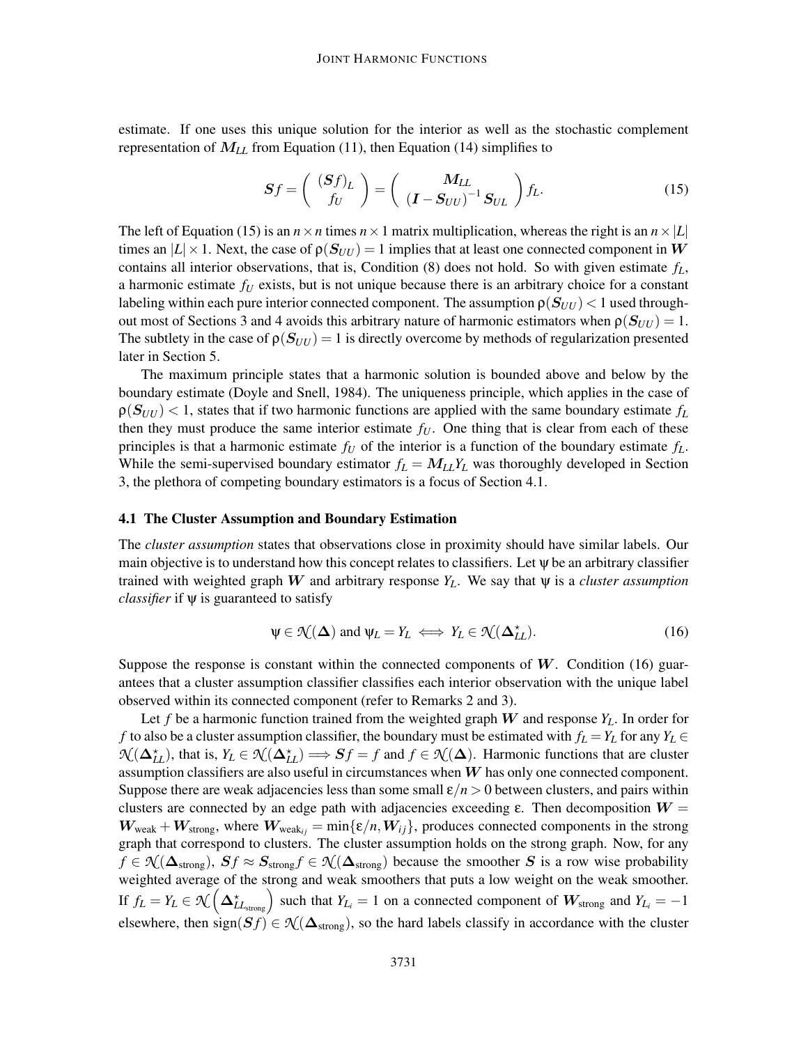estimate. If one uses this unique solution for the interior as well as the stochastic complement representation of $\boldsymbol{M}_{LL}$ from Equation (11), then Equation (14) simplifies to

$$\boldsymbol{S}f = \begin{pmatrix} (\boldsymbol{S}f)_L \\ f_U \end{pmatrix} = \begin{pmatrix} \boldsymbol{M}_{LL} \\ (\boldsymbol{I} - \boldsymbol{S}_{UU})^{-1} \boldsymbol{S}_{UL} \end{pmatrix} f_L. \tag{15}$$

The left of Equation (15) is an $n \times n$ times $n \times 1$ matrix multiplication, whereas the right is an $n \times |L|$ times an $|L| \times 1$. Next, the case of $\rho(\boldsymbol{S}_{UU}) = 1$ implies that at least one connected component in $\boldsymbol{W}$ contains all interior observations, that is, Condition (8) does not hold. So with given estimate $f_L$, a harmonic estimate $f_U$ exists, but is not unique because there is an arbitrary choice for a constant labeling within each pure interior connected component. The assumption $\rho(\boldsymbol{S}_{UU}) < 1$ used throughout most of Sections 3 and 4 avoids this arbitrary nature of harmonic estimators when $\rho(\boldsymbol{S}_{UU}) = 1$. The subtlety in the case of $\rho(\boldsymbol{S}_{UU}) = 1$ is directly overcome by methods of regularization presented later in Section 5.

The maximum principle states that a harmonic solution is bounded above and below by the boundary estimate (Doyle and Snell, 1984). The uniqueness principle, which applies in the case of $\rho(\boldsymbol{S}_{UU}) < 1$, states that if two harmonic functions are applied with the same boundary estimate $f_L$ then they must produce the same interior estimate $f_U$. One thing that is clear from each of these principles is that a harmonic estimate $f_U$ of the interior is a function of the boundary estimate $f_L$. While the semi-supervised boundary estimator $f_L = \boldsymbol{M}_{LL} Y_L$ was thoroughly developed in Section 3, the plethora of competing boundary estimators is a focus of Section 4.1.

### 4.1 The Cluster Assumption and Boundary Estimation

The *cluster assumption* states that observations close in proximity should have similar labels. Our main objective is to understand how this concept relates to classifiers. Let $\psi$ be an arbitrary classifier trained with weighted graph $\boldsymbol{W}$ and arbitrary response $Y_L$. We say that $\psi$ is a *cluster assumption classifier* if $\psi$ is guaranteed to satisfy

$$\psi \in \mathcal{N}(\boldsymbol{\Delta}) \text{ and } \psi_L = Y_L \iff Y_L \in \mathcal{N}(\boldsymbol{\Delta}^{\star}_{LL}). \tag{16}$$

Suppose the response is constant within the connected components of $\boldsymbol{W}$. Condition (16) guarantees that a cluster assumption classifier classifies each interior observation with the unique label observed within its connected component (refer to Remarks 2 and 3).

Let $f$ be a harmonic function trained from the weighted graph $\boldsymbol{W}$ and response $Y_L$. In order for $f$ to also be a cluster assumption classifier, the boundary must be estimated with $f_L = Y_L$ for any $Y_L \in \mathcal{N}(\boldsymbol{\Delta}^{\star}_{LL})$, that is, $Y_L \in \mathcal{N}(\boldsymbol{\Delta}^{\star}_{LL}) \implies \boldsymbol{S}f = f$ and $f \in \mathcal{N}(\boldsymbol{\Delta})$. Harmonic functions that are cluster assumption classifiers are also useful in circumstances when $\boldsymbol{W}$ has only one connected component. Suppose there are weak adjacencies less than some small $\varepsilon/n > 0$ between clusters, and pairs within clusters are connected by an edge path with adjacencies exceeding $\varepsilon$. Then decomposition $\boldsymbol{W} = \boldsymbol{W}_{\text{weak}} + \boldsymbol{W}_{\text{strong}}$, where $\boldsymbol{W}_{\text{weak}_{ij}} = \min\{\varepsilon/n, \boldsymbol{W}_{ij}\}$, produces connected components in the strong graph that correspond to clusters. The cluster assumption holds on the strong graph. Now, for any $f \in \mathcal{N}(\boldsymbol{\Delta}_{\text{strong}})$, $\boldsymbol{S}f \approx \boldsymbol{S}_{\text{strong}} f \in \mathcal{N}(\boldsymbol{\Delta}_{\text{strong}})$ because the smoother $\boldsymbol{S}$ is a row wise probability weighted average of the strong and weak smoothers that puts a low weight on the weak smoother. If $f_L = Y_L \in \mathcal{N}\left(\boldsymbol{\Delta}^{\star}_{LL_{\text{strong}}}\right)$ such that $Y_{L_i} = 1$ on a connected component of $\boldsymbol{W}_{\text{strong}}$ and $Y_{L_i} = -1$ elsewhere, then $\text{sign}(\boldsymbol{S}f) \in \mathcal{N}(\boldsymbol{\Delta}_{\text{strong}})$, so the hard labels classify in accordance with the cluster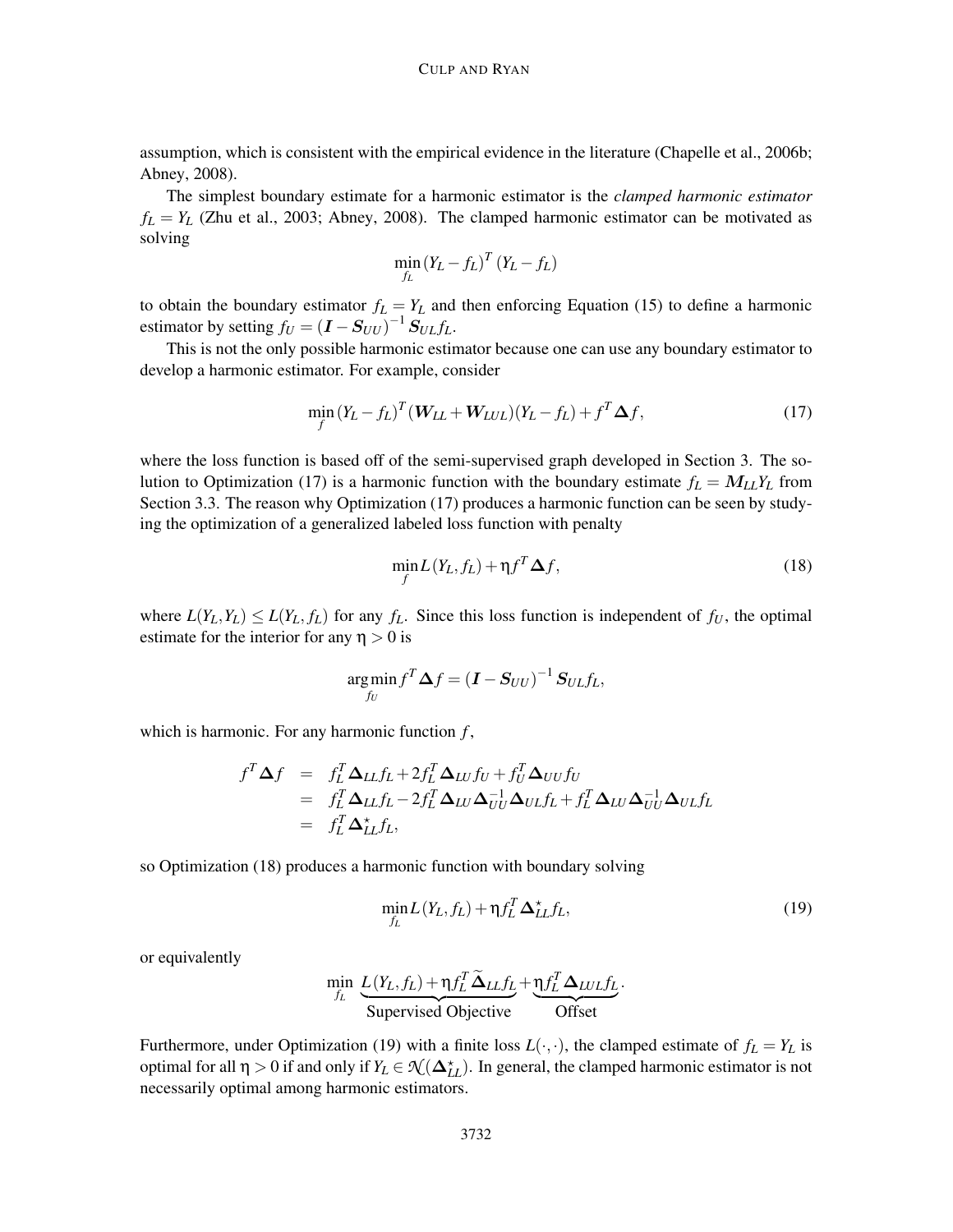assumption, which is consistent with the empirical evidence in the literature (Chapelle et al., 2006b; Abney, 2008).

The simplest boundary estimate for a harmonic estimator is the *clamped harmonic estimator* $f_L = Y_L$ (Zhu et al., 2003; Abney, 2008). The clamped harmonic estimator can be motivated as solving

$$\min_{f_L} (Y_L - f_L)^T (Y_L - f_L)$$

to obtain the boundary estimator $f_L = Y_L$ and then enforcing Equation (15) to define a harmonic estimator by setting $f_U = (\boldsymbol{I} - \boldsymbol{S}_{UU})^{-1} \boldsymbol{S}_{UL} f_L$.

This is not the only possible harmonic estimator because one can use any boundary estimator to develop a harmonic estimator. For example, consider

$$\min_{f} (Y_L - f_L)^T (\boldsymbol{W}_{LL} + \boldsymbol{W}_{LUL})(Y_L - f_L) + f^T \boldsymbol{\Delta} f, \tag{17}$$

where the loss function is based off of the semi-supervised graph developed in Section 3. The solution to Optimization (17) is a harmonic function with the boundary estimate $f_L = \boldsymbol{M}_{LL} Y_L$ from Section 3.3. The reason why Optimization (17) produces a harmonic function can be seen by studying the optimization of a generalized labeled loss function with penalty

$$\min_{f} L(Y_L, f_L) + \eta f^T \boldsymbol{\Delta} f, \tag{18}$$

where $L(Y_L, Y_L) \leq L(Y_L, f_L)$ for any $f_L$. Since this loss function is independent of $f_U$, the optimal estimate for the interior for any $\eta > 0$ is

$$\arg\min_{f_U} f^T \boldsymbol{\Delta} f = (\boldsymbol{I} - \boldsymbol{S}_{UU})^{-1} \boldsymbol{S}_{UL} f_L,$$

which is harmonic. For any harmonic function $f$,

$$\begin{aligned}
f^T \boldsymbol{\Delta} f &= f_L^T \boldsymbol{\Delta}_{LL} f_L + 2 f_L^T \boldsymbol{\Delta}_{LU} f_U + f_U^T \boldsymbol{\Delta}_{UU} f_U \\
&= f_L^T \boldsymbol{\Delta}_{LL} f_L - 2 f_L^T \boldsymbol{\Delta}_{LU} \boldsymbol{\Delta}_{UU}^{-1} \boldsymbol{\Delta}_{UL} f_L + f_L^T \boldsymbol{\Delta}_{LU} \boldsymbol{\Delta}_{UU}^{-1} \boldsymbol{\Delta}_{UL} f_L \\
&= f_L^T \boldsymbol{\Delta}_{LL}^{\star} f_L,
\end{aligned}$$

so Optimization (18) produces a harmonic function with boundary solving

$$\min_{f_L} L(Y_L, f_L) + \eta f_L^T \boldsymbol{\Delta}_{LL}^{\star} f_L, \tag{19}$$

or equivalently

$$\min_{f_L} \underbrace{L(Y_L, f_L) + \eta f_L^T \widetilde{\boldsymbol{\Delta}}_{LL} f_L}_{\text{Supervised Objective}} + \underbrace{\eta f_L^T \boldsymbol{\Delta}_{LUL} f_L}_{\text{Offset}}.$$

Furthermore, under Optimization (19) with a finite loss $L(\cdot, \cdot)$, the clamped estimate of $f_L = Y_L$ is optimal for all $\eta > 0$ if and only if $Y_L \in \mathcal{N}(\boldsymbol{\Delta}_{LL}^{\star})$. In general, the clamped harmonic estimator is not necessarily optimal among harmonic estimators.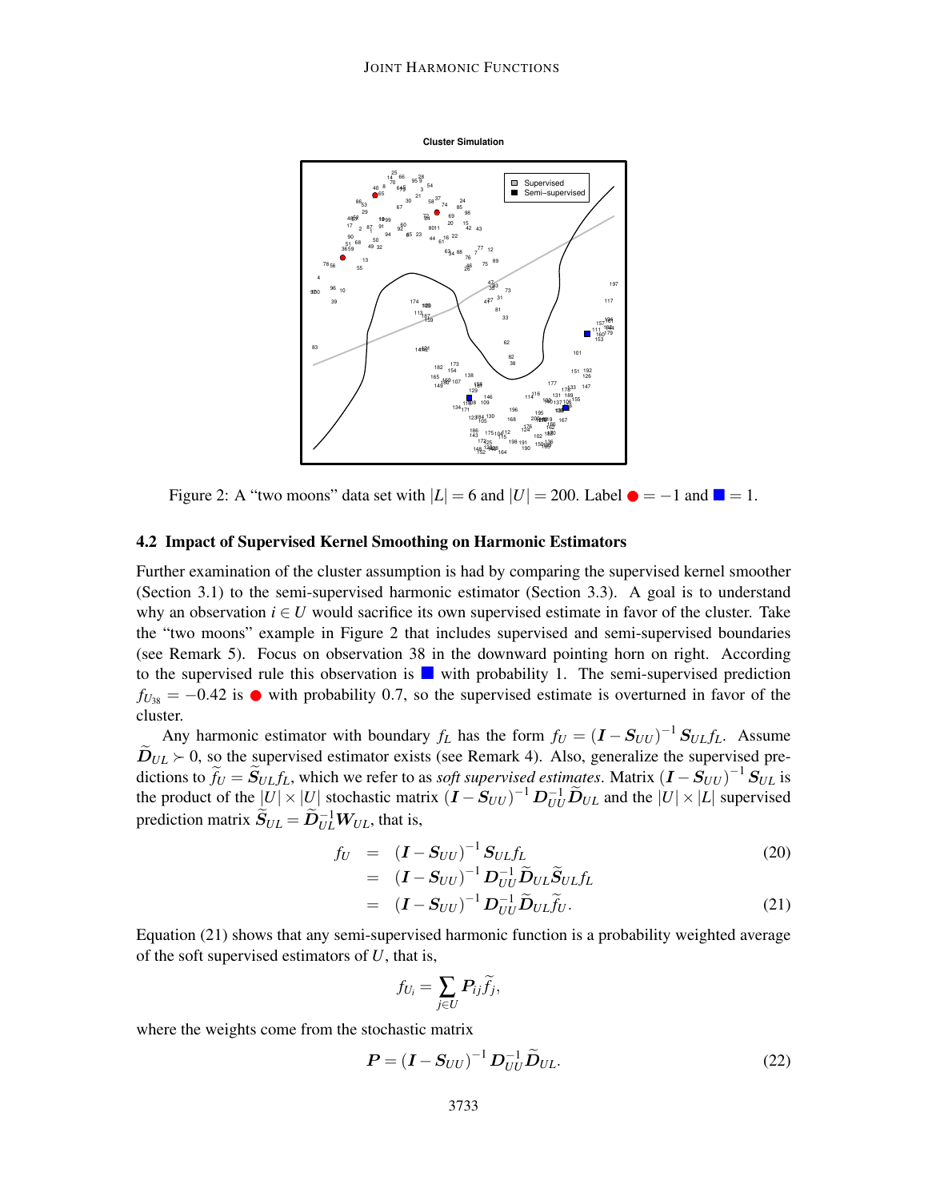Cluster Simulation

Supervised
Semi-supervised

Figure 2: A "two moons" data set with $|L| = 6$ and $|U| = 200$. Label ● $= -1$ and ■ $= 1$.

### 4.2 Impact of Supervised Kernel Smoothing on Harmonic Estimators

Further examination of the cluster assumption is had by comparing the supervised kernel smoother (Section 3.1) to the semi-supervised harmonic estimator (Section 3.3). A goal is to understand why an observation $i \in U$ would sacrifice its own supervised estimate in favor of the cluster. Take the "two moons" example in Figure 2 that includes supervised and semi-supervised boundaries (see Remark 5). Focus on observation 38 in the downward pointing horn on right. According to the supervised rule this observation is ■ with probability 1. The semi-supervised prediction $f_{U_{38}} = -0.42$ is ● with probability 0.7, so the supervised estimate is overturned in favor of the cluster.

Any harmonic estimator with boundary $f_L$ has the form $f_U = (\boldsymbol{I} - \boldsymbol{S}_{UU})^{-1} \boldsymbol{S}_{UL} f_L$. Assume $\widetilde{\boldsymbol{D}}_{UL} \succ 0$, so the supervised estimator exists (see Remark 4). Also, generalize the supervised predictions to $\widetilde{f}_U = \widetilde{\boldsymbol{S}}_{UL} f_L$, which we refer to as *soft supervised estimates*. Matrix $(\boldsymbol{I} - \boldsymbol{S}_{UU})^{-1} \boldsymbol{S}_{UL}$ is the product of the $|U| \times |U|$ stochastic matrix $(\boldsymbol{I} - \boldsymbol{S}_{UU})^{-1} \boldsymbol{D}_{UU}^{-1} \widetilde{\boldsymbol{D}}_{UL}$ and the $|U| \times |L|$ supervised prediction matrix $\widetilde{\boldsymbol{S}}_{UL} = \widetilde{\boldsymbol{D}}_{UL}^{-1} \boldsymbol{W}_{UL}$, that is,

$$
\begin{aligned}
f_U &= (\boldsymbol{I} - \boldsymbol{S}_{UU})^{-1} \boldsymbol{S}_{UL} f_L & (20)\\
&= (\boldsymbol{I} - \boldsymbol{S}_{UU})^{-1} \boldsymbol{D}_{UU}^{-1} \widetilde{\boldsymbol{D}}_{UL} \widetilde{\boldsymbol{S}}_{UL} f_L \\
&= (\boldsymbol{I} - \boldsymbol{S}_{UU})^{-1} \boldsymbol{D}_{UU}^{-1} \widetilde{\boldsymbol{D}}_{UL} \widetilde{f}_U. & (21)
\end{aligned}
$$

Equation (21) shows that any semi-supervised harmonic function is a probability weighted average of the soft supervised estimators of $U$, that is,

$$
f_{U_i} = \sum_{j \in U} \boldsymbol{P}_{ij} \widetilde{f}_j,
$$

where the weights come from the stochastic matrix

$$
\boldsymbol{P} = (\boldsymbol{I} - \boldsymbol{S}_{UU})^{-1} \boldsymbol{D}_{UU}^{-1} \widetilde{\boldsymbol{D}}_{UL}. \tag{22}
$$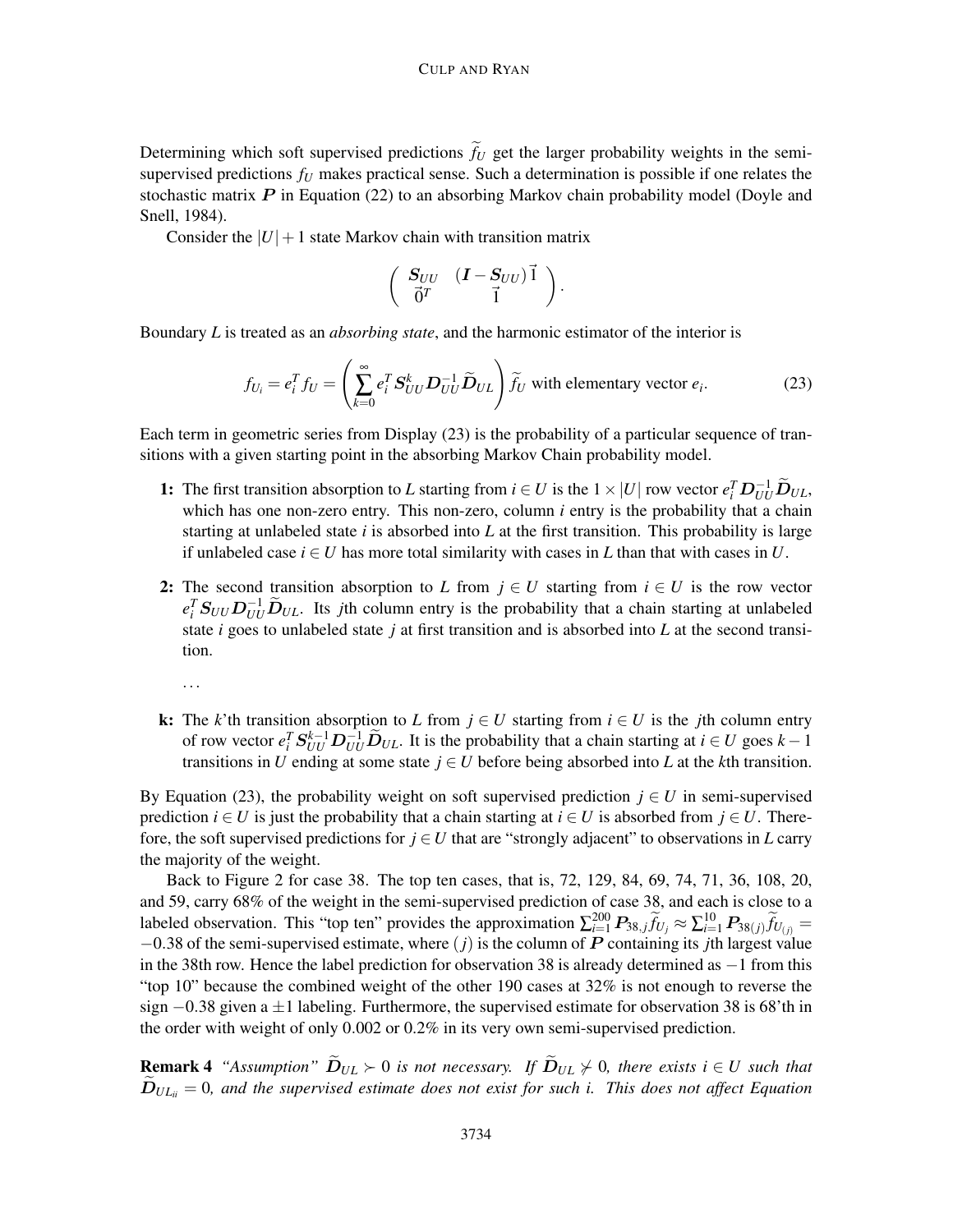Determining which soft supervised predictions $\widetilde{f}_U$ get the larger probability weights in the semi-supervised predictions $f_U$ makes practical sense. Such a determination is possible if one relates the stochastic matrix $\boldsymbol{P}$ in Equation (22) to an absorbing Markov chain probability model (Doyle and Snell, 1984).

Consider the $|U|+1$ state Markov chain with transition matrix

$$\begin{pmatrix} \boldsymbol{S}_{UU} & (\boldsymbol{I}-\boldsymbol{S}_{UU})\vec{1} \\ \vec{0}^T & \vec{1} \end{pmatrix}.$$

Boundary $L$ is treated as an *absorbing state*, and the harmonic estimator of the interior is

$$f_{U_i} = e_i^T f_U = \left( \sum_{k=0}^{\infty} e_i^T \boldsymbol{S}_{UU}^k \boldsymbol{D}_{UU}^{-1} \widetilde{\boldsymbol{D}}_{UL} \right) \widetilde{f}_U \text{ with elementary vector } e_i. \tag{23}$$

Each term in geometric series from Display (23) is the probability of a particular sequence of transitions with a given starting point in the absorbing Markov Chain probability model.

**1:** The first transition absorption to $L$ starting from $i \in U$ is the $1 \times |U|$ row vector $e_i^T \boldsymbol{D}_{UU}^{-1} \widetilde{\boldsymbol{D}}_{UL}$, which has one non-zero entry. This non-zero, column $i$ entry is the probability that a chain starting at unlabeled state $i$ is absorbed into $L$ at the first transition. This probability is large if unlabeled case $i \in U$ has more total similarity with cases in $L$ than that with cases in $U$.

**2:** The second transition absorption to $L$ from $j \in U$ starting from $i \in U$ is the row vector $e_i^T \boldsymbol{S}_{UU} \boldsymbol{D}_{UU}^{-1} \widetilde{\boldsymbol{D}}_{UL}$. Its $j$th column entry is the probability that a chain starting at unlabeled state $i$ goes to unlabeled state $j$ at first transition and is absorbed into $L$ at the second transition.

...

**k:** The $k$'th transition absorption to $L$ from $j \in U$ starting from $i \in U$ is the $j$th column entry of row vector $e_i^T \boldsymbol{S}_{UU}^{k-1} \boldsymbol{D}_{UU}^{-1} \widetilde{\boldsymbol{D}}_{UL}$. It is the probability that a chain starting at $i \in U$ goes $k-1$ transitions in $U$ ending at some state $j \in U$ before being absorbed into $L$ at the $k$th transition.

By Equation (23), the probability weight on soft supervised prediction $j \in U$ in semi-supervised prediction $i \in U$ is just the probability that a chain starting at $i \in U$ is absorbed from $j \in U$. Therefore, the soft supervised predictions for $j \in U$ that are "strongly adjacent" to observations in $L$ carry the majority of the weight.

Back to Figure 2 for case 38. The top ten cases, that is, 72, 129, 84, 69, 74, 71, 36, 108, 20, and 59, carry 68% of the weight in the semi-supervised prediction of case 38, and each is close to a labeled observation. This "top ten" provides the approximation $\sum_{i=1}^{200} \boldsymbol{P}_{38,j} \widetilde{f}_{U_j} \approx \sum_{i=1}^{10} \boldsymbol{P}_{38(j)} \widetilde{f}_{U_{(j)}} = -0.38$ of the semi-supervised estimate, where $(j)$ is the column of $\boldsymbol{P}$ containing its $j$th largest value in the 38th row. Hence the label prediction for observation 38 is already determined as $-1$ from this "top 10" because the combined weight of the other 190 cases at 32% is not enough to reverse the sign $-0.38$ given a $\pm 1$ labeling. Furthermore, the supervised estimate for observation 38 is 68'th in the order with weight of only 0.002 or 0.2% in its very own semi-supervised prediction.

**Remark 4** *"Assumption" $\widetilde{\boldsymbol{D}}_{UL} \succ 0$ is not necessary. If $\widetilde{\boldsymbol{D}}_{UL} \not\succ 0$, there exists $i \in U$ such that $\widetilde{\boldsymbol{D}}_{UL_{ii}} = 0$, and the supervised estimate does not exist for such $i$. This does not affect Equation*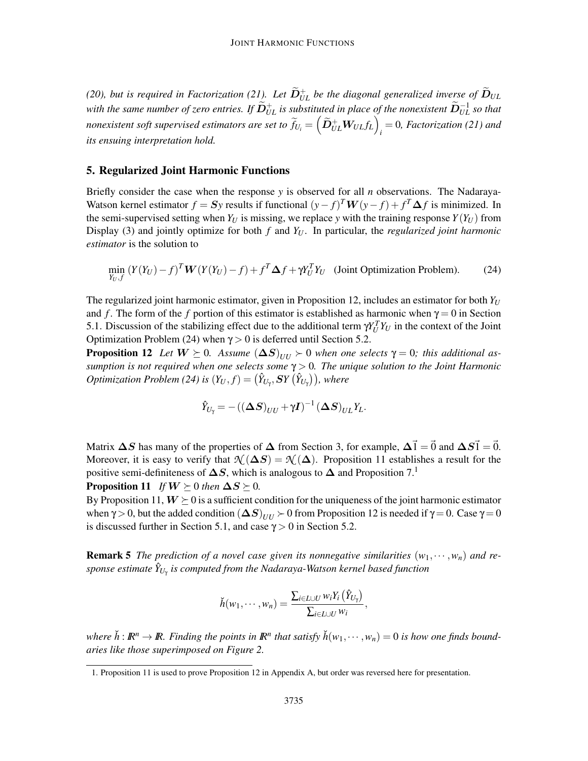*(20), but is required in Factorization (21). Let $\widetilde{\boldsymbol{D}}_{UL}^{+}$ be the diagonal generalized inverse of $\widetilde{\boldsymbol{D}}_{UL}$ with the same number of zero entries. If $\widetilde{\boldsymbol{D}}_{UL}^{+}$ is substituted in place of the nonexistent $\widetilde{\boldsymbol{D}}_{UL}^{-1}$ so that nonexistent soft supervised estimators are set to $\widetilde{f}_{U_i} = \left(\widetilde{\boldsymbol{D}}_{UL}^{+}\boldsymbol{W}_{UL}f_L\right)_i = 0$, Factorization (21) and its ensuing interpretation hold.*

## 5. Regularized Joint Harmonic Functions

Briefly consider the case when the response $y$ is observed for all $n$ observations. The Nadaraya-Watson kernel estimator $f = \boldsymbol{S}y$ results if functional $(y-f)^T\boldsymbol{W}(y-f) + f^T\boldsymbol{\Delta} f$ is minimized. In the semi-supervised setting when $Y_U$ is missing, we replace $y$ with the training response $Y(Y_U)$ from Display (3) and jointly optimize for both $f$ and $Y_U$. In particular, the *regularized joint harmonic estimator* is the solution to

$$\min_{Y_U,f}\,(Y(Y_U)-f)^T\boldsymbol{W}(Y(Y_U)-f) + f^T\boldsymbol{\Delta} f + \gamma Y_U^T Y_U \quad \text{(Joint Optimization Problem).} \tag{24}$$

The regularized joint harmonic estimator, given in Proposition 12, includes an estimator for both $Y_U$ and $f$. The form of the $f$ portion of this estimator is established as harmonic when $\gamma = 0$ in Section 5.1. Discussion of the stabilizing effect due to the additional term $\gamma Y_U^T Y_U$ in the context of the Joint Optimization Problem (24) when $\gamma > 0$ is deferred until Section 5.2.

**Proposition 12** *Let $\boldsymbol{W} \succeq 0$. Assume $(\boldsymbol{\Delta S})_{UU} \succ 0$ when one selects $\gamma = 0$; this additional assumption is not required when one selects some $\gamma > 0$. The unique solution to the Joint Harmonic Optimization Problem (24) is $(Y_U, f) = \left(\hat{Y}_{U_\gamma}, \boldsymbol{S}Y\left(\hat{Y}_{U_\gamma}\right)\right)$, where*

$$\hat{Y}_{U_\gamma} = -\left((\boldsymbol{\Delta S})_{UU} + \gamma \boldsymbol{I}\right)^{-1}(\boldsymbol{\Delta S})_{UL}Y_L.$$

Matrix $\boldsymbol{\Delta S}$ has many of the properties of $\boldsymbol{\Delta}$ from Section 3, for example, $\boldsymbol{\Delta}\vec{1} = \vec{0}$ and $\boldsymbol{\Delta S}\vec{1} = \vec{0}$. Moreover, it is easy to verify that $\mathcal{N}(\boldsymbol{\Delta S}) = \mathcal{N}(\boldsymbol{\Delta})$. Proposition 11 establishes a result for the positive semi-definiteness of $\boldsymbol{\Delta S}$, which is analogous to $\boldsymbol{\Delta}$ and Proposition 7.[1]

**Proposition 11** *If $\boldsymbol{W} \succeq 0$ then $\boldsymbol{\Delta S} \succeq 0$.*

By Proposition 11, $\boldsymbol{W} \succeq 0$ is a sufficient condition for the uniqueness of the joint harmonic estimator when $\gamma > 0$, but the added condition $(\boldsymbol{\Delta S})_{UU} \succ 0$ from Proposition 12 is needed if $\gamma = 0$. Case $\gamma = 0$ is discussed further in Section 5.1, and case $\gamma > 0$ in Section 5.2.

**Remark 5** *The prediction of a novel case given its nonnegative similarities $(w_1, \cdots, w_n)$ and response estimate $\hat{Y}_{U_\gamma}$ is computed from the Nadaraya-Watson kernel based function*

$$\breve{h}(w_1, \cdots, w_n) = \frac{\sum_{i \in L \cup U} w_i Y_i\left(\hat{Y}_{U_\gamma}\right)}{\sum_{i \in L \cup U} w_i},$$

*where $\breve{h} : \mathbb{R}^n \to \mathbb{R}$. Finding the points in $\mathbb{R}^n$ that satisfy $\breve{h}(w_1, \cdots, w_n) = 0$ is how one finds boundaries like those superimposed on Figure 2.*

1. Proposition 11 is used to prove Proposition 12 in Appendix A, but order was reversed here for presentation.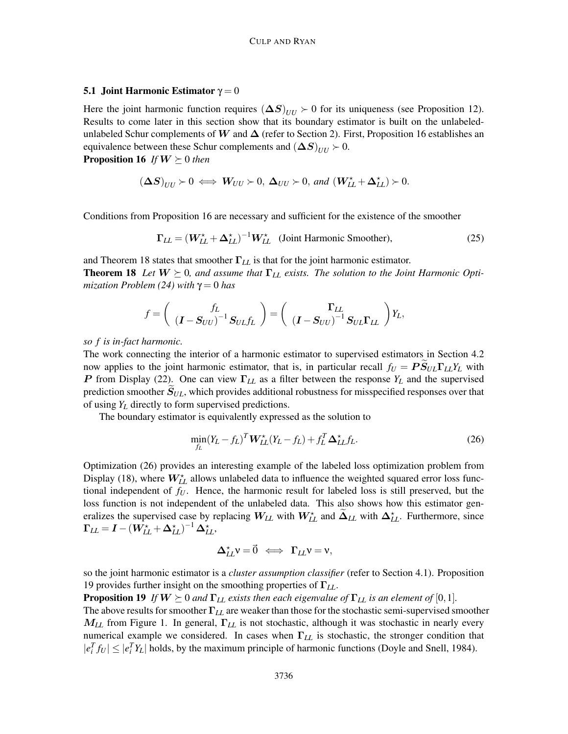### 5.1 Joint Harmonic Estimator $\gamma = 0$

Here the joint harmonic function requires $(\boldsymbol{\Delta}\boldsymbol{S})_{UU} \succ 0$ for its uniqueness (see Proposition 12). Results to come later in this section show that its boundary estimator is built on the unlabeled-unlabeled Schur complements of $\boldsymbol{W}$ and $\boldsymbol{\Delta}$ (refer to Section 2). First, Proposition 16 establishes an equivalence between these Schur complements and $(\boldsymbol{\Delta}\boldsymbol{S})_{UU} \succ 0$.

**Proposition 16** *If $\boldsymbol{W} \succeq 0$ then*

$$(\boldsymbol{\Delta}\boldsymbol{S})_{UU} \succ 0 \iff \boldsymbol{W}_{UU} \succ 0,\ \boldsymbol{\Delta}_{UU} \succ 0, \text{ and } (\boldsymbol{W}^{\star}_{LL} + \boldsymbol{\Delta}^{\star}_{LL}) \succ 0.$$

Conditions from Proposition 16 are necessary and sufficient for the existence of the smoother

$$\boldsymbol{\Gamma}_{LL} = (\boldsymbol{W}^{\star}_{LL} + \boldsymbol{\Delta}^{\star}_{LL})^{-1}\boldsymbol{W}^{\star}_{LL} \quad \text{(Joint Harmonic Smoother)}, \tag{25}$$

and Theorem 18 states that smoother $\boldsymbol{\Gamma}_{LL}$ is that for the joint harmonic estimator.

**Theorem 18** *Let $\boldsymbol{W} \succeq 0$, and assume that $\boldsymbol{\Gamma}_{LL}$ exists. The solution to the Joint Harmonic Optimization Problem (24) with $\gamma = 0$ has*

$$f = \begin{pmatrix} f_L \\ (\boldsymbol{I} - \boldsymbol{S}_{UU})^{-1}\boldsymbol{S}_{UL}f_L \end{pmatrix} = \begin{pmatrix} \boldsymbol{\Gamma}_{LL} \\ (\boldsymbol{I} - \boldsymbol{S}_{UU})^{-1}\boldsymbol{S}_{UL}\boldsymbol{\Gamma}_{LL} \end{pmatrix} Y_L,$$

*so $f$ is in-fact harmonic.*

The work connecting the interior of a harmonic estimator to supervised estimators in Section 4.2 now applies to the joint harmonic estimator, that is, in particular recall $f_U = \boldsymbol{P}\widetilde{\boldsymbol{S}}_{UL}\boldsymbol{\Gamma}_{LL}Y_L$ with $\boldsymbol{P}$ from Display (22). One can view $\boldsymbol{\Gamma}_{LL}$ as a filter between the response $Y_L$ and the supervised prediction smoother $\widetilde{\boldsymbol{S}}_{UL}$, which provides additional robustness for misspecified responses over that of using $Y_L$ directly to form supervised predictions.

The boundary estimator is equivalently expressed as the solution to

$$\min_{f_L}(Y_L - f_L)^T\boldsymbol{W}^{\star}_{LL}(Y_L - f_L) + f_L^T\boldsymbol{\Delta}^{\star}_{LL}f_L. \tag{26}$$

Optimization (26) provides an interesting example of the labeled loss optimization problem from Display (18), where $\boldsymbol{W}^{\star}_{LL}$ allows unlabeled data to influence the weighted squared error loss functional independent of $f_U$. Hence, the harmonic result for labeled loss is still preserved, but the loss function is not independent of the unlabeled data. This also shows how this estimator generalizes the supervised case by replacing $\boldsymbol{W}_{LL}$ with $\boldsymbol{W}^{\star}_{LL}$ and $\widetilde{\boldsymbol{\Delta}}_{LL}$ with $\boldsymbol{\Delta}^{\star}_{LL}$. Furthermore, since $\boldsymbol{\Gamma}_{LL} = \boldsymbol{I} - (\boldsymbol{W}^{\star}_{LL} + \boldsymbol{\Delta}^{\star}_{LL})^{-1}\boldsymbol{\Delta}^{\star}_{LL}$,

$$\boldsymbol{\Delta}^{\star}_{LL}\nu = \vec{0} \iff \boldsymbol{\Gamma}_{LL}\nu = \nu,$$

so the joint harmonic estimator is a *cluster assumption classifier* (refer to Section 4.1). Proposition 19 provides further insight on the smoothing properties of $\boldsymbol{\Gamma}_{LL}$.

**Proposition 19** *If $\boldsymbol{W} \succeq 0$ and $\boldsymbol{\Gamma}_{LL}$ exists then each eigenvalue of $\boldsymbol{\Gamma}_{LL}$ is an element of $[0,1]$.*

The above results for smoother $\boldsymbol{\Gamma}_{LL}$ are weaker than those for the stochastic semi-supervised smoother $\boldsymbol{M}_{LL}$ from Figure 1. In general, $\boldsymbol{\Gamma}_{LL}$ is not stochastic, although it was stochastic in nearly every numerical example we considered. In cases when $\boldsymbol{\Gamma}_{LL}$ is stochastic, the stronger condition that $|e_i^T f_U| \leq |e_i^T Y_L|$ holds, by the maximum principle of harmonic functions (Doyle and Snell, 1984).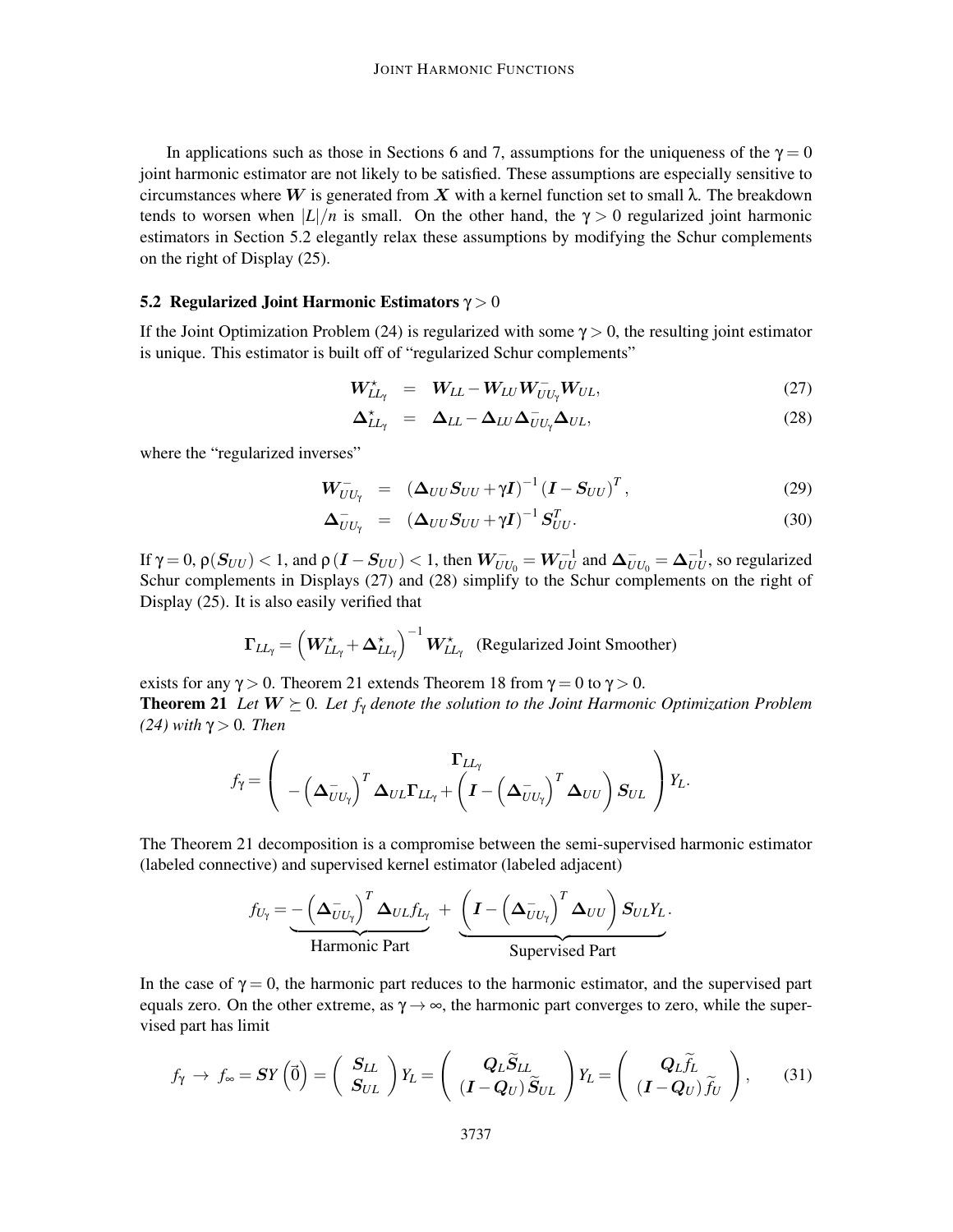In applications such as those in Sections 6 and 7, assumptions for the uniqueness of the $\gamma = 0$ joint harmonic estimator are not likely to be satisfied. These assumptions are especially sensitive to circumstances where $\boldsymbol{W}$ is generated from $\boldsymbol{X}$ with a kernel function set to small $\lambda$. The breakdown tends to worsen when $|L|/n$ is small. On the other hand, the $\gamma > 0$ regularized joint harmonic estimators in Section 5.2 elegantly relax these assumptions by modifying the Schur complements on the right of Display (25).

### 5.2 Regularized Joint Harmonic Estimators $\gamma > 0$

If the Joint Optimization Problem (24) is regularized with some $\gamma > 0$, the resulting joint estimator is unique. This estimator is built off of "regularized Schur complements"

$$\boldsymbol{W}^{\star}_{LL_\gamma} = \boldsymbol{W}_{LL} - \boldsymbol{W}_{LU}\boldsymbol{W}^{-}_{UU_\gamma}\boldsymbol{W}_{UL}, \tag{27}$$

$$\boldsymbol{\Delta}^{\star}_{LL_\gamma} = \boldsymbol{\Delta}_{LL} - \boldsymbol{\Delta}_{LU}\boldsymbol{\Delta}^{-}_{UU_\gamma}\boldsymbol{\Delta}_{UL}, \tag{28}$$

where the "regularized inverses"

$$\boldsymbol{W}^{-}_{UU_\gamma} = (\boldsymbol{\Delta}_{UU}\boldsymbol{S}_{UU} + \gamma\boldsymbol{I})^{-1}(\boldsymbol{I} - \boldsymbol{S}_{UU})^{T}, \tag{29}$$

$$\boldsymbol{\Delta}^{-}_{UU_\gamma} = (\boldsymbol{\Delta}_{UU}\boldsymbol{S}_{UU} + \gamma\boldsymbol{I})^{-1}\boldsymbol{S}^{T}_{UU}. \tag{30}$$

If $\gamma = 0$, $\rho(\boldsymbol{S}_{UU}) < 1$, and $\rho(\boldsymbol{I} - \boldsymbol{S}_{UU}) < 1$, then $\boldsymbol{W}^{-}_{UU_0} = \boldsymbol{W}^{-1}_{UU}$ and $\boldsymbol{\Delta}^{-}_{UU_0} = \boldsymbol{\Delta}^{-1}_{UU}$, so regularized Schur complements in Displays (27) and (28) simplify to the Schur complements on the right of Display (25). It is also easily verified that

$$\boldsymbol{\Gamma}_{LL_\gamma} = \left(\boldsymbol{W}^{\star}_{LL_\gamma} + \boldsymbol{\Delta}^{\star}_{LL_\gamma}\right)^{-1}\boldsymbol{W}^{\star}_{LL_\gamma} \quad \text{(Regularized Joint Smoother)}$$

exists for any $\gamma > 0$. Theorem 21 extends Theorem 18 from $\gamma = 0$ to $\gamma > 0$.

**Theorem 21** *Let $\boldsymbol{W} \succeq 0$. Let $f_\gamma$ denote the solution to the Joint Harmonic Optimization Problem (24) with $\gamma > 0$. Then*

$$f_\gamma = \begin{pmatrix} \boldsymbol{\Gamma}_{LL_\gamma} \\ -\left(\boldsymbol{\Delta}^{-}_{UU_\gamma}\right)^{T}\boldsymbol{\Delta}_{UL}\boldsymbol{\Gamma}_{LL_\gamma} + \left(\boldsymbol{I} - \left(\boldsymbol{\Delta}^{-}_{UU_\gamma}\right)^{T}\boldsymbol{\Delta}_{UU}\right)\boldsymbol{S}_{UL} \end{pmatrix} Y_L.$$

The Theorem 21 decomposition is a compromise between the semi-supervised harmonic estimator (labeled connective) and supervised kernel estimator (labeled adjacent)

$$f_{U_\gamma} = \underbrace{-\left(\boldsymbol{\Delta}^{-}_{UU_\gamma}\right)^{T}\boldsymbol{\Delta}_{UL}f_{L_\gamma}}_{\text{Harmonic Part}} + \underbrace{\left(\boldsymbol{I} - \left(\boldsymbol{\Delta}^{-}_{UU_\gamma}\right)^{T}\boldsymbol{\Delta}_{UU}\right)\boldsymbol{S}_{UL}Y_L}_{\text{Supervised Part}}.$$

In the case of $\gamma = 0$, the harmonic part reduces to the harmonic estimator, and the supervised part equals zero. On the other extreme, as $\gamma \to \infty$, the harmonic part converges to zero, while the supervised part has limit

$$f_\gamma \to f_\infty = \boldsymbol{S}Y\left(\vec{0}\right) = \begin{pmatrix} \boldsymbol{S}_{LL} \\ \boldsymbol{S}_{UL} \end{pmatrix} Y_L = \begin{pmatrix} \boldsymbol{Q}_L\widetilde{\boldsymbol{S}}_{LL} \\ (\boldsymbol{I} - \boldsymbol{Q}_U)\widetilde{\boldsymbol{S}}_{UL} \end{pmatrix} Y_L = \begin{pmatrix} \boldsymbol{Q}_L\widetilde{f}_L \\ (\boldsymbol{I} - \boldsymbol{Q}_U)\widetilde{f}_U \end{pmatrix}, \tag{31}$$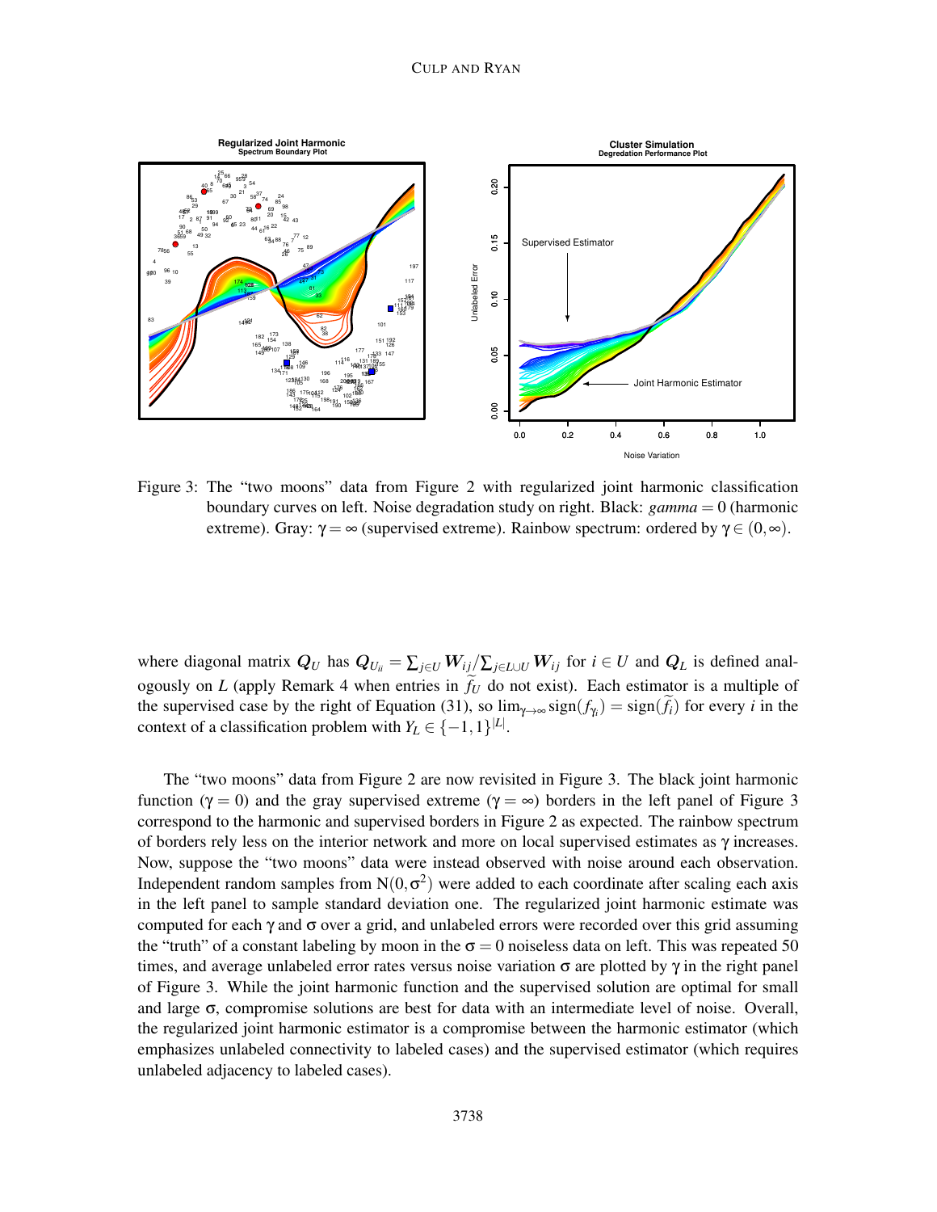Regularized Joint Harmonic
Spectrum Boundary Plot

Cluster Simulation
Degredation Performance Plot

Supervised Estimator

Joint Harmonic Estimator

Unlabeled Error

Noise Variation

0.00 0.05 0.10 0.15 0.20

0.0 0.2 0.4 0.6 0.8 1.0

Figure 3: The "two moons" data from Figure 2 with regularized joint harmonic classification boundary curves on left. Noise degradation study on right. Black: *gamma* $= 0$ (harmonic extreme). Gray: $\gamma = \infty$ (supervised extreme). Rainbow spectrum: ordered by $\gamma \in (0, \infty)$.

where diagonal matrix $Q_U$ has $Q_{U_{ii}} = \sum_{j \in U} W_{ij} / \sum_{j \in L \cup U} W_{ij}$ for $i \in U$ and $Q_L$ is defined analogously on $L$ (apply Remark 4 when entries in $\widetilde{f}_U$ do not exist). Each estimator is a multiple of the supervised case by the right of Equation (31), so $\lim_{\gamma \to \infty} \text{sign}(f_{\gamma_i}) = \text{sign}(\widetilde{f}_i)$ for every $i$ in the context of a classification problem with $Y_L \in \{-1, 1\}^{|L|}$.

The "two moons" data from Figure 2 are now revisited in Figure 3. The black joint harmonic function ($\gamma = 0$) and the gray supervised extreme ($\gamma = \infty$) borders in the left panel of Figure 3 correspond to the harmonic and supervised borders in Figure 2 as expected. The rainbow spectrum of borders rely less on the interior network and more on local supervised estimates as $\gamma$ increases. Now, suppose the "two moons" data were instead observed with noise around each observation. Independent random samples from $\text{N}(0, \sigma^2)$ were added to each coordinate after scaling each axis in the left panel to sample standard deviation one. The regularized joint harmonic estimate was computed for each $\gamma$ and $\sigma$ over a grid, and unlabeled errors were recorded over this grid assuming the "truth" of a constant labeling by moon in the $\sigma = 0$ noiseless data on left. This was repeated 50 times, and average unlabeled error rates versus noise variation $\sigma$ are plotted by $\gamma$ in the right panel of Figure 3. While the joint harmonic function and the supervised solution are optimal for small and large $\sigma$, compromise solutions are best for data with an intermediate level of noise. Overall, the regularized joint harmonic estimator is a compromise between the harmonic estimator (which emphasizes unlabeled connectivity to labeled cases) and the supervised estimator (which requires unlabeled adjacency to labeled cases).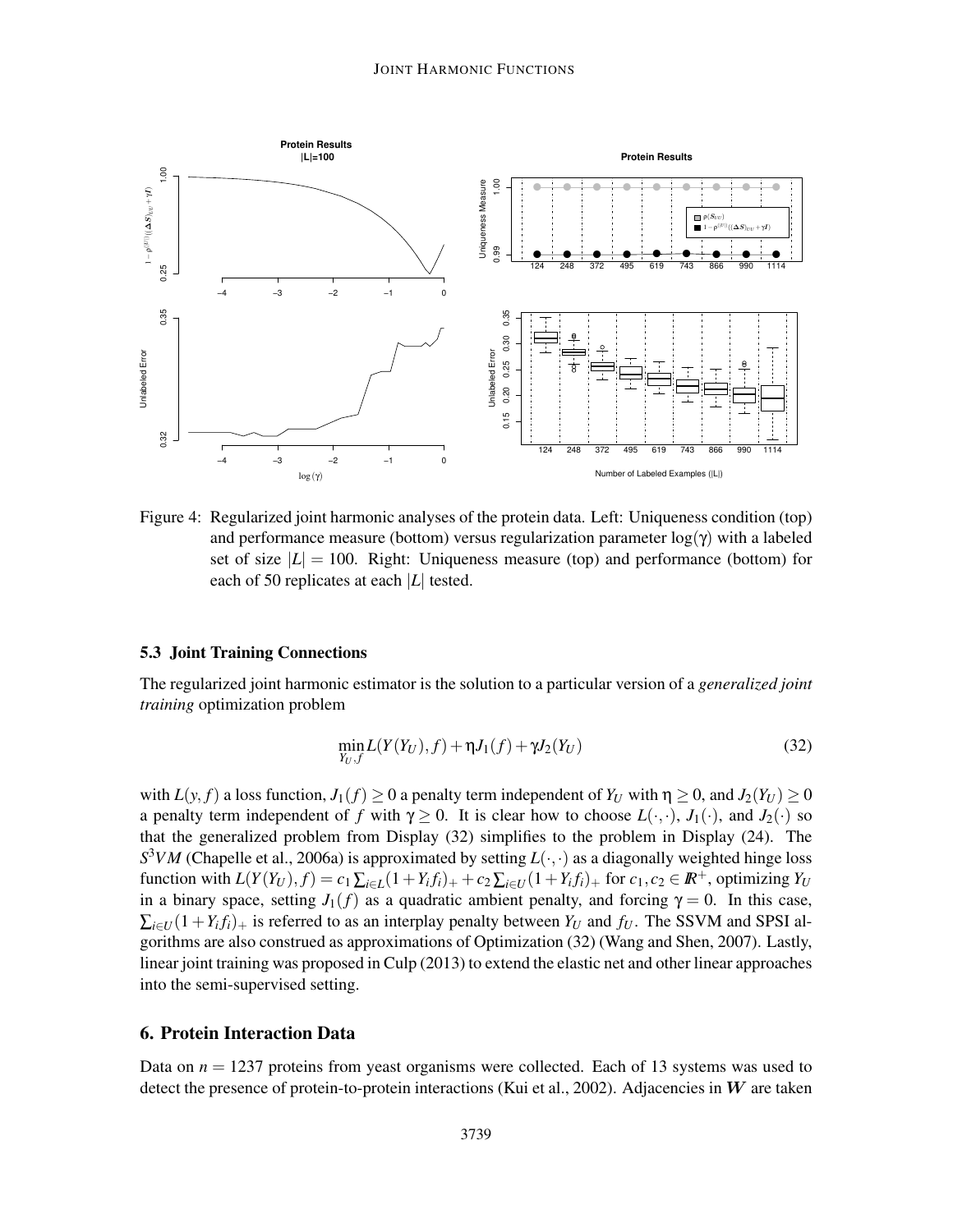Protein Results
|L|=100

$1-\rho^{(U)}((\Delta S)_{UU}+\gamma I)$

1.00

0.25

−4 −3 −2 −1 0

Unlabeled Error

0.35

0.32

−4 −3 −2 −1 0

$\log(\gamma)$

Protein Results

Uniqueness Measure

1.00

0.99

$\rho(S_{UU})$

$1-\rho^{(U)}((\Delta S)_{UU}+\gamma I)$

124 248 372 495 619 743 866 990 1114

Unlabeled Error

0.35 0.30 0.25 0.20 0.15

124 248 372 495 619 743 866 990 1114

Number of Labeled Examples (|L|)

Figure 4: Regularized joint harmonic analyses of the protein data. Left: Uniqueness condition (top) and performance measure (bottom) versus regularization parameter $\log(\gamma)$ with a labeled set of size $|L| = 100$. Right: Uniqueness measure (top) and performance (bottom) for each of 50 replicates at each $|L|$ tested.

### 5.3 Joint Training Connections

The regularized joint harmonic estimator is the solution to a particular version of a *generalized joint training* optimization problem

$$\min_{Y_U, f} L(Y(Y_U), f) + \eta J_1(f) + \gamma J_2(Y_U) \tag{32}$$

with $L(y, f)$ a loss function, $J_1(f) \geq 0$ a penalty term independent of $Y_U$ with $\eta \geq 0$, and $J_2(Y_U) \geq 0$ a penalty term independent of $f$ with $\gamma \geq 0$. It is clear how to choose $L(\cdot,\cdot)$, $J_1(\cdot)$, and $J_2(\cdot)$ so that the generalized problem from Display (32) simplifies to the problem in Display (24). The $S^3VM$ (Chapelle et al., 2006a) is approximated by setting $L(\cdot,\cdot)$ as a diagonally weighted hinge loss function with $L(Y(Y_U), f) = c_1 \sum_{i \in L}(1 + Y_i f_i)_+ + c_2 \sum_{i \in U}(1 + Y_i f_i)_+$ for $c_1, c_2 \in \mathbb{R}^+$, optimizing $Y_U$ in a binary space, setting $J_1(f)$ as a quadratic ambient penalty, and forcing $\gamma = 0$. In this case, $\sum_{i \in U}(1 + Y_i f_i)_+$ is referred to as an interplay penalty between $Y_U$ and $f_U$. The SSVM and SPSI algorithms are also construed as approximations of Optimization (32) (Wang and Shen, 2007). Lastly, linear joint training was proposed in Culp (2013) to extend the elastic net and other linear approaches into the semi-supervised setting.

## 6. Protein Interaction Data

Data on $n = 1237$ proteins from yeast organisms were collected. Each of 13 systems was used to detect the presence of protein-to-protein interactions (Kui et al., 2002). Adjacencies in $\boldsymbol{W}$ are taken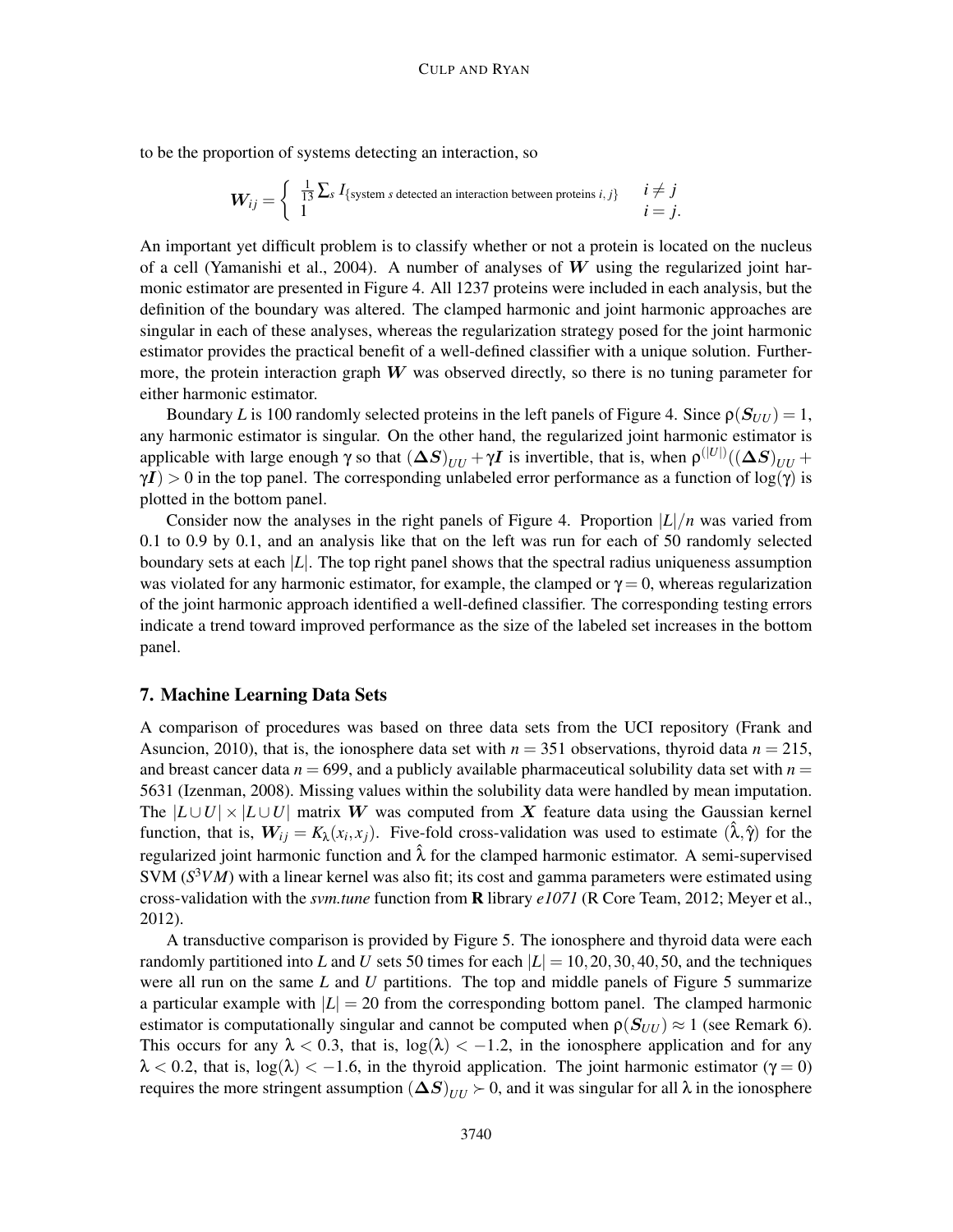to be the proportion of systems detecting an interaction, so

$$\boldsymbol{W}_{ij} = \begin{cases} \frac{1}{13}\sum_s I_{\{\text{system } s \text{ detected an interaction between proteins } i,j\}} & i \neq j \\ 1 & i = j. \end{cases}$$

An important yet difficult problem is to classify whether or not a protein is located on the nucleus of a cell (Yamanishi et al., 2004). A number of analyses of $\boldsymbol{W}$ using the regularized joint harmonic estimator are presented in Figure 4. All 1237 proteins were included in each analysis, but the definition of the boundary was altered. The clamped harmonic and joint harmonic approaches are singular in each of these analyses, whereas the regularization strategy posed for the joint harmonic estimator provides the practical benefit of a well-defined classifier with a unique solution. Furthermore, the protein interaction graph $\boldsymbol{W}$ was observed directly, so there is no tuning parameter for either harmonic estimator.

Boundary $L$ is 100 randomly selected proteins in the left panels of Figure 4. Since $\rho(\boldsymbol{S}_{UU}) = 1$, any harmonic estimator is singular. On the other hand, the regularized joint harmonic estimator is applicable with large enough $\gamma$ so that $(\boldsymbol{\Delta S})_{UU} + \gamma \boldsymbol{I}$ is invertible, that is, when $\rho^{(|U|)}((\boldsymbol{\Delta S})_{UU} + \gamma \boldsymbol{I}) > 0$ in the top panel. The corresponding unlabeled error performance as a function of $\log(\gamma)$ is plotted in the bottom panel.

Consider now the analyses in the right panels of Figure 4. Proportion $|L|/n$ was varied from 0.1 to 0.9 by 0.1, and an analysis like that on the left was run for each of 50 randomly selected boundary sets at each $|L|$. The top right panel shows that the spectral radius uniqueness assumption was violated for any harmonic estimator, for example, the clamped or $\gamma = 0$, whereas regularization of the joint harmonic approach identified a well-defined classifier. The corresponding testing errors indicate a trend toward improved performance as the size of the labeled set increases in the bottom panel.

## 7. Machine Learning Data Sets

A comparison of procedures was based on three data sets from the UCI repository (Frank and Asuncion, 2010), that is, the ionosphere data set with $n = 351$ observations, thyroid data $n = 215$, and breast cancer data $n = 699$, and a publicly available pharmaceutical solubility data set with $n = 5631$ (Izenman, 2008). Missing values within the solubility data were handled by mean imputation. The $|L \cup U| \times |L \cup U|$ matrix $\boldsymbol{W}$ was computed from $\boldsymbol{X}$ feature data using the Gaussian kernel function, that is, $\boldsymbol{W}_{ij} = K_\lambda(x_i, x_j)$. Five-fold cross-validation was used to estimate $(\hat{\lambda}, \hat{\gamma})$ for the regularized joint harmonic function and $\hat{\lambda}$ for the clamped harmonic estimator. A semi-supervised SVM ($S^3VM$) with a linear kernel was also fit; its cost and gamma parameters were estimated using cross-validation with the *svm.tune* function from **R** library *e1071* (R Core Team, 2012; Meyer et al., 2012).

A transductive comparison is provided by Figure 5. The ionosphere and thyroid data were each randomly partitioned into $L$ and $U$ sets 50 times for each $|L| = 10, 20, 30, 40, 50$, and the techniques were all run on the same $L$ and $U$ partitions. The top and middle panels of Figure 5 summarize a particular example with $|L| = 20$ from the corresponding bottom panel. The clamped harmonic estimator is computationally singular and cannot be computed when $\rho(\boldsymbol{S}_{UU}) \approx 1$ (see Remark 6). This occurs for any $\lambda < 0.3$, that is, $\log(\lambda) < -1.2$, in the ionosphere application and for any $\lambda < 0.2$, that is, $\log(\lambda) < -1.6$, in the thyroid application. The joint harmonic estimator ($\gamma = 0$) requires the more stringent assumption $(\boldsymbol{\Delta S})_{UU} \succ 0$, and it was singular for all $\lambda$ in the ionosphere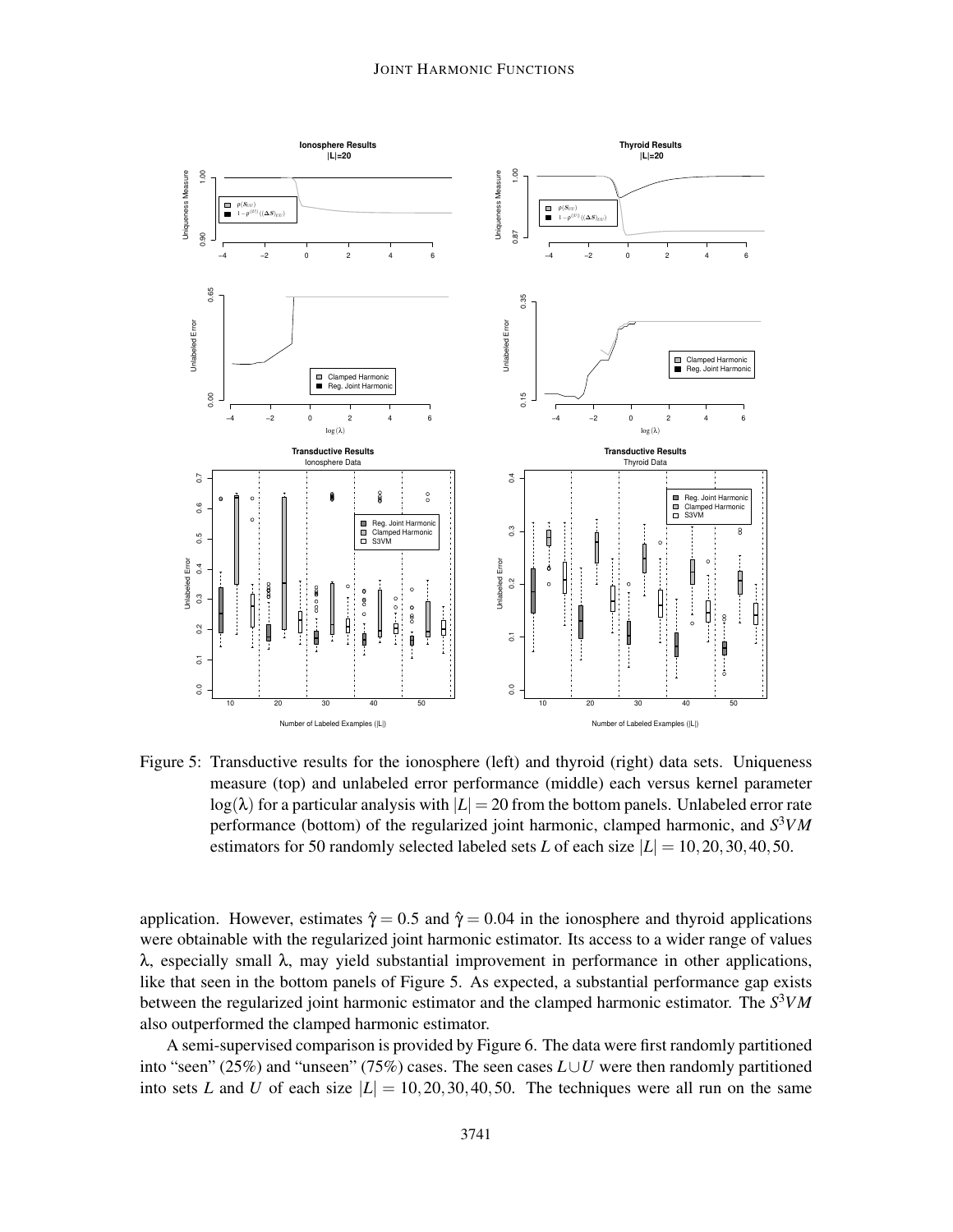Ionosphere Results
|L|=20

Uniqueness Measure

1.00

0.90

$\rho(S_{UU})$

$1-\rho^{(\|U\|)}((\Delta S)_{UU})$

−4 −2 0 2 4 6

Thyroid Results
|L|=20

Uniqueness Measure

1.00

0.87

$\rho(S_{UU})$

$1-\rho^{(\|U\|)}((\Delta S)_{UU})$

−4 −2 0 2 4 6

Unlabeled Error

0.65

0.00

Clamped Harmonic

Reg. Joint Harmonic

−4 −2 0 2 4 6

$\log(\lambda)$

Unlabeled Error

0.35

0.15

Clamped Harmonic

Reg. Joint Harmonic

−4 −2 0 2 4 6

$\log(\lambda)$

Transductive Results
Ionosphere Data

Unlabeled Error

0.0 0.1 0.2 0.3 0.4 0.5 0.6 0.7

Reg. Joint Harmonic

Clamped Harmonic

S3VM

10 20 30 40 50

Number of Labeled Examples (|L|)

Transductive Results
Thyroid Data

Unlabeled Error

0.0 0.1 0.2 0.3 0.4

Reg. Joint Harmonic

Clamped Harmonic

S3VM

10 20 30 40 50

Number of Labeled Examples (|L|)

Figure 5: Transductive results for the ionosphere (left) and thyroid (right) data sets. Uniqueness measure (top) and unlabeled error performance (middle) each versus kernel parameter $\log(\lambda)$ for a particular analysis with $|L| = 20$ from the bottom panels. Unlabeled error rate performance (bottom) of the regularized joint harmonic, clamped harmonic, and $S^3VM$ estimators for 50 randomly selected labeled sets $L$ of each size $|L| = 10, 20, 30, 40, 50$.

application. However, estimates $\hat{\gamma} = 0.5$ and $\hat{\gamma} = 0.04$ in the ionosphere and thyroid applications were obtainable with the regularized joint harmonic estimator. Its access to a wider range of values $\lambda$, especially small $\lambda$, may yield substantial improvement in performance in other applications, like that seen in the bottom panels of Figure 5. As expected, a substantial performance gap exists between the regularized joint harmonic estimator and the clamped harmonic estimator. The $S^3VM$ also outperformed the clamped harmonic estimator.

A semi-supervised comparison is provided by Figure 6. The data were first randomly partitioned into "seen" (25%) and "unseen" (75%) cases. The seen cases $L \cup U$ were then randomly partitioned into sets $L$ and $U$ of each size $|L| = 10, 20, 30, 40, 50$. The techniques were all run on the same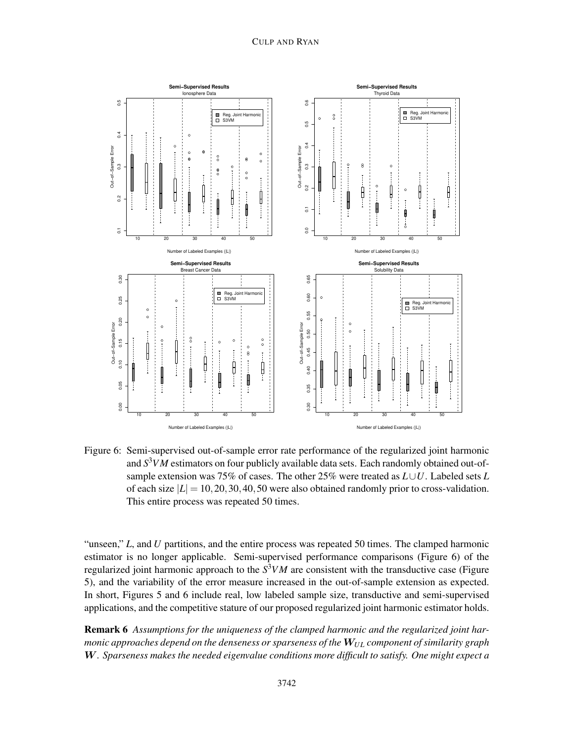Figure 6: Semi-supervised out-of-sample error rate performance of the regularized joint harmonic and $S^3VM$ estimators on four publicly available data sets. Each randomly obtained out-of-sample extension was 75% of cases. The other 25% were treated as $L \cup U$. Labeled sets $L$ of each size $|L| = 10, 20, 30, 40, 50$ were also obtained randomly prior to cross-validation. This entire process was repeated 50 times.

"unseen," $L$, and $U$ partitions, and the entire process was repeated 50 times. The clamped harmonic estimator is no longer applicable. Semi-supervised performance comparisons (Figure 6) of the regularized joint harmonic approach to the $S^3VM$ are consistent with the transductive case (Figure 5), and the variability of the error measure increased in the out-of-sample extension as expected. In short, Figures 5 and 6 include real, low labeled sample size, transductive and semi-supervised applications, and the competitive stature of our proposed regularized joint harmonic estimator holds.

**Remark 6** *Assumptions for the uniqueness of the clamped harmonic and the regularized joint harmonic approaches depend on the denseness or sparseness of the* $\boldsymbol{W}_{UL}$ *component of similarity graph* $\boldsymbol{W}$*. Sparseness makes the needed eigenvalue conditions more difficult to satisfy. One might expect a*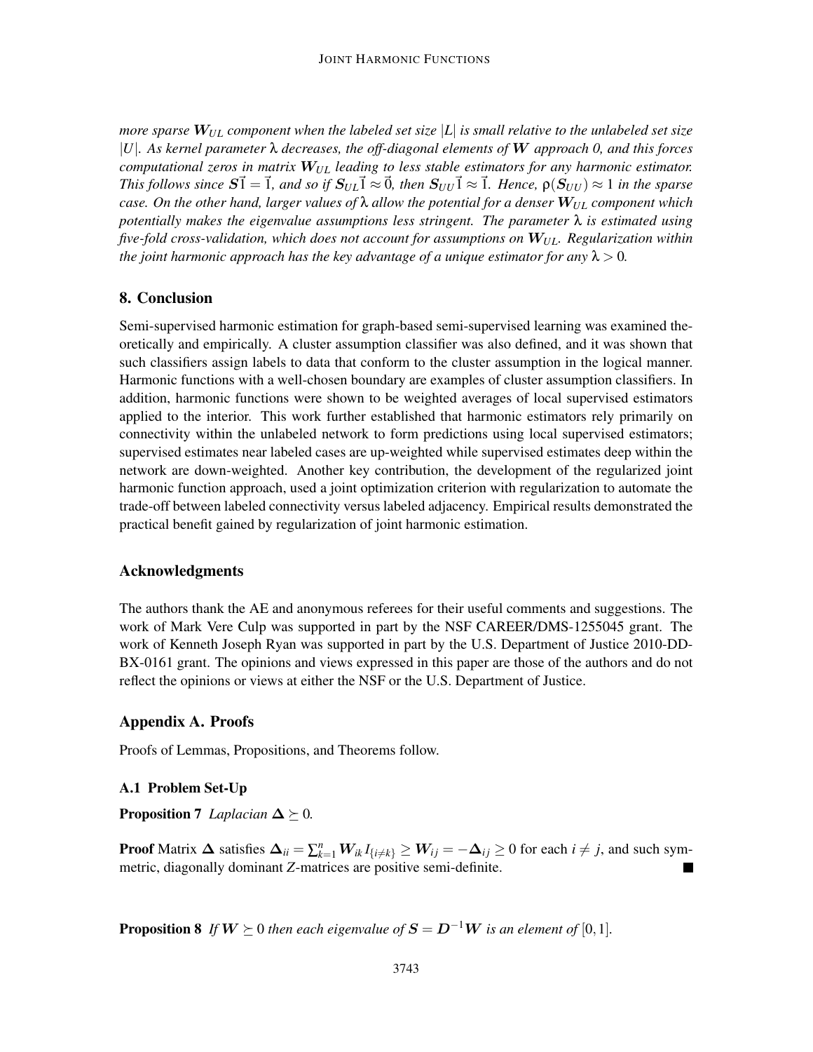*more sparse $\boldsymbol{W}_{UL}$ component when the labeled set size $|L|$ is small relative to the unlabeled set size $|U|$. As kernel parameter $\lambda$ decreases, the off-diagonal elements of $\boldsymbol{W}$ approach 0, and this forces computational zeros in matrix $\boldsymbol{W}_{UL}$ leading to less stable estimators for any harmonic estimator. This follows since $\boldsymbol{S}\vec{1} = \vec{1}$, and so if $\boldsymbol{S}_{UL}\vec{1} \approx \vec{0}$, then $\boldsymbol{S}_{UU}\vec{1} \approx \vec{1}$. Hence, $\rho(\boldsymbol{S}_{UU}) \approx 1$ in the sparse case. On the other hand, larger values of $\lambda$ allow the potential for a denser $\boldsymbol{W}_{UL}$ component which potentially makes the eigenvalue assumptions less stringent. The parameter $\lambda$ is estimated using five-fold cross-validation, which does not account for assumptions on $\boldsymbol{W}_{UL}$. Regularization within the joint harmonic approach has the key advantage of a unique estimator for any $\lambda > 0$.*

## 8. Conclusion

Semi-supervised harmonic estimation for graph-based semi-supervised learning was examined theoretically and empirically. A cluster assumption classifier was also defined, and it was shown that such classifiers assign labels to data that conform to the cluster assumption in the logical manner. Harmonic functions with a well-chosen boundary are examples of cluster assumption classifiers. In addition, harmonic functions were shown to be weighted averages of local supervised estimators applied to the interior. This work further established that harmonic estimators rely primarily on connectivity within the unlabeled network to form predictions using local supervised estimators; supervised estimates near labeled cases are up-weighted while supervised estimates deep within the network are down-weighted. Another key contribution, the development of the regularized joint harmonic function approach, used a joint optimization criterion with regularization to automate the trade-off between labeled connectivity versus labeled adjacency. Empirical results demonstrated the practical benefit gained by regularization of joint harmonic estimation.

## Acknowledgments

The authors thank the AE and anonymous referees for their useful comments and suggestions. The work of Mark Vere Culp was supported in part by the NSF CAREER/DMS-1255045 grant. The work of Kenneth Joseph Ryan was supported in part by the U.S. Department of Justice 2010-DD-BX-0161 grant. The opinions and views expressed in this paper are those of the authors and do not reflect the opinions or views at either the NSF or the U.S. Department of Justice.

## Appendix A. Proofs

Proofs of Lemmas, Propositions, and Theorems follow.

### A.1 Problem Set-Up

**Proposition 7** *Laplacian $\boldsymbol{\Delta} \succeq 0$.*

**Proof** Matrix $\boldsymbol{\Delta}$ satisfies $\boldsymbol{\Delta}_{ii} = \sum_{k=1}^{n} \boldsymbol{W}_{ik} I_{\{i \neq k\}} \geq \boldsymbol{W}_{ij} = -\boldsymbol{\Delta}_{ij} \geq 0$ for each $i \neq j$, and such symmetric, diagonally dominant $Z$-matrices are positive semi-definite. ■

**Proposition 8** *If $\boldsymbol{W} \succeq 0$ then each eigenvalue of $\boldsymbol{S} = \boldsymbol{D}^{-1}\boldsymbol{W}$ is an element of $[0,1]$.*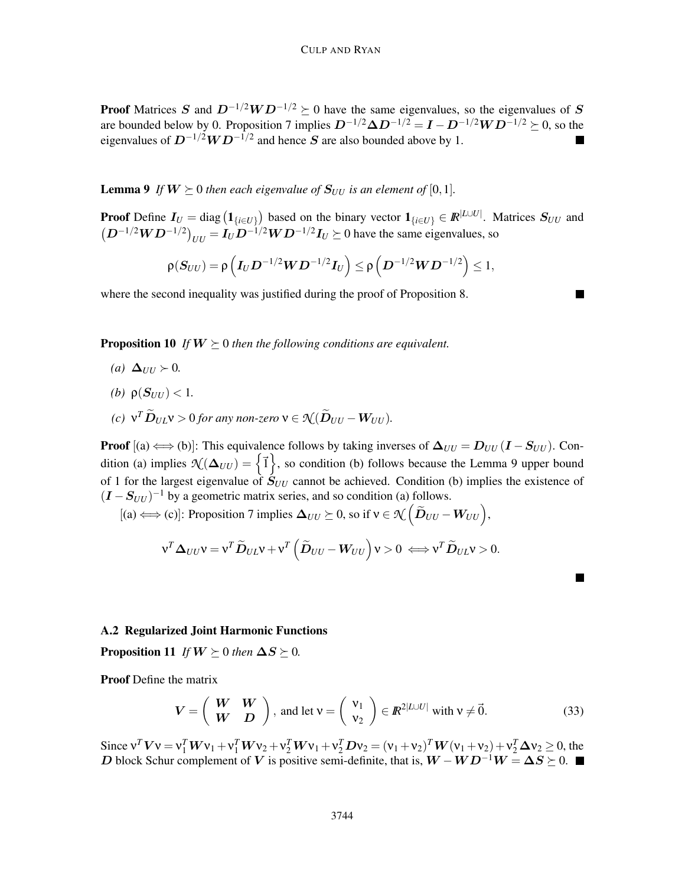**Proof** Matrices $\boldsymbol{S}$ and $\boldsymbol{D}^{-1/2}\boldsymbol{W}\boldsymbol{D}^{-1/2} \succeq 0$ have the same eigenvalues, so the eigenvalues of $\boldsymbol{S}$ are bounded below by 0. Proposition 7 implies $\boldsymbol{D}^{-1/2}\boldsymbol{\Delta}\boldsymbol{D}^{-1/2} = \boldsymbol{I} - \boldsymbol{D}^{-1/2}\boldsymbol{W}\boldsymbol{D}^{-1/2} \succeq 0$, so the eigenvalues of $\boldsymbol{D}^{-1/2}\boldsymbol{W}\boldsymbol{D}^{-1/2}$ and hence $\boldsymbol{S}$ are also bounded above by 1. ■

**Lemma 9** *If $\boldsymbol{W} \succeq 0$ then each eigenvalue of $\boldsymbol{S}_{UU}$ is an element of $[0,1]$.*

**Proof** Define $\boldsymbol{I}_U = \text{diag}\left(\mathbf{1}_{\{i \in U\}}\right)$ based on the binary vector $\mathbf{1}_{\{i\in U\}} \in \mathbb{R}^{|L\cup U|}$. Matrices $\boldsymbol{S}_{UU}$ and $\left(\boldsymbol{D}^{-1/2}\boldsymbol{W}\boldsymbol{D}^{-1/2}\right)_{UU} = \boldsymbol{I}_U\boldsymbol{D}^{-1/2}\boldsymbol{W}\boldsymbol{D}^{-1/2}\boldsymbol{I}_U \succeq 0$ have the same eigenvalues, so

$$\rho(\boldsymbol{S}_{UU}) = \rho\left(\boldsymbol{I}_U\boldsymbol{D}^{-1/2}\boldsymbol{W}\boldsymbol{D}^{-1/2}\boldsymbol{I}_U\right) \leq \rho\left(\boldsymbol{D}^{-1/2}\boldsymbol{W}\boldsymbol{D}^{-1/2}\right) \leq 1,$$

where the second inequality was justified during the proof of Proposition 8. ■

**Proposition 10** *If $\boldsymbol{W} \succeq 0$ then the following conditions are equivalent.*

*(a)* $\boldsymbol{\Delta}_{UU} \succ 0$.

*(b)* $\rho(\boldsymbol{S}_{UU}) < 1$.

*(c)* $\nu^T \widetilde{\boldsymbol{D}}_{UL}\nu > 0$ *for any non-zero* $\nu \in \mathcal{N}(\widetilde{\boldsymbol{D}}_{UU} - \boldsymbol{W}_{UU})$.

**Proof** [(a) $\iff$ (b)]: This equivalence follows by taking inverses of $\boldsymbol{\Delta}_{UU} = \boldsymbol{D}_{UU}(\boldsymbol{I} - \boldsymbol{S}_{UU})$. Condition (a) implies $\mathcal{N}(\boldsymbol{\Delta}_{UU}) = \left\{\vec{1}\right\}$, so condition (b) follows because the Lemma 9 upper bound of 1 for the largest eigenvalue of $\boldsymbol{S}_{UU}$ cannot be achieved. Condition (b) implies the existence of $(\boldsymbol{I} - \boldsymbol{S}_{UU})^{-1}$ by a geometric matrix series, and so condition (a) follows.

[(a) $\iff$ (c)]: Proposition 7 implies $\boldsymbol{\Delta}_{UU} \succeq 0$, so if $\nu \in \mathcal{N}\left(\widetilde{\boldsymbol{D}}_{UU} - \boldsymbol{W}_{UU}\right)$,

$$\nu^T\boldsymbol{\Delta}_{UU}\nu = \nu^T\widetilde{\boldsymbol{D}}_{UL}\nu + \nu^T\left(\widetilde{\boldsymbol{D}}_{UU} - \boldsymbol{W}_{UU}\right)\nu > 0 \iff \nu^T\widetilde{\boldsymbol{D}}_{UL}\nu > 0.$$

■

### A.2 Regularized Joint Harmonic Functions

**Proposition 11** *If $\boldsymbol{W} \succeq 0$ then $\boldsymbol{\Delta}\boldsymbol{S} \succeq 0$.*

**Proof** Define the matrix

$$\boldsymbol{V} = \begin{pmatrix} \boldsymbol{W} & \boldsymbol{W} \\ \boldsymbol{W} & \boldsymbol{D} \end{pmatrix}, \text{ and let } \nu = \begin{pmatrix} \nu_1 \\ \nu_2 \end{pmatrix} \in \mathbb{R}^{2|L\cup U|} \text{ with } \nu \neq \vec{0}. \tag{33}$$

Since $\nu^T\boldsymbol{V}\nu = \nu_1^T\boldsymbol{W}\nu_1 + \nu_1^T\boldsymbol{W}\nu_2 + \nu_2^T\boldsymbol{W}\nu_1 + \nu_2^T\boldsymbol{D}\nu_2 = (\nu_1+\nu_2)^T\boldsymbol{W}(\nu_1+\nu_2) + \nu_2^T\boldsymbol{\Delta}\nu_2 \geq 0$, the $\boldsymbol{D}$ block Schur complement of $\boldsymbol{V}$ is positive semi-definite, that is, $\boldsymbol{W} - \boldsymbol{W}\boldsymbol{D}^{-1}\boldsymbol{W} = \boldsymbol{\Delta}\boldsymbol{S} \succeq 0$. ■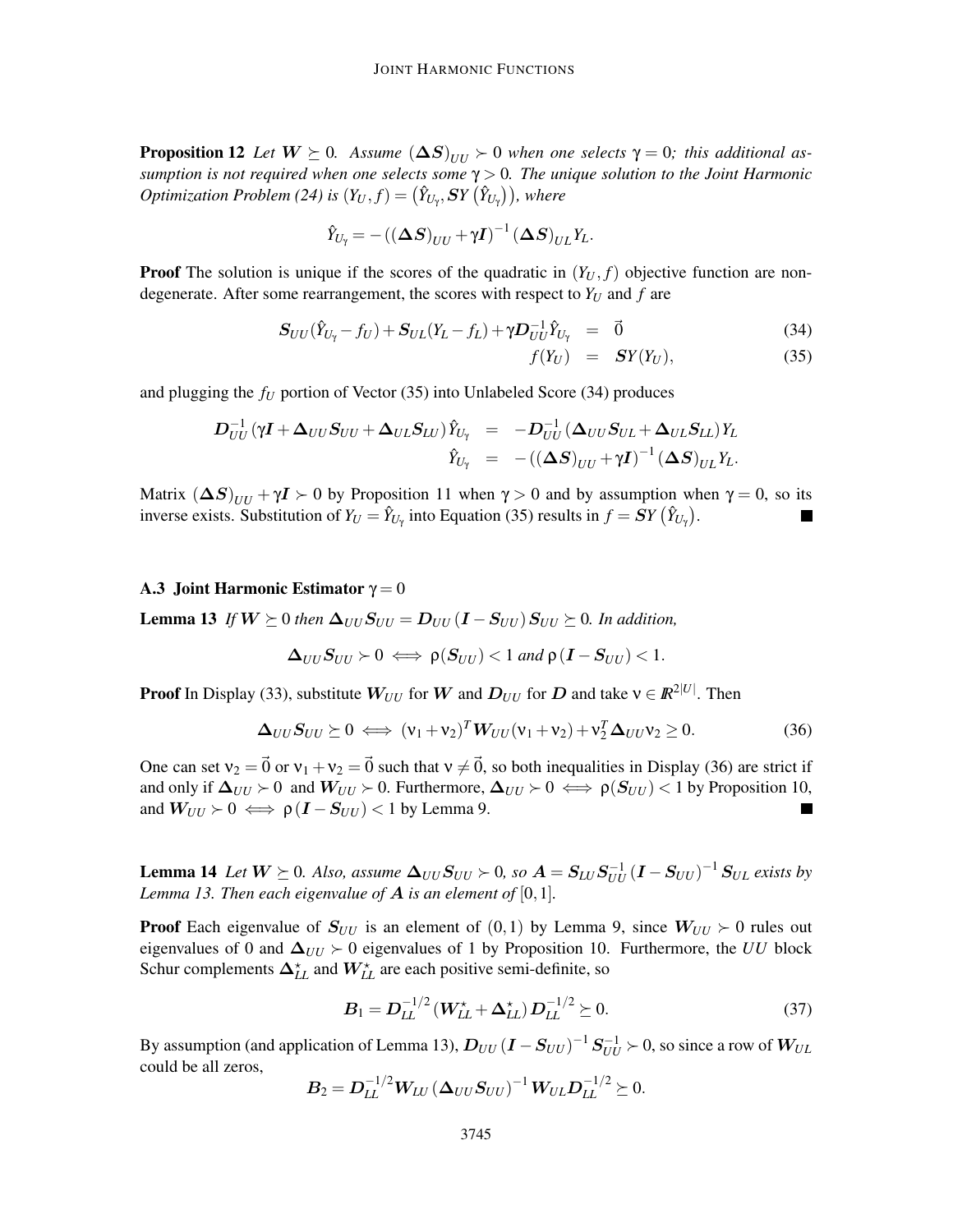**Proposition 12** *Let $\boldsymbol{W} \succeq 0$. Assume $(\boldsymbol{\Delta S})_{UU} \succ 0$ when one selects $\gamma = 0$; this additional assumption is not required when one selects some $\gamma > 0$. The unique solution to the Joint Harmonic Optimization Problem (24) is $(Y_U, f) = \left(\hat{Y}_{U_\gamma}, \boldsymbol{S}Y\left(\hat{Y}_{U_\gamma}\right)\right)$, where*

$$\hat{Y}_{U_\gamma} = -\left((\boldsymbol{\Delta S})_{UU} + \gamma \boldsymbol{I}\right)^{-1} (\boldsymbol{\Delta S})_{UL} Y_L.$$

**Proof** The solution is unique if the scores of the quadratic in $(Y_U, f)$ objective function are non-degenerate. After some rearrangement, the scores with respect to $Y_U$ and $f$ are

$$\begin{aligned} \boldsymbol{S}_{UU}(\hat{Y}_{U_\gamma} - f_U) + \boldsymbol{S}_{UL}(Y_L - f_L) + \gamma \boldsymbol{D}_{UU}^{-1} \hat{Y}_{U_\gamma} &= \vec{0} \quad (34) \\ f(Y_U) &= \boldsymbol{S}Y(Y_U), \quad (35) \end{aligned}$$

and plugging the $f_U$ portion of Vector (35) into Unlabeled Score (34) produces

$$\begin{aligned} \boldsymbol{D}_{UU}^{-1}\left(\gamma \boldsymbol{I} + \boldsymbol{\Delta}_{UU}\boldsymbol{S}_{UU} + \boldsymbol{\Delta}_{UL}\boldsymbol{S}_{LU}\right)\hat{Y}_{U_\gamma} &= -\boldsymbol{D}_{UU}^{-1}\left(\boldsymbol{\Delta}_{UU}\boldsymbol{S}_{UL} + \boldsymbol{\Delta}_{UL}\boldsymbol{S}_{LL}\right)Y_L \\ \hat{Y}_{U_\gamma} &= -\left((\boldsymbol{\Delta S})_{UU} + \gamma \boldsymbol{I}\right)^{-1} (\boldsymbol{\Delta S})_{UL} Y_L. \end{aligned}$$

Matrix $(\boldsymbol{\Delta S})_{UU} + \gamma \boldsymbol{I} \succ 0$ by Proposition 11 when $\gamma > 0$ and by assumption when $\gamma = 0$, so its inverse exists. Substitution of $Y_U = \hat{Y}_{U_\gamma}$ into Equation (35) results in $f = \boldsymbol{S}Y\left(\hat{Y}_{U_\gamma}\right)$. ■

### A.3 Joint Harmonic Estimator $\gamma = 0$

**Lemma 13** *If $\boldsymbol{W} \succeq 0$ then $\boldsymbol{\Delta}_{UU}\boldsymbol{S}_{UU} = \boldsymbol{D}_{UU}\left(\boldsymbol{I} - \boldsymbol{S}_{UU}\right)\boldsymbol{S}_{UU} \succeq 0$. In addition,*

$$\boldsymbol{\Delta}_{UU}\boldsymbol{S}_{UU} \succ 0 \iff \rho(\boldsymbol{S}_{UU}) < 1 \text{ and } \rho\left(\boldsymbol{I} - \boldsymbol{S}_{UU}\right) < 1.$$

**Proof** In Display (33), substitute $\boldsymbol{W}_{UU}$ for $\boldsymbol{W}$ and $\boldsymbol{D}_{UU}$ for $\boldsymbol{D}$ and take $\nu \in \mathbb{R}^{2|U|}$. Then

$$\boldsymbol{\Delta}_{UU}\boldsymbol{S}_{UU} \succeq 0 \iff (\nu_1 + \nu_2)^T \boldsymbol{W}_{UU}(\nu_1 + \nu_2) + \nu_2^T \boldsymbol{\Delta}_{UU}\nu_2 \geq 0. \quad (36)$$

One can set $\nu_2 = \vec{0}$ or $\nu_1 + \nu_2 = \vec{0}$ such that $\nu \neq \vec{0}$, so both inequalities in Display (36) are strict if and only if $\boldsymbol{\Delta}_{UU} \succ 0$ and $\boldsymbol{W}_{UU} \succ 0$. Furthermore, $\boldsymbol{\Delta}_{UU} \succ 0 \iff \rho(\boldsymbol{S}_{UU}) < 1$ by Proposition 10, and $\boldsymbol{W}_{UU} \succ 0 \iff \rho\left(\boldsymbol{I} - \boldsymbol{S}_{UU}\right) < 1$ by Lemma 9. ■

**Lemma 14** *Let $\boldsymbol{W} \succeq 0$. Also, assume $\boldsymbol{\Delta}_{UU}\boldsymbol{S}_{UU} \succ 0$, so $\boldsymbol{A} = \boldsymbol{S}_{LU}\boldsymbol{S}_{UU}^{-1}\left(\boldsymbol{I} - \boldsymbol{S}_{UU}\right)^{-1}\boldsymbol{S}_{UL}$ exists by Lemma 13. Then each eigenvalue of $\boldsymbol{A}$ is an element of $[0, 1]$.*

**Proof** Each eigenvalue of $\boldsymbol{S}_{UU}$ is an element of $(0, 1)$ by Lemma 9, since $\boldsymbol{W}_{UU} \succ 0$ rules out eigenvalues of 0 and $\boldsymbol{\Delta}_{UU} \succ 0$ eigenvalues of 1 by Proposition 10. Furthermore, the $UU$ block Schur complements $\boldsymbol{\Delta}_{LL}^{\star}$ and $\boldsymbol{W}_{LL}^{\star}$ are each positive semi-definite, so

$$\boldsymbol{B}_1 = \boldsymbol{D}_{LL}^{-1/2}\left(\boldsymbol{W}_{LL}^{\star} + \boldsymbol{\Delta}_{LL}^{\star}\right)\boldsymbol{D}_{LL}^{-1/2} \succeq 0. \quad (37)$$

By assumption (and application of Lemma 13), $\boldsymbol{D}_{UU}\left(\boldsymbol{I} - \boldsymbol{S}_{UU}\right)^{-1}\boldsymbol{S}_{UU}^{-1} \succ 0$, so since a row of $\boldsymbol{W}_{UL}$ could be all zeros,

$$\boldsymbol{B}_2 = \boldsymbol{D}_{LL}^{-1/2}\boldsymbol{W}_{LU}\left(\boldsymbol{\Delta}_{UU}\boldsymbol{S}_{UU}\right)^{-1}\boldsymbol{W}_{UL}\boldsymbol{D}_{LL}^{-1/2} \succeq 0.$$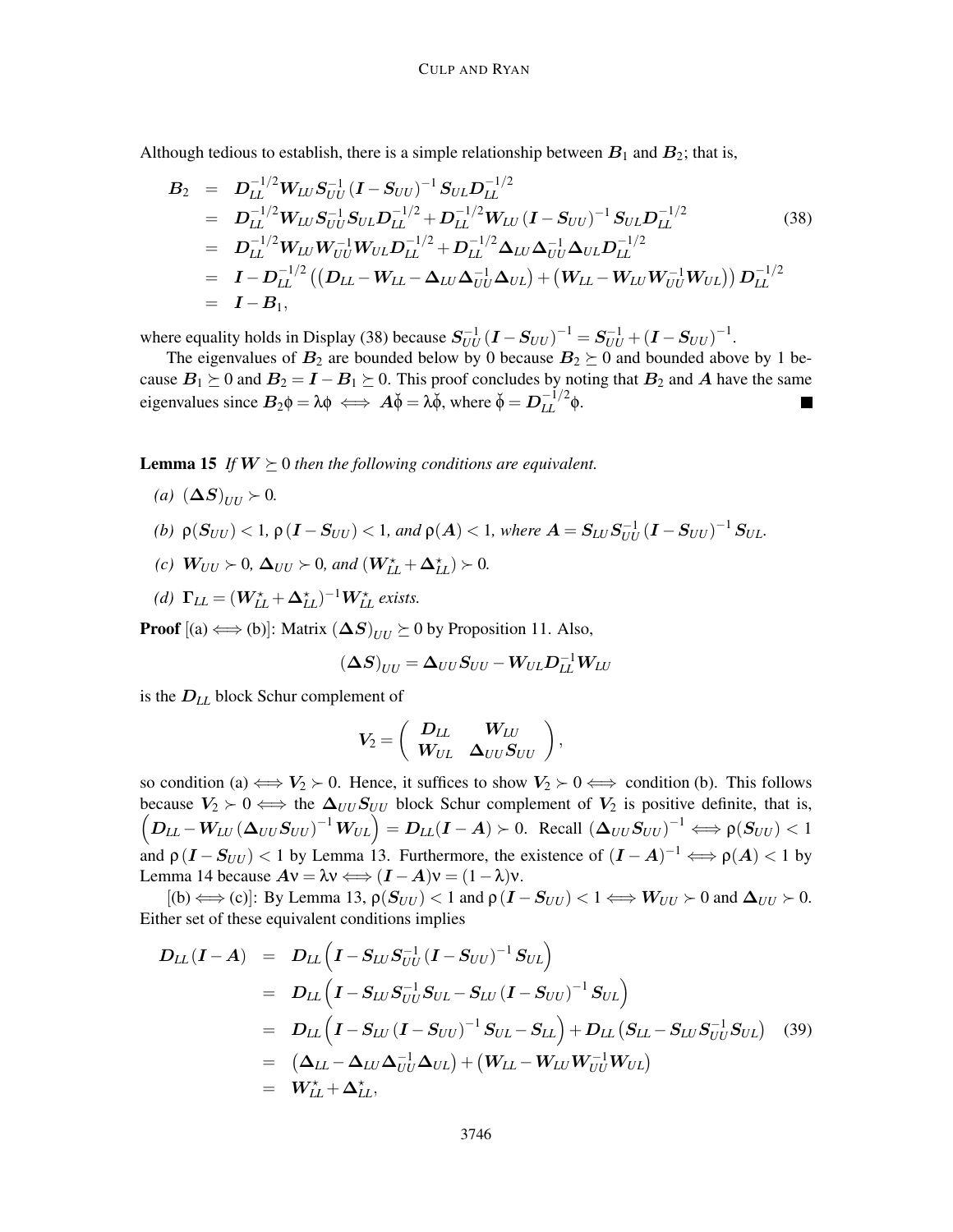Although tedious to establish, there is a simple relationship between $\boldsymbol{B}_1$ and $\boldsymbol{B}_2$; that is,

$$
\begin{aligned}
\boldsymbol{B}_2 &= \boldsymbol{D}_{LL}^{-1/2}\boldsymbol{W}_{LU}\boldsymbol{S}_{UU}^{-1}(\boldsymbol{I}-\boldsymbol{S}_{UU})^{-1}\boldsymbol{S}_{UL}\boldsymbol{D}_{LL}^{-1/2} \\
&= \boldsymbol{D}_{LL}^{-1/2}\boldsymbol{W}_{LU}\boldsymbol{S}_{UU}^{-1}\boldsymbol{S}_{UL}\boldsymbol{D}_{LL}^{-1/2}+\boldsymbol{D}_{LL}^{-1/2}\boldsymbol{W}_{LU}(\boldsymbol{I}-\boldsymbol{S}_{UU})^{-1}\boldsymbol{S}_{UL}\boldsymbol{D}_{LL}^{-1/2} \qquad (38)\\
&= \boldsymbol{D}_{LL}^{-1/2}\boldsymbol{W}_{LU}\boldsymbol{W}_{UU}^{-1}\boldsymbol{W}_{UL}\boldsymbol{D}_{LL}^{-1/2}+\boldsymbol{D}_{LL}^{-1/2}\boldsymbol{\Delta}_{LU}\boldsymbol{\Delta}_{UU}^{-1}\boldsymbol{\Delta}_{UL}\boldsymbol{D}_{LL}^{-1/2} \\
&= \boldsymbol{I}-\boldsymbol{D}_{LL}^{-1/2}\left(\left(\boldsymbol{D}_{LL}-\boldsymbol{W}_{LL}-\boldsymbol{\Delta}_{LU}\boldsymbol{\Delta}_{UU}^{-1}\boldsymbol{\Delta}_{UL}\right)+\left(\boldsymbol{W}_{LL}-\boldsymbol{W}_{LU}\boldsymbol{W}_{UU}^{-1}\boldsymbol{W}_{UL}\right)\right)\boldsymbol{D}_{LL}^{-1/2} \\
&= \boldsymbol{I}-\boldsymbol{B}_1,
\end{aligned}
$$

where equality holds in Display (38) because $\boldsymbol{S}_{UU}^{-1}(\boldsymbol{I}-\boldsymbol{S}_{UU})^{-1}=\boldsymbol{S}_{UU}^{-1}+(\boldsymbol{I}-\boldsymbol{S}_{UU})^{-1}$.

The eigenvalues of $\boldsymbol{B}_2$ are bounded below by 0 because $\boldsymbol{B}_2 \succeq 0$ and bounded above by 1 because $\boldsymbol{B}_1 \succeq 0$ and $\boldsymbol{B}_2 = \boldsymbol{I}-\boldsymbol{B}_1 \succeq 0$. This proof concludes by noting that $\boldsymbol{B}_2$ and $\boldsymbol{A}$ have the same eigenvalues since $\boldsymbol{B}_2\phi=\lambda\phi \iff \boldsymbol{A}\check{\phi}=\lambda\check{\phi}$, where $\check{\phi}=\boldsymbol{D}_{LL}^{-1/2}\phi$. ■

**Lemma 15** *If $\boldsymbol{W}\succeq 0$ then the following conditions are equivalent.*

*(a)* $(\boldsymbol{\Delta S})_{UU}\succ 0$.

*(b)* $\rho(\boldsymbol{S}_{UU})<1$, $\rho(\boldsymbol{I}-\boldsymbol{S}_{UU})<1$, *and* $\rho(\boldsymbol{A})<1$, *where* $\boldsymbol{A}=\boldsymbol{S}_{LU}\boldsymbol{S}_{UU}^{-1}(\boldsymbol{I}-\boldsymbol{S}_{UU})^{-1}\boldsymbol{S}_{UL}$.

*(c)* $\boldsymbol{W}_{UU}\succ 0$, $\boldsymbol{\Delta}_{UU}\succ 0$, *and* $(\boldsymbol{W}_{LL}^{\star}+\boldsymbol{\Delta}_{LL}^{\star})\succ 0$.

*(d)* $\boldsymbol{\Gamma}_{LL}=(\boldsymbol{W}_{LL}^{\star}+\boldsymbol{\Delta}_{LL}^{\star})^{-1}\boldsymbol{W}_{LL}^{\star}$ *exists.*

**Proof** [(a) $\iff$ (b)]: Matrix $(\boldsymbol{\Delta S})_{UU}\succeq 0$ by Proposition 11. Also,

$$(\boldsymbol{\Delta S})_{UU}=\boldsymbol{\Delta}_{UU}\boldsymbol{S}_{UU}-\boldsymbol{W}_{UL}\boldsymbol{D}_{LL}^{-1}\boldsymbol{W}_{LU}$$

is the $\boldsymbol{D}_{LL}$ block Schur complement of

$$\boldsymbol{V}_2=\begin{pmatrix}\boldsymbol{D}_{LL} & \boldsymbol{W}_{LU}\\ \boldsymbol{W}_{UL} & \boldsymbol{\Delta}_{UU}\boldsymbol{S}_{UU}\end{pmatrix},$$

so condition (a) $\iff \boldsymbol{V}_2\succ 0$. Hence, it suffices to show $\boldsymbol{V}_2\succ 0 \iff$ condition (b). This follows because $\boldsymbol{V}_2\succ 0 \iff$ the $\boldsymbol{\Delta}_{UU}\boldsymbol{S}_{UU}$ block Schur complement of $\boldsymbol{V}_2$ is positive definite, that is, $\left(\boldsymbol{D}_{LL}-\boldsymbol{W}_{LU}(\boldsymbol{\Delta}_{UU}\boldsymbol{S}_{UU})^{-1}\boldsymbol{W}_{UL}\right)=\boldsymbol{D}_{LL}(\boldsymbol{I}-\boldsymbol{A})\succ 0$. Recall $(\boldsymbol{\Delta}_{UU}\boldsymbol{S}_{UU})^{-1}\iff\rho(\boldsymbol{S}_{UU})<1$ and $\rho(\boldsymbol{I}-\boldsymbol{S}_{UU})<1$ by Lemma 13. Furthermore, the existence of $(\boldsymbol{I}-\boldsymbol{A})^{-1}\iff\rho(\boldsymbol{A})<1$ by Lemma 14 because $\boldsymbol{A}\nu=\lambda\nu\iff(\boldsymbol{I}-\boldsymbol{A})\nu=(1-\lambda)\nu$.

[(b) $\iff$ (c)]: By Lemma 13, $\rho(\boldsymbol{S}_{UU})<1$ and $\rho(\boldsymbol{I}-\boldsymbol{S}_{UU})<1 \iff \boldsymbol{W}_{UU}\succ 0$ and $\boldsymbol{\Delta}_{UU}\succ 0$. Either set of these equivalent conditions implies

$$
\begin{aligned}
\boldsymbol{D}_{LL}(\boldsymbol{I}-\boldsymbol{A}) &= \boldsymbol{D}_{LL}\left(\boldsymbol{I}-\boldsymbol{S}_{LU}\boldsymbol{S}_{UU}^{-1}(\boldsymbol{I}-\boldsymbol{S}_{UU})^{-1}\boldsymbol{S}_{UL}\right)\\
&= \boldsymbol{D}_{LL}\left(\boldsymbol{I}-\boldsymbol{S}_{LU}\boldsymbol{S}_{UU}^{-1}\boldsymbol{S}_{UL}-\boldsymbol{S}_{LU}(\boldsymbol{I}-\boldsymbol{S}_{UU})^{-1}\boldsymbol{S}_{UL}\right)\\
&= \boldsymbol{D}_{LL}\left(\boldsymbol{I}-\boldsymbol{S}_{LU}(\boldsymbol{I}-\boldsymbol{S}_{UU})^{-1}\boldsymbol{S}_{UL}-\boldsymbol{S}_{LL}\right)+\boldsymbol{D}_{LL}\left(\boldsymbol{S}_{LL}-\boldsymbol{S}_{LU}\boldsymbol{S}_{UU}^{-1}\boldsymbol{S}_{UL}\right) \qquad (39)\\
&= \left(\boldsymbol{\Delta}_{LL}-\boldsymbol{\Delta}_{LU}\boldsymbol{\Delta}_{UU}^{-1}\boldsymbol{\Delta}_{UL}\right)+\left(\boldsymbol{W}_{LL}-\boldsymbol{W}_{LU}\boldsymbol{W}_{UU}^{-1}\boldsymbol{W}_{UL}\right)\\
&= \boldsymbol{W}_{LL}^{\star}+\boldsymbol{\Delta}_{LL}^{\star},
\end{aligned}
$$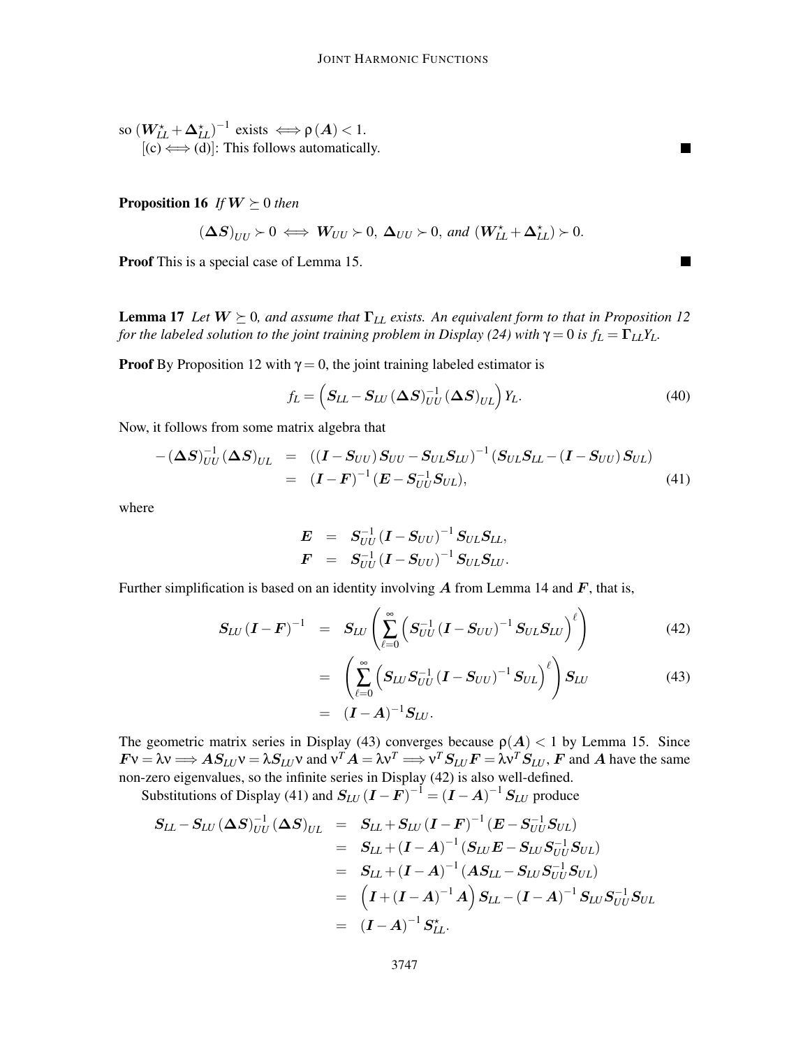so $(\boldsymbol{W}^{\star}_{LL}+\boldsymbol{\Delta}^{\star}_{LL})^{-1}$ exists $\iff \rho(\boldsymbol{A})<1$.

[(c) $\iff$ (d)]: This follows automatically. ∎

**Proposition 16** *If $\boldsymbol{W}\succeq 0$ then*

$$(\boldsymbol{\Delta S})_{UU}\succ 0 \iff \boldsymbol{W}_{UU}\succ 0,\ \boldsymbol{\Delta}_{UU}\succ 0,\ \text{and } (\boldsymbol{W}^{\star}_{LL}+\boldsymbol{\Delta}^{\star}_{LL})\succ 0.$$

**Proof** This is a special case of Lemma 15. ∎

**Lemma 17** *Let $\boldsymbol{W}\succeq 0$, and assume that $\boldsymbol{\Gamma}_{LL}$ exists. An equivalent form to that in Proposition 12 for the labeled solution to the joint training problem in Display (24) with $\gamma=0$ is $f_L=\boldsymbol{\Gamma}_{LL}Y_L$.*

**Proof** By Proposition 12 with $\gamma=0$, the joint training labeled estimator is

$$f_L=\left(\boldsymbol{S}_{LL}-\boldsymbol{S}_{LU}\left(\boldsymbol{\Delta S}\right)^{-1}_{UU}\left(\boldsymbol{\Delta S}\right)_{UL}\right)Y_L. \tag{40}$$

Now, it follows from some matrix algebra that

$$\begin{aligned}
-\left(\boldsymbol{\Delta S}\right)^{-1}_{UU}\left(\boldsymbol{\Delta S}\right)_{UL} &= \left(\left(\boldsymbol{I}-\boldsymbol{S}_{UU}\right)\boldsymbol{S}_{UU}-\boldsymbol{S}_{UL}\boldsymbol{S}_{LU}\right)^{-1}\left(\boldsymbol{S}_{UL}\boldsymbol{S}_{LL}-\left(\boldsymbol{I}-\boldsymbol{S}_{UU}\right)\boldsymbol{S}_{UL}\right)\\
&= \left(\boldsymbol{I}-\boldsymbol{F}\right)^{-1}\left(\boldsymbol{E}-\boldsymbol{S}^{-1}_{UU}\boldsymbol{S}_{UL}\right),
\end{aligned} \tag{41}$$

where

$$\begin{aligned}
\boldsymbol{E} &= \boldsymbol{S}^{-1}_{UU}\left(\boldsymbol{I}-\boldsymbol{S}_{UU}\right)^{-1}\boldsymbol{S}_{UL}\boldsymbol{S}_{LL},\\
\boldsymbol{F} &= \boldsymbol{S}^{-1}_{UU}\left(\boldsymbol{I}-\boldsymbol{S}_{UU}\right)^{-1}\boldsymbol{S}_{UL}\boldsymbol{S}_{LU}.
\end{aligned}$$

Further simplification is based on an identity involving $\boldsymbol{A}$ from Lemma 14 and $\boldsymbol{F}$, that is,

$$\boldsymbol{S}_{LU}\left(\boldsymbol{I}-\boldsymbol{F}\right)^{-1} = \boldsymbol{S}_{LU}\left(\sum_{\ell=0}^{\infty}\left(\boldsymbol{S}^{-1}_{UU}\left(\boldsymbol{I}-\boldsymbol{S}_{UU}\right)^{-1}\boldsymbol{S}_{UL}\boldsymbol{S}_{LU}\right)^{\ell}\right) \tag{42}$$

$$= \left(\sum_{\ell=0}^{\infty}\left(\boldsymbol{S}_{LU}\boldsymbol{S}^{-1}_{UU}\left(\boldsymbol{I}-\boldsymbol{S}_{UU}\right)^{-1}\boldsymbol{S}_{UL}\right)^{\ell}\right)\boldsymbol{S}_{LU} \tag{43}$$

$$= (\boldsymbol{I}-\boldsymbol{A})^{-1}\boldsymbol{S}_{LU}.$$

The geometric matrix series in Display (43) converges because $\rho(\boldsymbol{A})<1$ by Lemma 15. Since $\boldsymbol{F}\nu=\lambda\nu \Longrightarrow \boldsymbol{A}\boldsymbol{S}_{LU}\nu=\lambda\boldsymbol{S}_{LU}\nu$ and $\nu^T\boldsymbol{A}=\lambda\nu^T \Longrightarrow \nu^T\boldsymbol{S}_{LU}\boldsymbol{F}=\lambda\nu^T\boldsymbol{S}_{LU}$, $\boldsymbol{F}$ and $\boldsymbol{A}$ have the same non-zero eigenvalues, so the infinite series in Display (42) is also well-defined.

Substitutions of Display (41) and $\boldsymbol{S}_{LU}\left(\boldsymbol{I}-\boldsymbol{F}\right)^{-1}=\left(\boldsymbol{I}-\boldsymbol{A}\right)^{-1}\boldsymbol{S}_{LU}$ produce

$$\begin{aligned}
\boldsymbol{S}_{LL}-\boldsymbol{S}_{LU}\left(\boldsymbol{\Delta S}\right)^{-1}_{UU}\left(\boldsymbol{\Delta S}\right)_{UL} &= \boldsymbol{S}_{LL}+\boldsymbol{S}_{LU}\left(\boldsymbol{I}-\boldsymbol{F}\right)^{-1}\left(\boldsymbol{E}-\boldsymbol{S}^{-1}_{UU}\boldsymbol{S}_{UL}\right)\\
&= \boldsymbol{S}_{LL}+\left(\boldsymbol{I}-\boldsymbol{A}\right)^{-1}\left(\boldsymbol{S}_{LU}\boldsymbol{E}-\boldsymbol{S}_{LU}\boldsymbol{S}^{-1}_{UU}\boldsymbol{S}_{UL}\right)\\
&= \boldsymbol{S}_{LL}+\left(\boldsymbol{I}-\boldsymbol{A}\right)^{-1}\left(\boldsymbol{A}\boldsymbol{S}_{LL}-\boldsymbol{S}_{LU}\boldsymbol{S}^{-1}_{UU}\boldsymbol{S}_{UL}\right)\\
&= \left(\boldsymbol{I}+\left(\boldsymbol{I}-\boldsymbol{A}\right)^{-1}\boldsymbol{A}\right)\boldsymbol{S}_{LL}-\left(\boldsymbol{I}-\boldsymbol{A}\right)^{-1}\boldsymbol{S}_{LU}\boldsymbol{S}^{-1}_{UU}\boldsymbol{S}_{UL}\\
&= \left(\boldsymbol{I}-\boldsymbol{A}\right)^{-1}\boldsymbol{S}^{\star}_{LL}.
\end{aligned}$$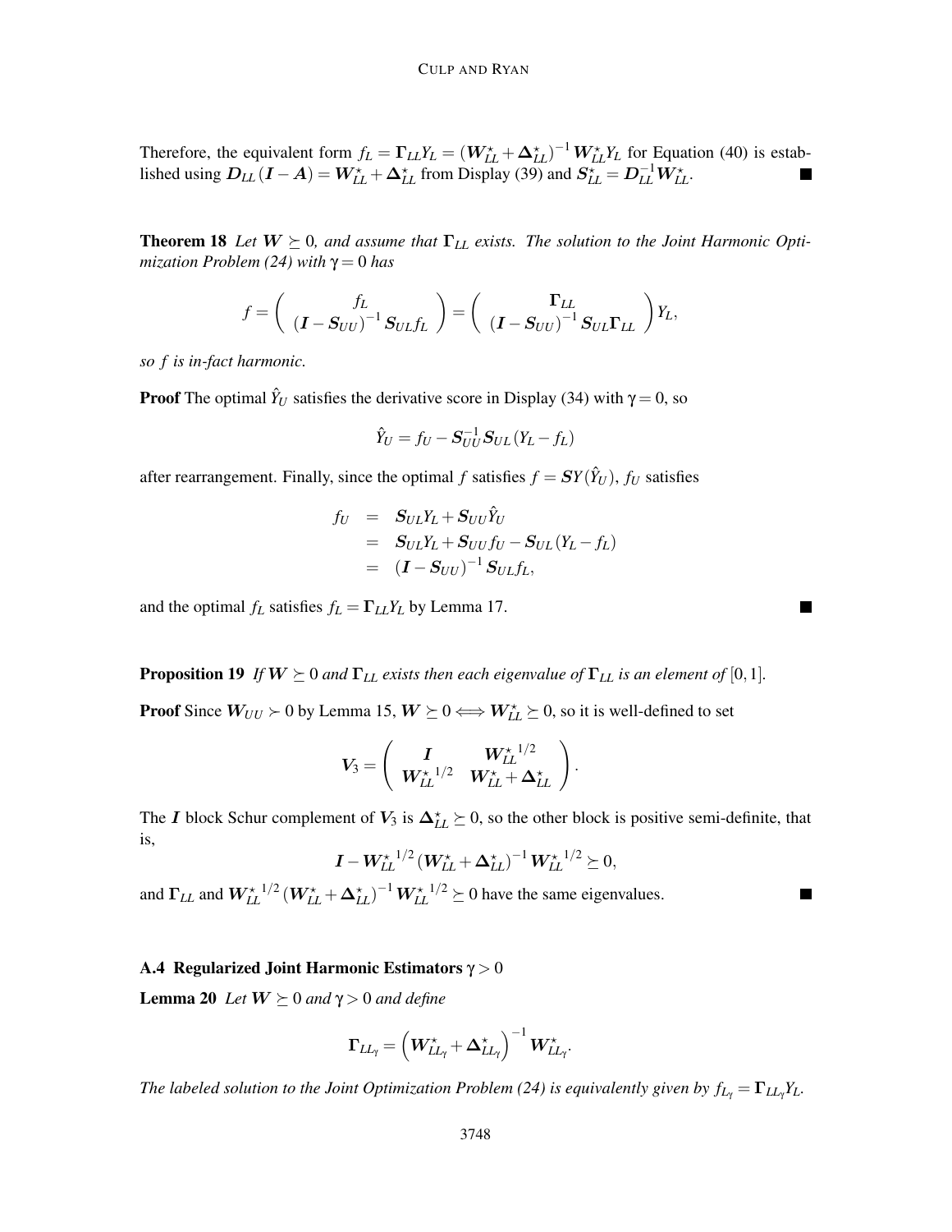Therefore, the equivalent form $f_L = \Gamma_{LL} Y_L = (\boldsymbol{W}^{\star}_{LL} + \boldsymbol{\Delta}^{\star}_{LL})^{-1} \boldsymbol{W}^{\star}_{LL} Y_L$ for Equation (40) is established using $\boldsymbol{D}_{LL}(\boldsymbol{I} - \boldsymbol{A}) = \boldsymbol{W}^{\star}_{LL} + \boldsymbol{\Delta}^{\star}_{LL}$ from Display (39) and $\boldsymbol{S}^{\star}_{LL} = \boldsymbol{D}^{-1}_{LL} \boldsymbol{W}^{\star}_{LL}$. ■

**Theorem 18** *Let $\boldsymbol{W} \succeq 0$, and assume that $\Gamma_{LL}$ exists. The solution to the Joint Harmonic Optimization Problem (24) with $\gamma = 0$ has*

$$f = \begin{pmatrix} f_L \\ (\boldsymbol{I} - \boldsymbol{S}_{UU})^{-1} \boldsymbol{S}_{UL} f_L \end{pmatrix} = \begin{pmatrix} \Gamma_{LL} \\ (\boldsymbol{I} - \boldsymbol{S}_{UU})^{-1} \boldsymbol{S}_{UL} \Gamma_{LL} \end{pmatrix} Y_L,$$

*so $f$ is in-fact harmonic.*

**Proof** The optimal $\hat{Y}_U$ satisfies the derivative score in Display (34) with $\gamma = 0$, so

$$\hat{Y}_U = f_U - \boldsymbol{S}^{-1}_{UU} \boldsymbol{S}_{UL}(Y_L - f_L)$$

after rearrangement. Finally, since the optimal $f$ satisfies $f = \boldsymbol{S} Y(\hat{Y}_U)$, $f_U$ satisfies

$$\begin{aligned} f_U &= \boldsymbol{S}_{UL} Y_L + \boldsymbol{S}_{UU} \hat{Y}_U \\ &= \boldsymbol{S}_{UL} Y_L + \boldsymbol{S}_{UU} f_U - \boldsymbol{S}_{UL}(Y_L - f_L) \\ &= (\boldsymbol{I} - \boldsymbol{S}_{UU})^{-1} \boldsymbol{S}_{UL} f_L, \end{aligned}$$

and the optimal $f_L$ satisfies $f_L = \Gamma_{LL} Y_L$ by Lemma 17. ■

**Proposition 19** *If $\boldsymbol{W} \succeq 0$ and $\Gamma_{LL}$ exists then each eigenvalue of $\Gamma_{LL}$ is an element of $[0,1]$.*

**Proof** Since $\boldsymbol{W}_{UU} \succ 0$ by Lemma 15, $\boldsymbol{W} \succeq 0 \iff \boldsymbol{W}^{\star}_{LL} \succeq 0$, so it is well-defined to set

$$\boldsymbol{V}_3 = \begin{pmatrix} \boldsymbol{I} & \boldsymbol{W}^{\star\,1/2}_{LL} \\ \boldsymbol{W}^{\star\,1/2}_{LL} & \boldsymbol{W}^{\star}_{LL} + \boldsymbol{\Delta}^{\star}_{LL} \end{pmatrix}.$$

The $\boldsymbol{I}$ block Schur complement of $\boldsymbol{V}_3$ is $\boldsymbol{\Delta}^{\star}_{LL} \succeq 0$, so the other block is positive semi-definite, that is,

$$\boldsymbol{I} - \boldsymbol{W}^{\star\,1/2}_{LL} (\boldsymbol{W}^{\star}_{LL} + \boldsymbol{\Delta}^{\star}_{LL})^{-1} \boldsymbol{W}^{\star\,1/2}_{LL} \succeq 0,$$

and $\Gamma_{LL}$ and $\boldsymbol{W}^{\star\,1/2}_{LL} (\boldsymbol{W}^{\star}_{LL} + \boldsymbol{\Delta}^{\star}_{LL})^{-1} \boldsymbol{W}^{\star\,1/2}_{LL} \succeq 0$ have the same eigenvalues. ■

### A.4 Regularized Joint Harmonic Estimators $\gamma > 0$

**Lemma 20** *Let $\boldsymbol{W} \succeq 0$ and $\gamma > 0$ and define*

$$\Gamma_{LL_\gamma} = \left( \boldsymbol{W}^{\star}_{LL_\gamma} + \boldsymbol{\Delta}^{\star}_{LL_\gamma} \right)^{-1} \boldsymbol{W}^{\star}_{LL_\gamma}.$$

*The labeled solution to the Joint Optimization Problem (24) is equivalently given by $f_{L_\gamma} = \Gamma_{LL_\gamma} Y_L$.*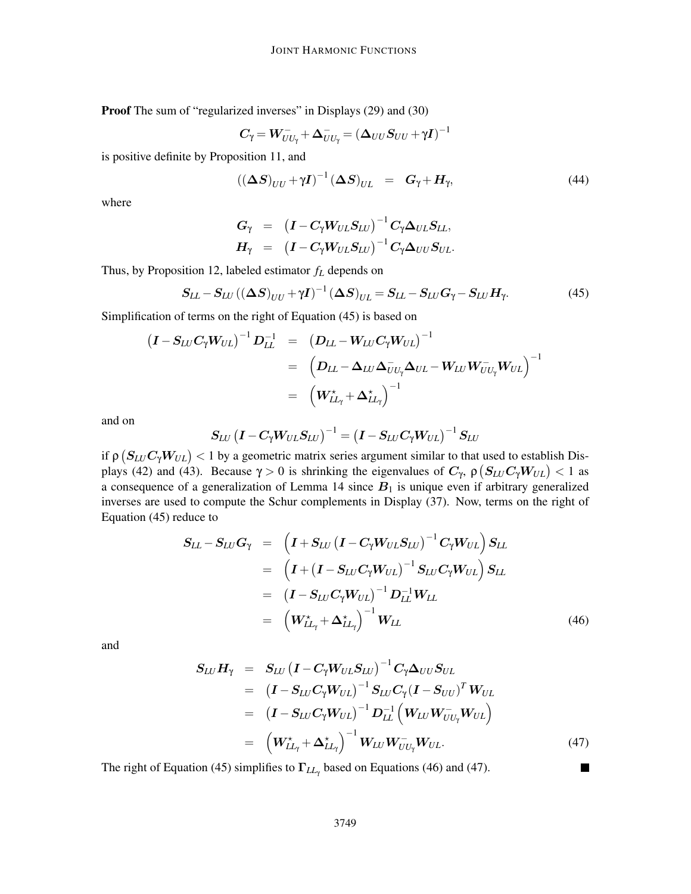**Proof** The sum of "regularized inverses" in Displays (29) and (30)

$$\boldsymbol{C}_\gamma = \boldsymbol{W}^-_{UU_\gamma} + \boldsymbol{\Delta}^-_{UU_\gamma} = (\boldsymbol{\Delta}_{UU}\boldsymbol{S}_{UU} + \gamma \boldsymbol{I})^{-1}$$

is positive definite by Proposition 11, and

$$((\boldsymbol{\Delta S})_{UU} + \gamma \boldsymbol{I})^{-1}(\boldsymbol{\Delta S})_{UL} \quad = \quad \boldsymbol{G}_\gamma + \boldsymbol{H}_\gamma, \tag{44}$$

where

$$\begin{aligned}
\boldsymbol{G}_\gamma &= \left(\boldsymbol{I} - \boldsymbol{C}_\gamma \boldsymbol{W}_{UL}\boldsymbol{S}_{LU}\right)^{-1}\boldsymbol{C}_\gamma \boldsymbol{\Delta}_{UL}\boldsymbol{S}_{LL}, \\
\boldsymbol{H}_\gamma &= \left(\boldsymbol{I} - \boldsymbol{C}_\gamma \boldsymbol{W}_{UL}\boldsymbol{S}_{LU}\right)^{-1}\boldsymbol{C}_\gamma \boldsymbol{\Delta}_{UU}\boldsymbol{S}_{UL}.
\end{aligned}$$

Thus, by Proposition 12, labeled estimator $f_L$ depends on

$$\boldsymbol{S}_{LL} - \boldsymbol{S}_{LU}\left((\boldsymbol{\Delta S})_{UU} + \gamma \boldsymbol{I}\right)^{-1}(\boldsymbol{\Delta S})_{UL} = \boldsymbol{S}_{LL} - \boldsymbol{S}_{LU}\boldsymbol{G}_\gamma - \boldsymbol{S}_{LU}\boldsymbol{H}_\gamma. \tag{45}$$

Simplification of terms on the right of Equation (45) is based on

$$\begin{aligned}
\left(\boldsymbol{I} - \boldsymbol{S}_{LU}\boldsymbol{C}_\gamma \boldsymbol{W}_{UL}\right)^{-1}\boldsymbol{D}_{LL}^{-1} &= \left(\boldsymbol{D}_{LL} - \boldsymbol{W}_{LU}\boldsymbol{C}_\gamma \boldsymbol{W}_{UL}\right)^{-1} \\
&= \left(\boldsymbol{D}_{LL} - \boldsymbol{\Delta}_{LU}\boldsymbol{\Delta}^-_{UU_\gamma}\boldsymbol{\Delta}_{UL} - \boldsymbol{W}_{LU}\boldsymbol{W}^-_{UU_\gamma}\boldsymbol{W}_{UL}\right)^{-1} \\
&= \left(\boldsymbol{W}^\star_{LL_\gamma} + \boldsymbol{\Delta}^\star_{LL_\gamma}\right)^{-1}
\end{aligned}$$

and on

$$\boldsymbol{S}_{LU}\left(\boldsymbol{I} - \boldsymbol{C}_\gamma \boldsymbol{W}_{UL}\boldsymbol{S}_{LU}\right)^{-1} = \left(\boldsymbol{I} - \boldsymbol{S}_{LU}\boldsymbol{C}_\gamma \boldsymbol{W}_{UL}\right)^{-1}\boldsymbol{S}_{LU}$$

if $\rho\left(\boldsymbol{S}_{LU}\boldsymbol{C}_\gamma \boldsymbol{W}_{UL}\right) < 1$ by a geometric matrix series argument similar to that used to establish Displays (42) and (43). Because $\gamma > 0$ is shrinking the eigenvalues of $\boldsymbol{C}_\gamma$, $\rho\left(\boldsymbol{S}_{LU}\boldsymbol{C}_\gamma \boldsymbol{W}_{UL}\right) < 1$ as a consequence of a generalization of Lemma 14 since $\boldsymbol{B}_1$ is unique even if arbitrary generalized inverses are used to compute the Schur complements in Display (37). Now, terms on the right of Equation (45) reduce to

$$\begin{aligned}
\boldsymbol{S}_{LL} - \boldsymbol{S}_{LU}\boldsymbol{G}_\gamma &= \left(\boldsymbol{I} + \boldsymbol{S}_{LU}\left(\boldsymbol{I} - \boldsymbol{C}_\gamma \boldsymbol{W}_{UL}\boldsymbol{S}_{LU}\right)^{-1}\boldsymbol{C}_\gamma \boldsymbol{W}_{UL}\right)\boldsymbol{S}_{LL} \\
&= \left(\boldsymbol{I} + \left(\boldsymbol{I} - \boldsymbol{S}_{LU}\boldsymbol{C}_\gamma \boldsymbol{W}_{UL}\right)^{-1}\boldsymbol{S}_{LU}\boldsymbol{C}_\gamma \boldsymbol{W}_{UL}\right)\boldsymbol{S}_{LL} \\
&= \left(\boldsymbol{I} - \boldsymbol{S}_{LU}\boldsymbol{C}_\gamma \boldsymbol{W}_{UL}\right)^{-1}\boldsymbol{D}_{LL}^{-1}\boldsymbol{W}_{LL} \\
&= \left(\boldsymbol{W}^\star_{LL_\gamma} + \boldsymbol{\Delta}^\star_{LL_\gamma}\right)^{-1}\boldsymbol{W}_{LL}
\end{aligned} \tag{46}$$

and

$$\begin{aligned}
\boldsymbol{S}_{LU}\boldsymbol{H}_\gamma &= \boldsymbol{S}_{LU}\left(\boldsymbol{I} - \boldsymbol{C}_\gamma \boldsymbol{W}_{UL}\boldsymbol{S}_{LU}\right)^{-1}\boldsymbol{C}_\gamma \boldsymbol{\Delta}_{UU}\boldsymbol{S}_{UL} \\
&= \left(\boldsymbol{I} - \boldsymbol{S}_{LU}\boldsymbol{C}_\gamma \boldsymbol{W}_{UL}\right)^{-1}\boldsymbol{S}_{LU}\boldsymbol{C}_\gamma(\boldsymbol{I} - \boldsymbol{S}_{UU})^T\boldsymbol{W}_{UL} \\
&= \left(\boldsymbol{I} - \boldsymbol{S}_{LU}\boldsymbol{C}_\gamma \boldsymbol{W}_{UL}\right)^{-1}\boldsymbol{D}_{LL}^{-1}\left(\boldsymbol{W}_{LU}\boldsymbol{W}^-_{UU_\gamma}\boldsymbol{W}_{UL}\right) \\
&= \left(\boldsymbol{W}^\star_{LL_\gamma} + \boldsymbol{\Delta}^\star_{LL_\gamma}\right)^{-1}\boldsymbol{W}_{LU}\boldsymbol{W}^-_{UU_\gamma}\boldsymbol{W}_{UL}.
\end{aligned} \tag{47}$$

The right of Equation (45) simplifies to $\boldsymbol{\Gamma}_{LL_\gamma}$ based on Equations (46) and (47). ∎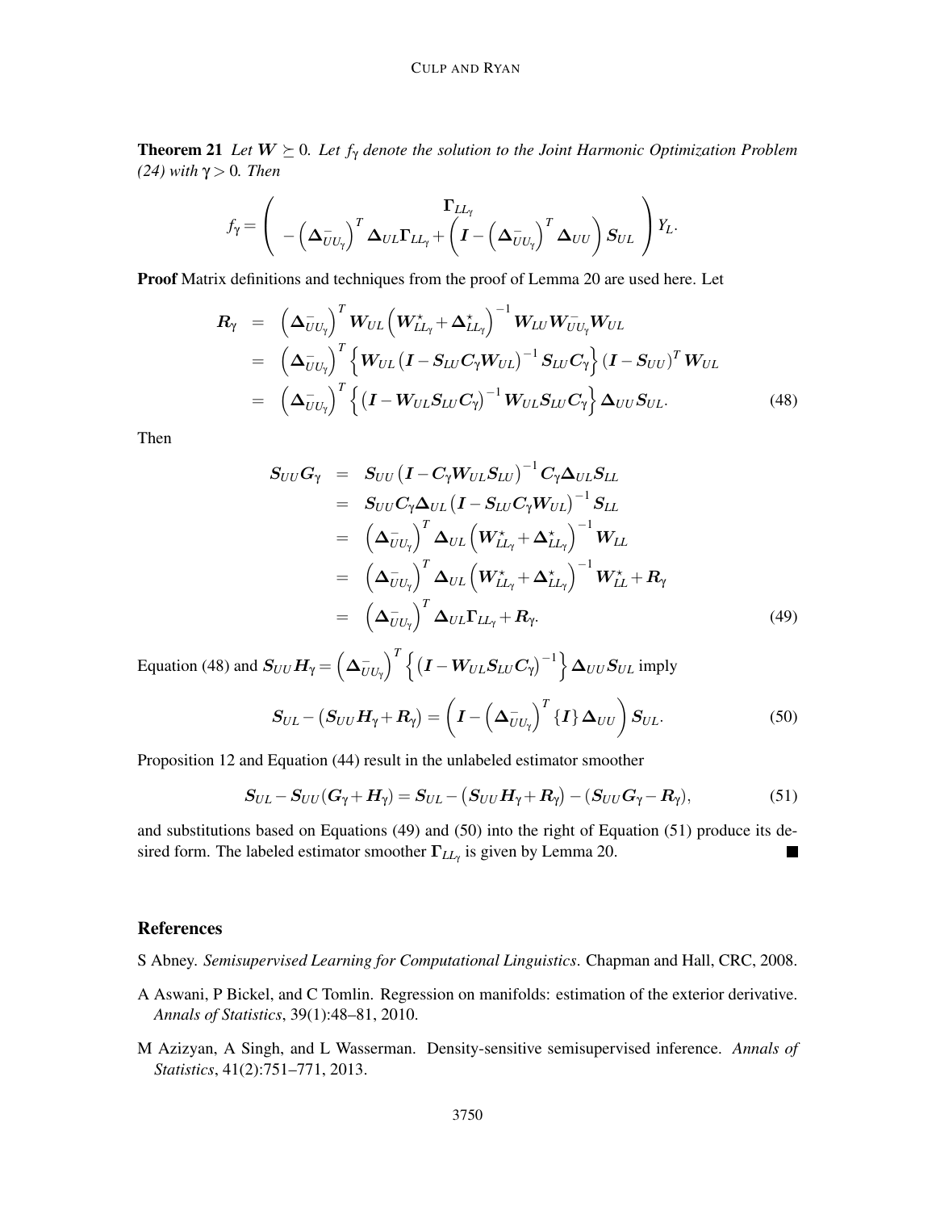**Theorem 21** *Let $\boldsymbol{W} \succeq 0$. Let $f_\gamma$ denote the solution to the Joint Harmonic Optimization Problem (24) with $\gamma > 0$. Then*

$$f_\gamma = \begin{pmatrix} \boldsymbol{\Gamma}_{LL_\gamma} \\ -\left(\boldsymbol{\Delta}^{-}_{UU_\gamma}\right)^T \boldsymbol{\Delta}_{UL}\boldsymbol{\Gamma}_{LL_\gamma} + \left(\boldsymbol{I} - \left(\boldsymbol{\Delta}^{-}_{UU_\gamma}\right)^T \boldsymbol{\Delta}_{UU}\right)\boldsymbol{S}_{UL} \end{pmatrix} Y_L.$$

**Proof** Matrix definitions and techniques from the proof of Lemma 20 are used here. Let

$$\begin{aligned}
\boldsymbol{R}_\gamma &= \left(\boldsymbol{\Delta}^{-}_{UU_\gamma}\right)^T \boldsymbol{W}_{UL}\left(\boldsymbol{W}^{\star}_{LL_\gamma} + \boldsymbol{\Delta}^{\star}_{LL_\gamma}\right)^{-1} \boldsymbol{W}_{LU}\boldsymbol{W}^{-}_{UU_\gamma}\boldsymbol{W}_{UL} \\
&= \left(\boldsymbol{\Delta}^{-}_{UU_\gamma}\right)^T \left\{\boldsymbol{W}_{UL}\left(\boldsymbol{I} - \boldsymbol{S}_{LU}\boldsymbol{C}_\gamma\boldsymbol{W}_{UL}\right)^{-1}\boldsymbol{S}_{LU}\boldsymbol{C}_\gamma\right\}\left(\boldsymbol{I} - \boldsymbol{S}_{UU}\right)^T\boldsymbol{W}_{UL} \\
&= \left(\boldsymbol{\Delta}^{-}_{UU_\gamma}\right)^T \left\{\left(\boldsymbol{I} - \boldsymbol{W}_{UL}\boldsymbol{S}_{LU}\boldsymbol{C}_\gamma\right)^{-1}\boldsymbol{W}_{UL}\boldsymbol{S}_{LU}\boldsymbol{C}_\gamma\right\}\boldsymbol{\Delta}_{UU}\boldsymbol{S}_{UL}. \qquad (48)
\end{aligned}$$

Then

$$\begin{aligned}
\boldsymbol{S}_{UU}\boldsymbol{G}_\gamma &= \boldsymbol{S}_{UU}\left(\boldsymbol{I} - \boldsymbol{C}_\gamma\boldsymbol{W}_{UL}\boldsymbol{S}_{LU}\right)^{-1}\boldsymbol{C}_\gamma\boldsymbol{\Delta}_{UL}\boldsymbol{S}_{LL} \\
&= \boldsymbol{S}_{UU}\boldsymbol{C}_\gamma\boldsymbol{\Delta}_{UL}\left(\boldsymbol{I} - \boldsymbol{S}_{LU}\boldsymbol{C}_\gamma\boldsymbol{W}_{UL}\right)^{-1}\boldsymbol{S}_{LL} \\
&= \left(\boldsymbol{\Delta}^{-}_{UU_\gamma}\right)^T \boldsymbol{\Delta}_{UL}\left(\boldsymbol{W}^{\star}_{LL_\gamma} + \boldsymbol{\Delta}^{\star}_{LL_\gamma}\right)^{-1}\boldsymbol{W}_{LL} \\
&= \left(\boldsymbol{\Delta}^{-}_{UU_\gamma}\right)^T \boldsymbol{\Delta}_{UL}\left(\boldsymbol{W}^{\star}_{LL_\gamma} + \boldsymbol{\Delta}^{\star}_{LL_\gamma}\right)^{-1}\boldsymbol{W}^{\star}_{LL} + \boldsymbol{R}_\gamma \\
&= \left(\boldsymbol{\Delta}^{-}_{UU_\gamma}\right)^T \boldsymbol{\Delta}_{UL}\boldsymbol{\Gamma}_{LL_\gamma} + \boldsymbol{R}_\gamma. \qquad (49)
\end{aligned}$$

Equation (48) and $\boldsymbol{S}_{UU}\boldsymbol{H}_\gamma = \left(\boldsymbol{\Delta}^{-}_{UU_\gamma}\right)^T \left\{\left(\boldsymbol{I} - \boldsymbol{W}_{UL}\boldsymbol{S}_{LU}\boldsymbol{C}_\gamma\right)^{-1}\right\}\boldsymbol{\Delta}_{UU}\boldsymbol{S}_{UL}$ imply

$$\boldsymbol{S}_{UL} - \left(\boldsymbol{S}_{UU}\boldsymbol{H}_\gamma + \boldsymbol{R}_\gamma\right) = \left(\boldsymbol{I} - \left(\boldsymbol{\Delta}^{-}_{UU_\gamma}\right)^T \{\boldsymbol{I}\}\boldsymbol{\Delta}_{UU}\right)\boldsymbol{S}_{UL}. \qquad (50)$$

Proposition 12 and Equation (44) result in the unlabeled estimator smoother

$$\boldsymbol{S}_{UL} - \boldsymbol{S}_{UU}(\boldsymbol{G}_\gamma + \boldsymbol{H}_\gamma) = \boldsymbol{S}_{UL} - \left(\boldsymbol{S}_{UU}\boldsymbol{H}_\gamma + \boldsymbol{R}_\gamma\right) - (\boldsymbol{S}_{UU}\boldsymbol{G}_\gamma - \boldsymbol{R}_\gamma), \qquad (51)$$

and substitutions based on Equations (49) and (50) into the right of Equation (51) produce its desired form. The labeled estimator smoother $\boldsymbol{\Gamma}_{LL_\gamma}$ is given by Lemma 20. ■

## References

S Abney. *Semisupervised Learning for Computational Linguistics*. Chapman and Hall, CRC, 2008.

A Aswani, P Bickel, and C Tomlin. Regression on manifolds: estimation of the exterior derivative. *Annals of Statistics*, 39(1):48–81, 2010.

M Azizyan, A Singh, and L Wasserman. Density-sensitive semisupervised inference. *Annals of Statistics*, 41(2):751–771, 2013.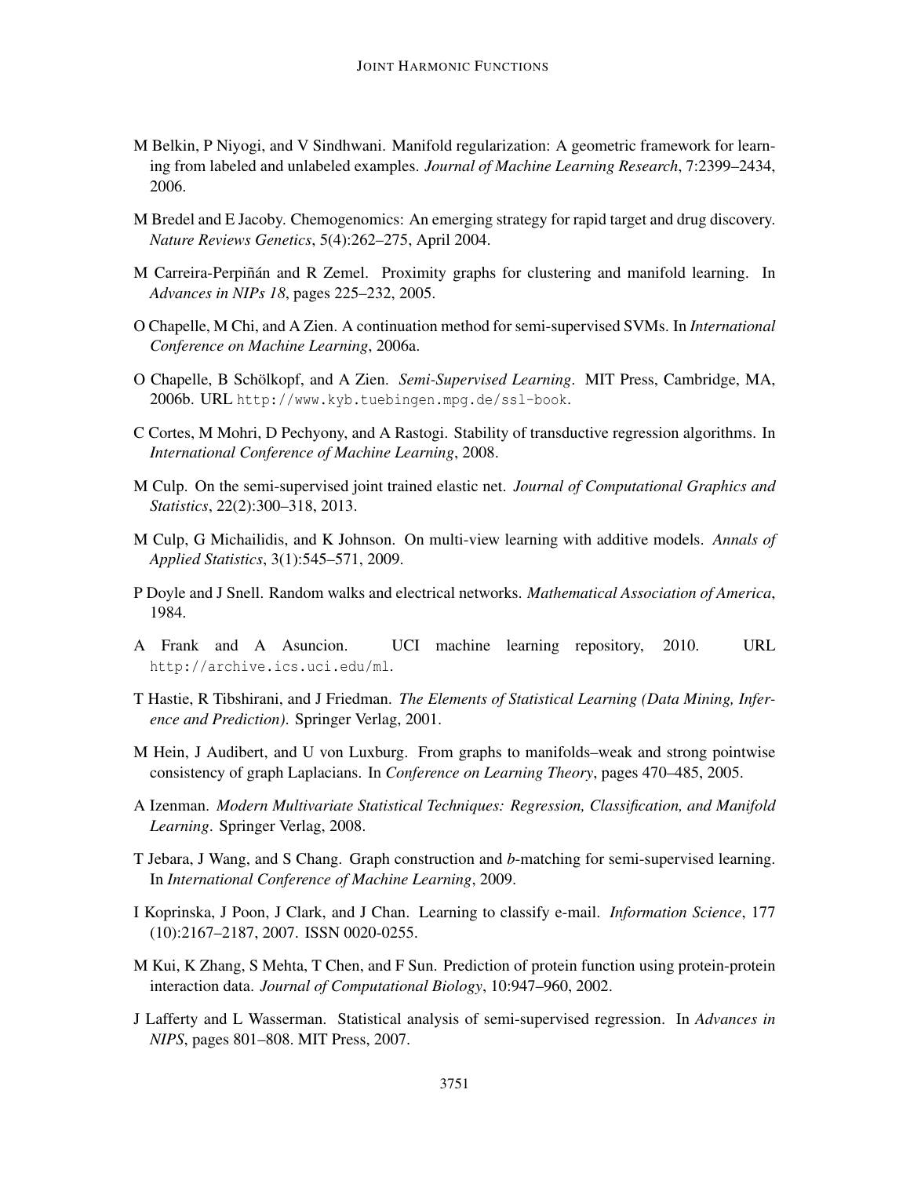M Belkin, P Niyogi, and V Sindhwani. Manifold regularization: A geometric framework for learning from labeled and unlabeled examples. *Journal of Machine Learning Research*, 7:2399–2434, 2006.

M Bredel and E Jacoby. Chemogenomics: An emerging strategy for rapid target and drug discovery. *Nature Reviews Genetics*, 5(4):262–275, April 2004.

M Carreira-Perpiñán and R Zemel. Proximity graphs for clustering and manifold learning. In *Advances in NIPs 18*, pages 225–232, 2005.

O Chapelle, M Chi, and A Zien. A continuation method for semi-supervised SVMs. In *International Conference on Machine Learning*, 2006a.

O Chapelle, B Schölkopf, and A Zien. *Semi-Supervised Learning*. MIT Press, Cambridge, MA, 2006b. URL http://www.kyb.tuebingen.mpg.de/ssl-book.

C Cortes, M Mohri, D Pechyony, and A Rastogi. Stability of transductive regression algorithms. In *International Conference of Machine Learning*, 2008.

M Culp. On the semi-supervised joint trained elastic net. *Journal of Computational Graphics and Statistics*, 22(2):300–318, 2013.

M Culp, G Michailidis, and K Johnson. On multi-view learning with additive models. *Annals of Applied Statistics*, 3(1):545–571, 2009.

P Doyle and J Snell. Random walks and electrical networks. *Mathematical Association of America*, 1984.

A Frank and A Asuncion. UCI machine learning repository, 2010. URL http://archive.ics.uci.edu/ml.

T Hastie, R Tibshirani, and J Friedman. *The Elements of Statistical Learning (Data Mining, Inference and Prediction)*. Springer Verlag, 2001.

M Hein, J Audibert, and U von Luxburg. From graphs to manifolds–weak and strong pointwise consistency of graph Laplacians. In *Conference on Learning Theory*, pages 470–485, 2005.

A Izenman. *Modern Multivariate Statistical Techniques: Regression, Classification, and Manifold Learning*. Springer Verlag, 2008.

T Jebara, J Wang, and S Chang. Graph construction and *b*-matching for semi-supervised learning. In *International Conference of Machine Learning*, 2009.

I Koprinska, J Poon, J Clark, and J Chan. Learning to classify e-mail. *Information Science*, 177 (10):2167–2187, 2007. ISSN 0020-0255.

M Kui, K Zhang, S Mehta, T Chen, and F Sun. Prediction of protein function using protein-protein interaction data. *Journal of Computational Biology*, 10:947–960, 2002.

J Lafferty and L Wasserman. Statistical analysis of semi-supervised regression. In *Advances in NIPS*, pages 801–808. MIT Press, 2007.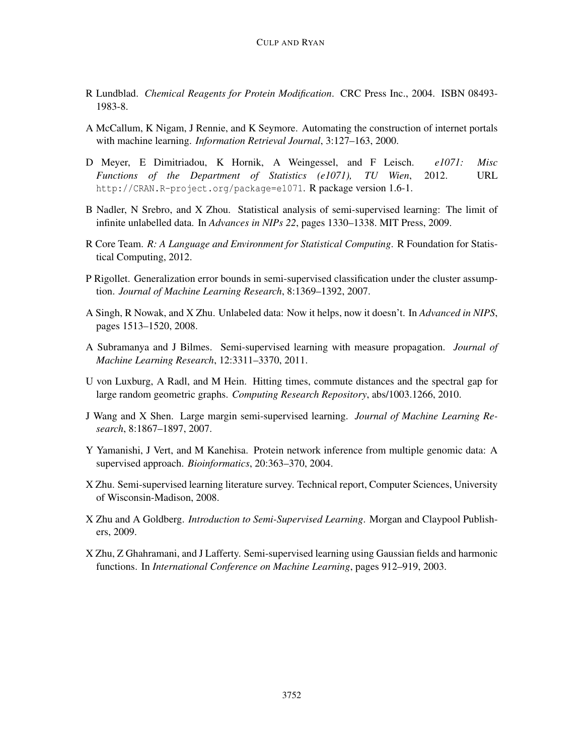R Lundblad. *Chemical Reagents for Protein Modification*. CRC Press Inc., 2004. ISBN 08493-1983-8.

A McCallum, K Nigam, J Rennie, and K Seymore. Automating the construction of internet portals with machine learning. *Information Retrieval Journal*, 3:127–163, 2000.

D Meyer, E Dimitriadou, K Hornik, A Weingessel, and F Leisch. *e1071: Misc Functions of the Department of Statistics (e1071), TU Wien*, 2012. URL http://CRAN.R-project.org/package=e1071. R package version 1.6-1.

B Nadler, N Srebro, and X Zhou. Statistical analysis of semi-supervised learning: The limit of infinite unlabelled data. In *Advances in NIPs 22*, pages 1330–1338. MIT Press, 2009.

R Core Team. *R: A Language and Environment for Statistical Computing*. R Foundation for Statistical Computing, 2012.

P Rigollet. Generalization error bounds in semi-supervised classification under the cluster assumption. *Journal of Machine Learning Research*, 8:1369–1392, 2007.

A Singh, R Nowak, and X Zhu. Unlabeled data: Now it helps, now it doesn't. In *Advanced in NIPS*, pages 1513–1520, 2008.

A Subramanya and J Bilmes. Semi-supervised learning with measure propagation. *Journal of Machine Learning Research*, 12:3311–3370, 2011.

U von Luxburg, A Radl, and M Hein. Hitting times, commute distances and the spectral gap for large random geometric graphs. *Computing Research Repository*, abs/1003.1266, 2010.

J Wang and X Shen. Large margin semi-supervised learning. *Journal of Machine Learning Research*, 8:1867–1897, 2007.

Y Yamanishi, J Vert, and M Kanehisa. Protein network inference from multiple genomic data: A supervised approach. *Bioinformatics*, 20:363–370, 2004.

X Zhu. Semi-supervised learning literature survey. Technical report, Computer Sciences, University of Wisconsin-Madison, 2008.

X Zhu and A Goldberg. *Introduction to Semi-Supervised Learning*. Morgan and Claypool Publishers, 2009.

X Zhu, Z Ghahramani, and J Lafferty. Semi-supervised learning using Gaussian fields and harmonic functions. In *International Conference on Machine Learning*, pages 912–919, 2003.